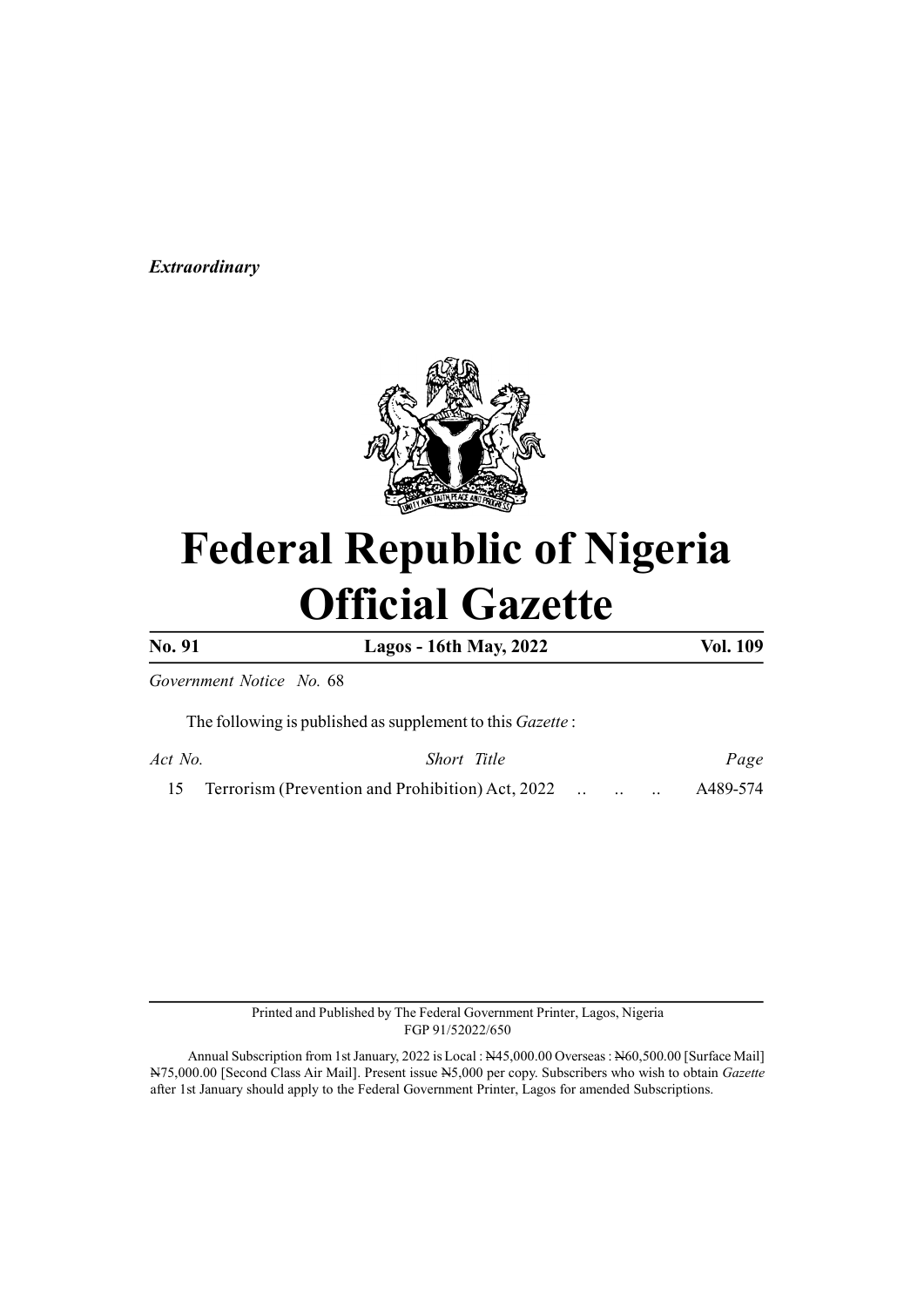*Extraordinary*

# Federal Republic of Nigeria
# Official Gazette

| No. 91 | Lagos - 16th May, 2022 | Vol. 109 |
|---|---|---|

*Government Notice No.* 68

The following is published as supplement to this *Gazette* :

| *Act No.* | *Short Title* | *Page* |
|---|---|---|
| 15 | Terrorism (Prevention and Prohibition) Act, 2022 .. .. .. | A489-574 |

Printed and Published by The Federal Government Printer, Lagos, Nigeria
FGP 91/52022/650

Annual Subscription from 1st January, 2022 is Local : ₦45,000.00 Overseas : ₦60,500.00 [Surface Mail] ₦75,000.00 [Second Class Air Mail]. Present issue ₦5,000 per copy. Subscribers who wish to obtain *Gazette* after 1st January should apply to the Federal Government Printer, Lagos for amended Subscriptions.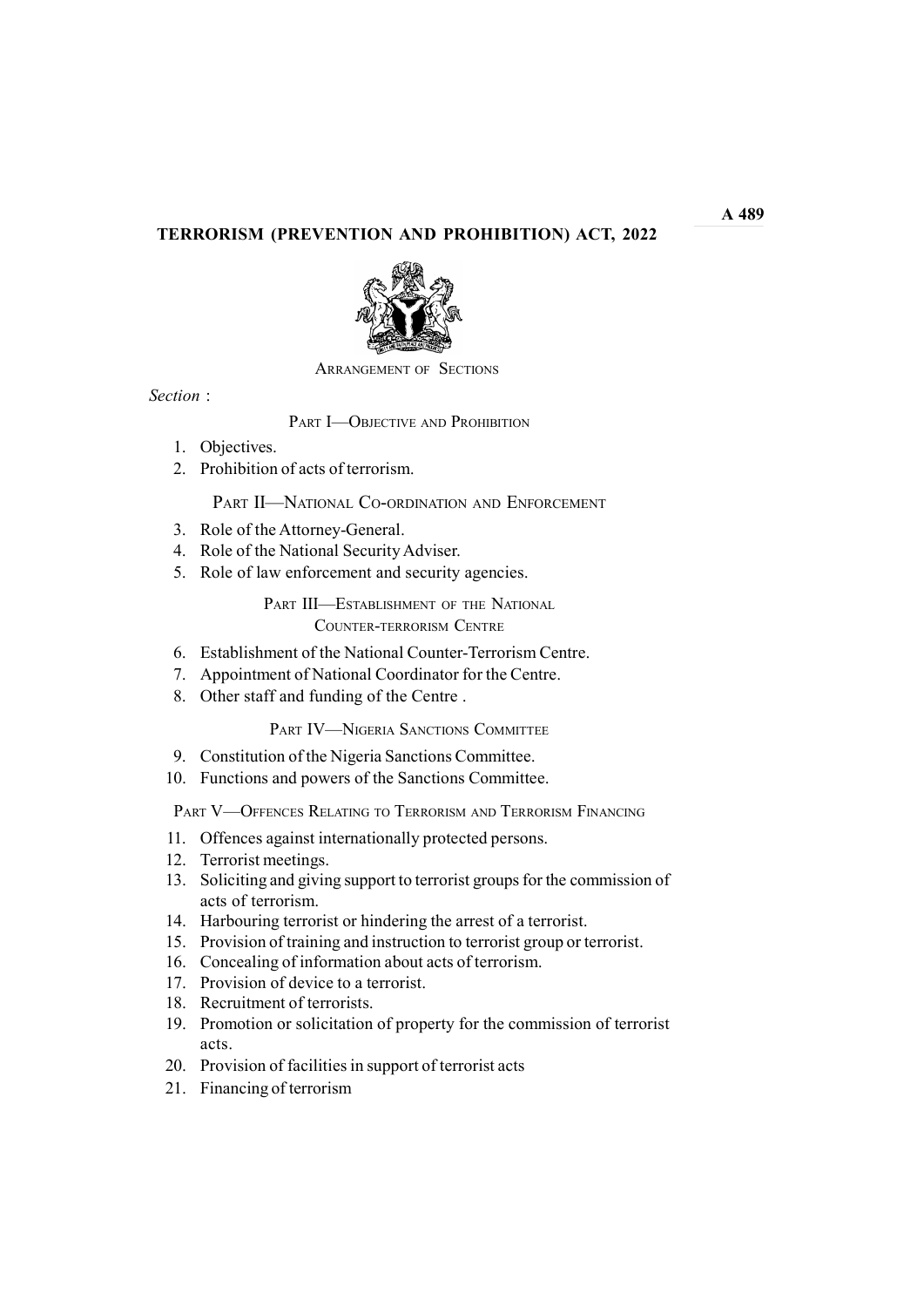# TERRORISM (PREVENTION AND PROHIBITION) ACT, 2022

ARRANGEMENT OF SECTIONS

*Section* :

## PART I—OBJECTIVE AND PROHIBITION

1. Objectives.
2. Prohibition of acts of terrorism.

## PART II—NATIONAL CO-ORDINATION AND ENFORCEMENT

3. Role of the Attorney-General.
4. Role of the National Security Adviser.
5. Role of law enforcement and security agencies.

## PART III—ESTABLISHMENT OF THE NATIONAL COUNTER-TERRORISM CENTRE

6. Establishment of the National Counter-Terrorism Centre.
7. Appointment of National Coordinator for the Centre.
8. Other staff and funding of the Centre .

## PART IV—NIGERIA SANCTIONS COMMITTEE

9. Constitution of the Nigeria Sanctions Committee.
10. Functions and powers of the Sanctions Committee.

## PART V—OFFENCES RELATING TO TERRORISM AND TERRORISM FINANCING

11. Offences against internationally protected persons.
12. Terrorist meetings.
13. Soliciting and giving support to terrorist groups for the commission of acts of terrorism.
14. Harbouring terrorist or hindering the arrest of a terrorist.
15. Provision of training and instruction to terrorist group or terrorist.
16. Concealing of information about acts of terrorism.
17. Provision of device to a terrorist.
18. Recruitment of terrorists.
19. Promotion or solicitation of property for the commission of terrorist acts.
20. Provision of facilities in support of terrorist acts
21. Financing of terrorism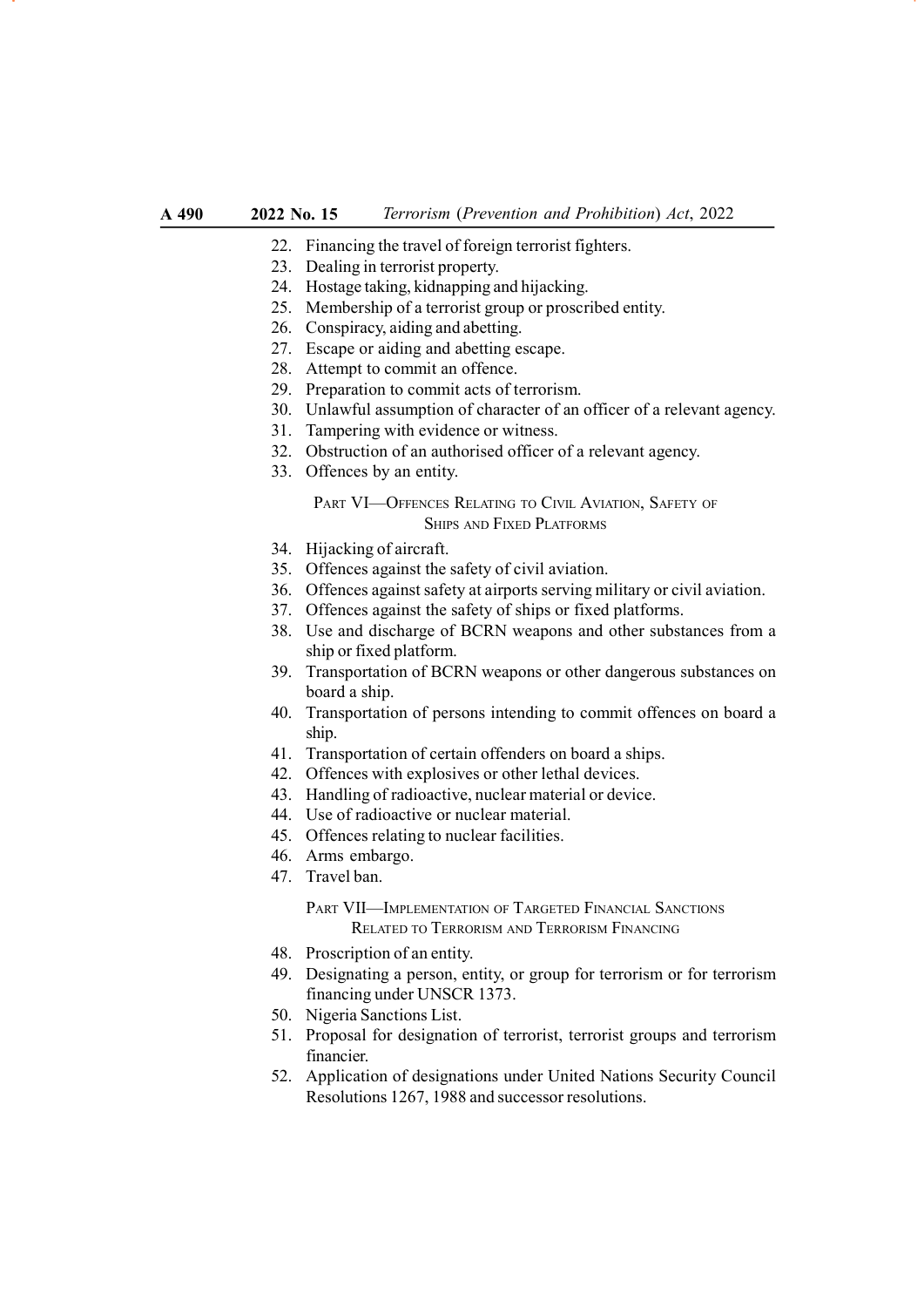22. Financing the travel of foreign terrorist fighters.
23. Dealing in terrorist property.
24. Hostage taking, kidnapping and hijacking.
25. Membership of a terrorist group or proscribed entity.
26. Conspiracy, aiding and abetting.
27. Escape or aiding and abetting escape.
28. Attempt to commit an offence.
29. Preparation to commit acts of terrorism.
30. Unlawful assumption of character of an officer of a relevant agency.
31. Tampering with evidence or witness.
32. Obstruction of an authorised officer of a relevant agency.
33. Offences by an entity.

### Part VI—Offences Relating to Civil Aviation, Safety of Ships and Fixed Platforms

34. Hijacking of aircraft.
35. Offences against the safety of civil aviation.
36. Offences against safety at airports serving military or civil aviation.
37. Offences against the safety of ships or fixed platforms.
38. Use and discharge of BCRN weapons and other substances from a ship or fixed platform.
39. Transportation of BCRN weapons or other dangerous substances on board a ship.
40. Transportation of persons intending to commit offences on board a ship.
41. Transportation of certain offenders on board a ships.
42. Offences with explosives or other lethal devices.
43. Handling of radioactive, nuclear material or device.
44. Use of radioactive or nuclear material.
45. Offences relating to nuclear facilities.
46. Arms embargo.
47. Travel ban.

### Part VII—Implementation of Targeted Financial Sanctions Related to Terrorism and Terrorism Financing

48. Proscription of an entity.
49. Designating a person, entity, or group for terrorism or for terrorism financing under UNSCR 1373.
50. Nigeria Sanctions List.
51. Proposal for designation of terrorist, terrorist groups and terrorism financier.
52. Application of designations under United Nations Security Council Resolutions 1267, 1988 and successor resolutions.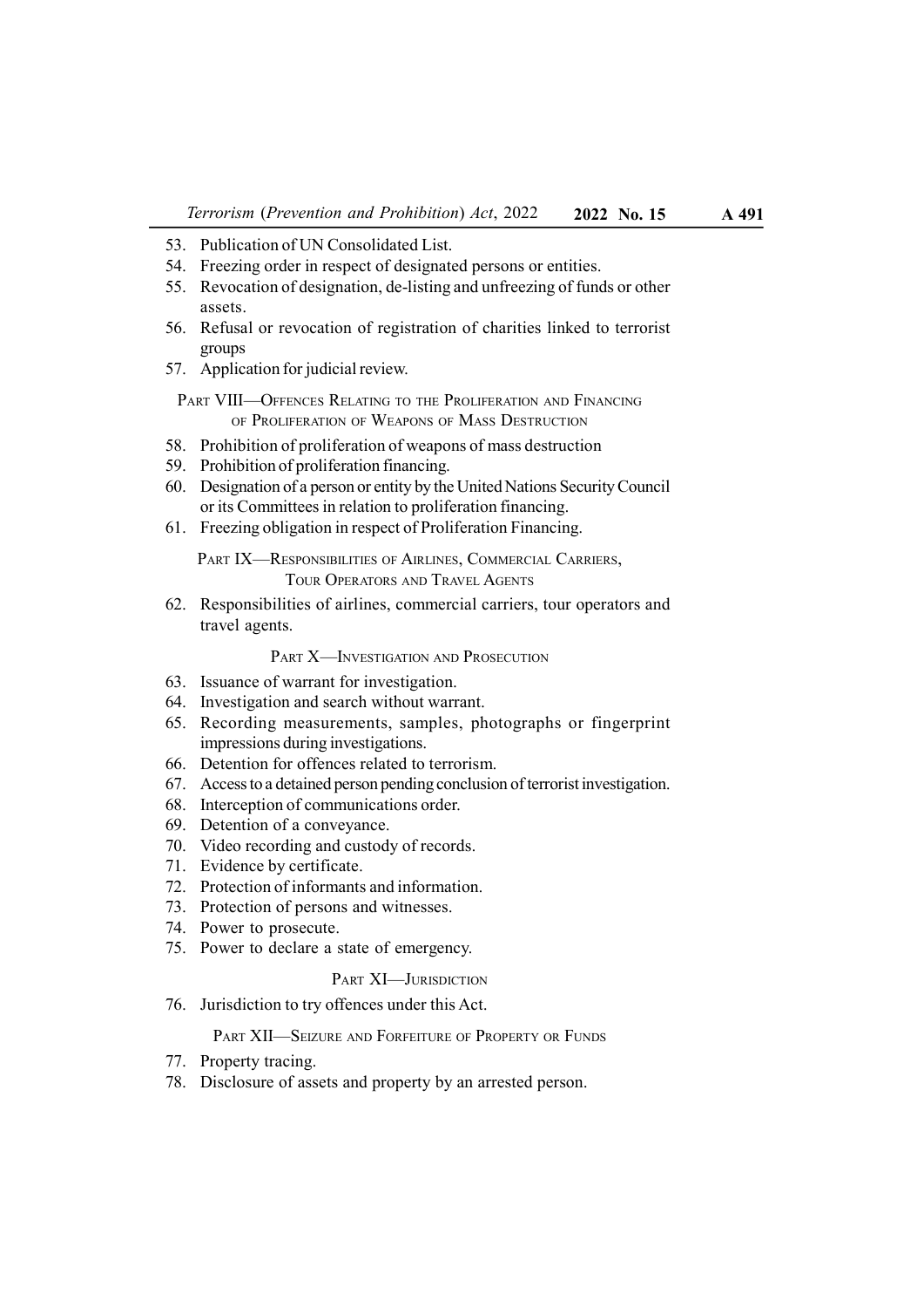53. Publication of UN Consolidated List.
54. Freezing order in respect of designated persons or entities.
55. Revocation of designation, de-listing and unfreezing of funds or other assets.
56. Refusal or revocation of registration of charities linked to terrorist groups
57. Application for judicial review.

PART VIII—OFFENCES RELATING TO THE PROLIFERATION AND FINANCING OF PROLIFERATION OF WEAPONS OF MASS DESTRUCTION

58. Prohibition of proliferation of weapons of mass destruction
59. Prohibition of proliferation financing.
60. Designation of a person or entity by the United Nations Security Council or its Committees in relation to proliferation financing.
61. Freezing obligation in respect of Proliferation Financing.

PART IX—RESPONSIBILITIES OF AIRLINES, COMMERCIAL CARRIERS, TOUR OPERATORS AND TRAVEL AGENTS

62. Responsibilities of airlines, commercial carriers, tour operators and travel agents.

PART X—INVESTIGATION AND PROSECUTION

63. Issuance of warrant for investigation.
64. Investigation and search without warrant.
65. Recording measurements, samples, photographs or fingerprint impressions during investigations.
66. Detention for offences related to terrorism.
67. Access to a detained person pending conclusion of terrorist investigation.
68. Interception of communications order.
69. Detention of a conveyance.
70. Video recording and custody of records.
71. Evidence by certificate.
72. Protection of informants and information.
73. Protection of persons and witnesses.
74. Power to prosecute.
75. Power to declare a state of emergency.

PART XI—JURISDICTION

76. Jurisdiction to try offences under this Act.

PART XII—SEIZURE AND FORFEITURE OF PROPERTY OR FUNDS

77. Property tracing.
78. Disclosure of assets and property by an arrested person.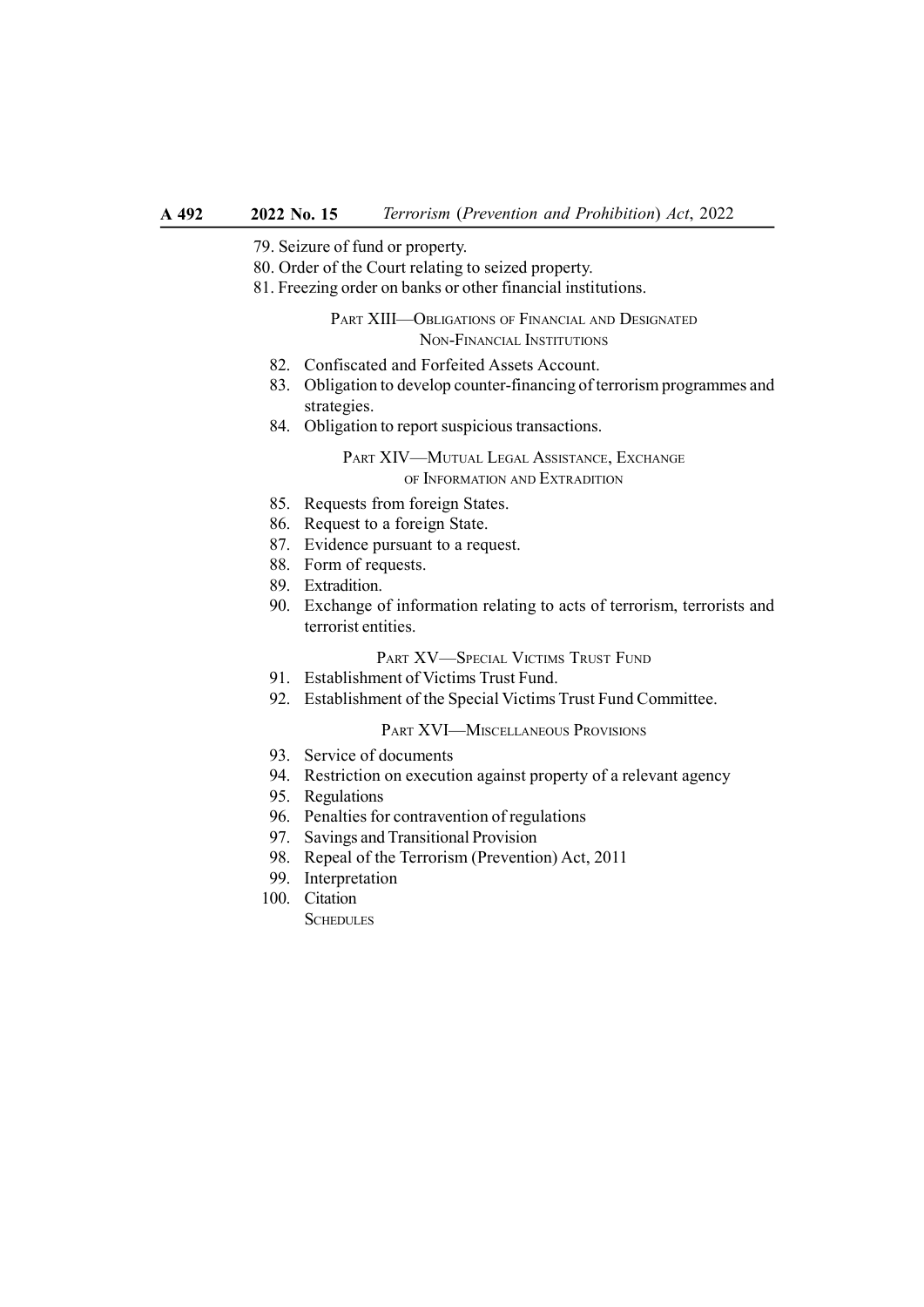79. Seizure of fund or property.
80. Order of the Court relating to seized property.
81. Freezing order on banks or other financial institutions.

PART XIII—OBLIGATIONS OF FINANCIAL AND DESIGNATED NON-FINANCIAL INSTITUTIONS

82. Confiscated and Forfeited Assets Account.
83. Obligation to develop counter-financing of terrorism programmes and strategies.
84. Obligation to report suspicious transactions.

PART XIV—MUTUAL LEGAL ASSISTANCE, EXCHANGE OF INFORMATION AND EXTRADITION

85. Requests from foreign States.
86. Request to a foreign State.
87. Evidence pursuant to a request.
88. Form of requests.
89. Extradition.
90. Exchange of information relating to acts of terrorism, terrorists and terrorist entities.

PART XV—SPECIAL VICTIMS TRUST FUND

91. Establishment of Victims Trust Fund.
92. Establishment of the Special Victims Trust Fund Committee.

PART XVI—MISCELLANEOUS PROVISIONS

93. Service of documents
94. Restriction on execution against property of a relevant agency
95. Regulations
96. Penalties for contravention of regulations
97. Savings and Transitional Provision
98. Repeal of the Terrorism (Prevention) Act, 2011
99. Interpretation
100. Citation

SCHEDULES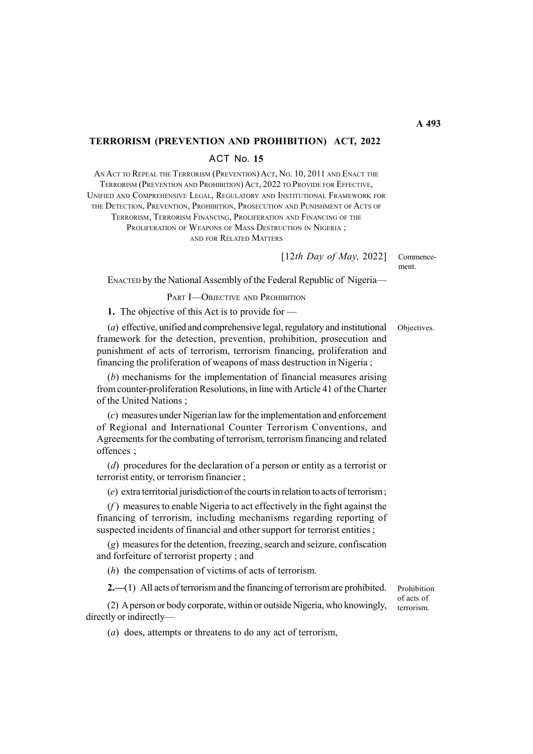# TERRORISM (PREVENTION AND PROHIBITION) ACT, 2022

## ACT No. 15

AN ACT TO REPEAL THE TERRORISM (PREVENTION) ACT, NO. 10, 2011 AND ENACT THE TERRORISM (PREVENTION AND PROHIBITION) ACT, 2022 TO PROVIDE FOR EFFECTIVE, UNIFIED AND COMPREHENSIVE LEGAL, REGULATORY AND INSTITUTIONAL FRAMEWORK FOR THE DETECTION, PREVENTION, PROHIBITION, PROSECUTION AND PUNISHMENT OF ACTS OF TERRORISM, TERRORISM FINANCING, PROLIFERATION AND FINANCING OF THE PROLIFERATION OF WEAPONS OF MASS DESTRUCTION IN NIGERIA ; AND FOR RELATED MATTERS

[12*th Day of May,* 2022] Commencement.

ENACTED by the National Assembly of the Federal Republic of Nigeria—

PART I—OBJECTIVE AND PROHIBITION

**1.** The objective of this Act is to provide for —

Objectives.

(*a*) effective, unified and comprehensive legal, regulatory and institutional framework for the detection, prevention, prohibition, prosecution and punishment of acts of terrorism, terrorism financing, proliferation and financing the proliferation of weapons of mass destruction in Nigeria ;

(*b*) mechanisms for the implementation of financial measures arising from counter-proliferation Resolutions, in line with Article 41 of the Charter of the United Nations ;

(*c*) measures under Nigerian law for the implementation and enforcement of Regional and International Counter Terrorism Conventions, and Agreements for the combating of terrorism, terrorism financing and related offences ;

(*d*) procedures for the declaration of a person or entity as a terrorist or terrorist entity, or terrorism financier ;

(*e*) extra territorial jurisdiction of the courts in relation to acts of terrorism ;

(*f* ) measures to enable Nigeria to act effectively in the fight against the financing of terrorism, including mechanisms regarding reporting of suspected incidents of financial and other support for terrorist entities ;

(*g*) measures for the detention, freezing, search and seizure, confiscation and forfeiture of terrorist property ; and

(*h*) the compensation of victims of acts of terrorism.

**2.**—(1) All acts of terrorism and the financing of terrorism are prohibited.

Prohibition of acts of terrorism.

(2) A person or body corporate, within or outside Nigeria, who knowingly, directly or indirectly—

(*a*) does, attempts or threatens to do any act of terrorism,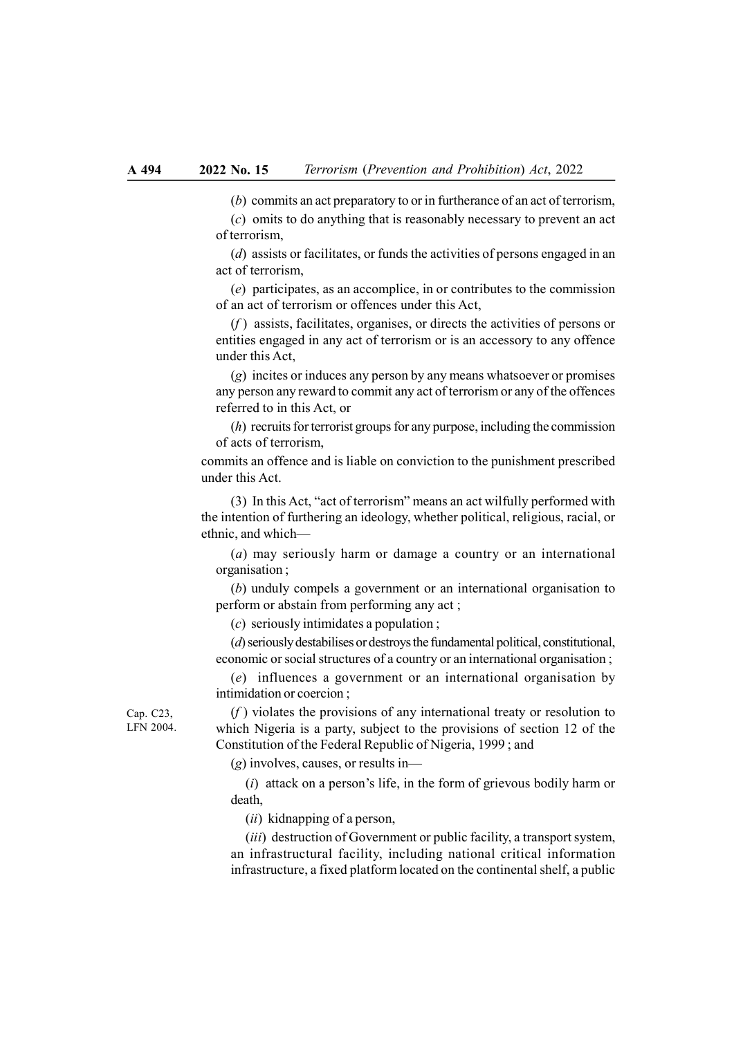(*b*) commits an act preparatory to or in furtherance of an act of terrorism,

(*c*) omits to do anything that is reasonably necessary to prevent an act of terrorism,

(*d*) assists or facilitates, or funds the activities of persons engaged in an act of terrorism,

(*e*) participates, as an accomplice, in or contributes to the commission of an act of terrorism or offences under this Act,

(*f*) assists, facilitates, organises, or directs the activities of persons or entities engaged in any act of terrorism or is an accessory to any offence under this Act,

(*g*) incites or induces any person by any means whatsoever or promises any person any reward to commit any act of terrorism or any of the offences referred to in this Act, or

(*h*) recruits for terrorist groups for any purpose, including the commission of acts of terrorism,

commits an offence and is liable on conviction to the punishment prescribed under this Act.

(3) In this Act, "act of terrorism" means an act wilfully performed with the intention of furthering an ideology, whether political, religious, racial, or ethnic, and which—

(*a*) may seriously harm or damage a country or an international organisation ;

(*b*) unduly compels a government or an international organisation to perform or abstain from performing any act ;

(*c*) seriously intimidates a population ;

(*d*) seriously destabilises or destroys the fundamental political, constitutional, economic or social structures of a country or an international organisation ;

(*e*) influences a government or an international organisation by intimidation or coercion ;

Cap. C23, LFN 2004.

(*f*) violates the provisions of any international treaty or resolution to which Nigeria is a party, subject to the provisions of section 12 of the Constitution of the Federal Republic of Nigeria, 1999 ; and

(*g*) involves, causes, or results in—

(*i*) attack on a person's life, in the form of grievous bodily harm or death,

(*ii*) kidnapping of a person,

(*iii*) destruction of Government or public facility, a transport system, an infrastructural facility, including national critical information infrastructure, a fixed platform located on the continental shelf, a public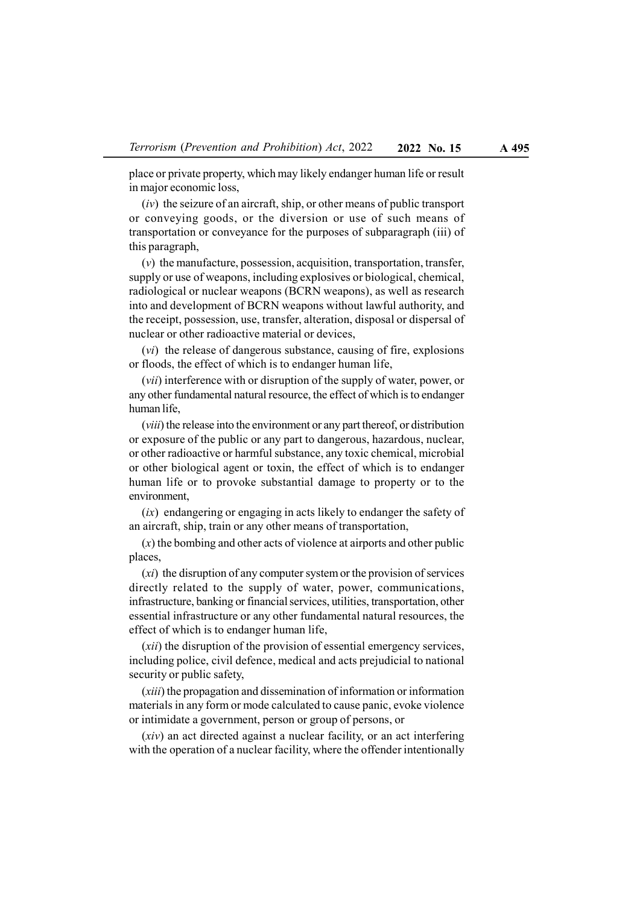place or private property, which may likely endanger human life or result in major economic loss,

(*iv*) the seizure of an aircraft, ship, or other means of public transport or conveying goods, or the diversion or use of such means of transportation or conveyance for the purposes of subparagraph (iii) of this paragraph,

(*v*) the manufacture, possession, acquisition, transportation, transfer, supply or use of weapons, including explosives or biological, chemical, radiological or nuclear weapons (BCRN weapons), as well as research into and development of BCRN weapons without lawful authority, and the receipt, possession, use, transfer, alteration, disposal or dispersal of nuclear or other radioactive material or devices,

(*vi*) the release of dangerous substance, causing of fire, explosions or floods, the effect of which is to endanger human life,

(*vii*) interference with or disruption of the supply of water, power, or any other fundamental natural resource, the effect of which is to endanger human life,

(*viii*) the release into the environment or any part thereof, or distribution or exposure of the public or any part to dangerous, hazardous, nuclear, or other radioactive or harmful substance, any toxic chemical, microbial or other biological agent or toxin, the effect of which is to endanger human life or to provoke substantial damage to property or to the environment,

(*ix*) endangering or engaging in acts likely to endanger the safety of an aircraft, ship, train or any other means of transportation,

(*x*) the bombing and other acts of violence at airports and other public places,

(*xi*) the disruption of any computer system or the provision of services directly related to the supply of water, power, communications, infrastructure, banking or financial services, utilities, transportation, other essential infrastructure or any other fundamental natural resources, the effect of which is to endanger human life,

(*xii*) the disruption of the provision of essential emergency services, including police, civil defence, medical and acts prejudicial to national security or public safety,

(*xiii*) the propagation and dissemination of information or information materials in any form or mode calculated to cause panic, evoke violence or intimidate a government, person or group of persons, or

(*xiv*) an act directed against a nuclear facility, or an act interfering with the operation of a nuclear facility, where the offender intentionally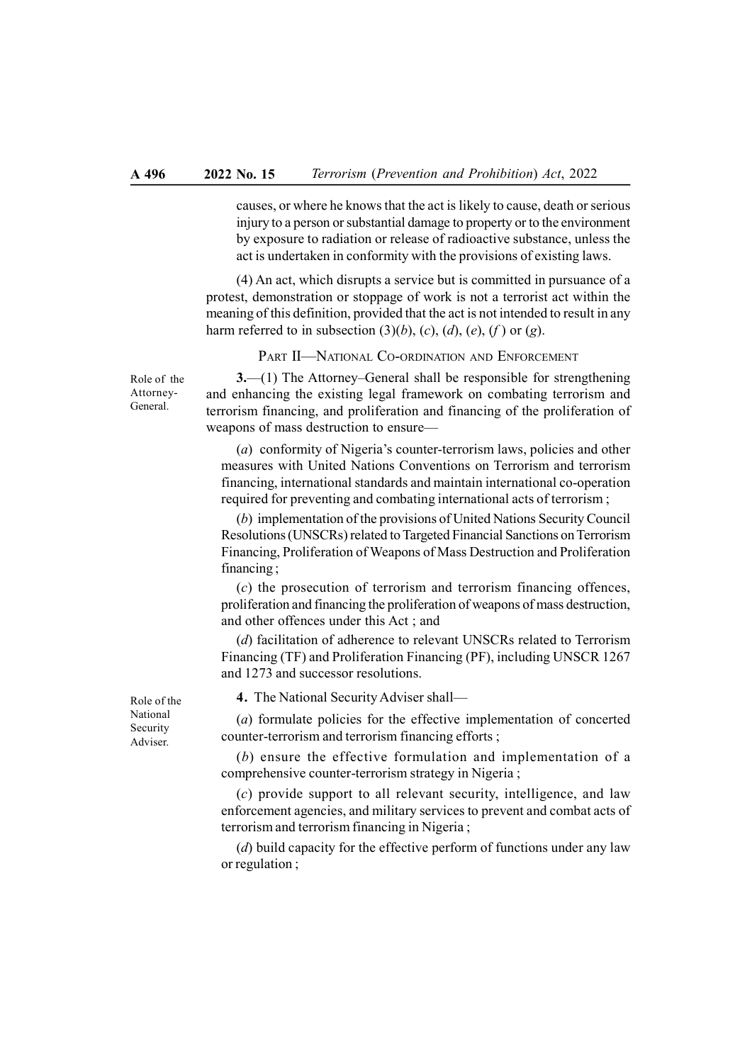causes, or where he knows that the act is likely to cause, death or serious injury to a person or substantial damage to property or to the environment by exposure to radiation or release of radioactive substance, unless the act is undertaken in conformity with the provisions of existing laws.

(4) An act, which disrupts a service but is committed in pursuance of a protest, demonstration or stoppage of work is not a terrorist act within the meaning of this definition, provided that the act is not intended to result in any harm referred to in subsection (3)(*b*), (*c*), (*d*), (*e*), (*f* ) or (*g*).

## PART II—NATIONAL CO-ORDINATION AND ENFORCEMENT

*Role of the Attorney-General.*

**3.**—(1) The Attorney–General shall be responsible for strengthening and enhancing the existing legal framework on combating terrorism and terrorism financing, and proliferation and financing of the proliferation of weapons of mass destruction to ensure—

(*a*) conformity of Nigeria's counter-terrorism laws, policies and other measures with United Nations Conventions on Terrorism and terrorism financing, international standards and maintain international co-operation required for preventing and combating international acts of terrorism ;

(*b*) implementation of the provisions of United Nations Security Council Resolutions (UNSCRs) related to Targeted Financial Sanctions on Terrorism Financing, Proliferation of Weapons of Mass Destruction and Proliferation financing ;

(*c*) the prosecution of terrorism and terrorism financing offences, proliferation and financing the proliferation of weapons of mass destruction, and other offences under this Act ; and

(*d*) facilitation of adherence to relevant UNSCRs related to Terrorism Financing (TF) and Proliferation Financing (PF), including UNSCR 1267 and 1273 and successor resolutions.

*Role of the National Security Adviser.*

**4.** The National Security Adviser shall—

(*a*) formulate policies for the effective implementation of concerted counter-terrorism and terrorism financing efforts ;

(*b*) ensure the effective formulation and implementation of a comprehensive counter-terrorism strategy in Nigeria ;

(*c*) provide support to all relevant security, intelligence, and law enforcement agencies, and military services to prevent and combat acts of terrorism and terrorism financing in Nigeria ;

(*d*) build capacity for the effective perform of functions under any law or regulation ;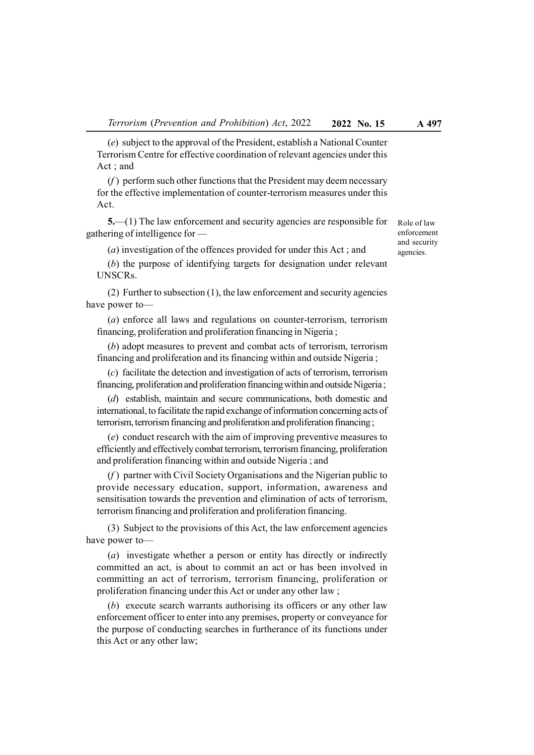(*e*) subject to the approval of the President, establish a National Counter Terrorism Centre for effective coordination of relevant agencies under this Act ; and

(*f*) perform such other functions that the President may deem necessary for the effective implementation of counter-terrorism measures under this Act.

Role of law enforcement and security agencies.

**5.**—(1) The law enforcement and security agencies are responsible for gathering of intelligence for —

(*a*) investigation of the offences provided for under this Act ; and

(*b*) the purpose of identifying targets for designation under relevant UNSCRs.

(2) Further to subsection (1), the law enforcement and security agencies have power to—

(*a*) enforce all laws and regulations on counter-terrorism, terrorism financing, proliferation and proliferation financing in Nigeria ;

(*b*) adopt measures to prevent and combat acts of terrorism, terrorism financing and proliferation and its financing within and outside Nigeria ;

(*c*) facilitate the detection and investigation of acts of terrorism, terrorism financing, proliferation and proliferation financing within and outside Nigeria ;

(*d*) establish, maintain and secure communications, both domestic and international, to facilitate the rapid exchange of information concerning acts of terrorism, terrorism financing and proliferation and proliferation financing ;

(*e*) conduct research with the aim of improving preventive measures to efficiently and effectively combat terrorism, terrorism financing, proliferation and proliferation financing within and outside Nigeria ; and

(*f*) partner with Civil Society Organisations and the Nigerian public to provide necessary education, support, information, awareness and sensitisation towards the prevention and elimination of acts of terrorism, terrorism financing and proliferation and proliferation financing.

(3) Subject to the provisions of this Act, the law enforcement agencies have power to—

(*a*) investigate whether a person or entity has directly or indirectly committed an act, is about to commit an act or has been involved in committing an act of terrorism, terrorism financing, proliferation or proliferation financing under this Act or under any other law ;

(*b*) execute search warrants authorising its officers or any other law enforcement officer to enter into any premises, property or conveyance for the purpose of conducting searches in furtherance of its functions under this Act or any other law;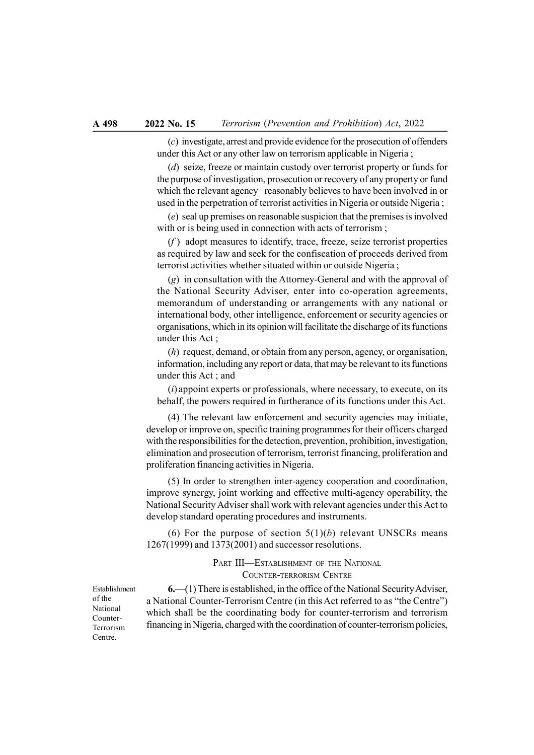(*c*) investigate, arrest and provide evidence for the prosecution of offenders under this Act or any other law on terrorism applicable in Nigeria ;

(*d*) seize, freeze or maintain custody over terrorist property or funds for the purpose of investigation, prosecution or recovery of any property or fund which the relevant agency reasonably believes to have been involved in or used in the perpetration of terrorist activities in Nigeria or outside Nigeria ;

(*e*) seal up premises on reasonable suspicion that the premises is involved with or is being used in connection with acts of terrorism ;

(*f*) adopt measures to identify, trace, freeze, seize terrorist properties as required by law and seek for the confiscation of proceeds derived from terrorist activities whether situated within or outside Nigeria ;

(*g*) in consultation with the Attorney-General and with the approval of the National Security Adviser, enter into co-operation agreements, memorandum of understanding or arrangements with any national or international body, other intelligence, enforcement or security agencies or organisations, which in its opinion will facilitate the discharge of its functions under this Act ;

(*h*) request, demand, or obtain from any person, agency, or organisation, information, including any report or data, that may be relevant to its functions under this Act ; and

(*i*) appoint experts or professionals, where necessary, to execute, on its behalf, the powers required in furtherance of its functions under this Act.

(4) The relevant law enforcement and security agencies may initiate, develop or improve on, specific training programmes for their officers charged with the responsibilities for the detection, prevention, prohibition, investigation, elimination and prosecution of terrorism, terrorist financing, proliferation and proliferation financing activities in Nigeria.

(5) In order to strengthen inter-agency cooperation and coordination, improve synergy, joint working and effective multi-agency operability, the National Security Adviser shall work with relevant agencies under this Act to develop standard operating procedures and instruments.

(6) For the purpose of section 5(1)(*b*) relevant UNSCRs means 1267(1999) and 1373(2001) and successor resolutions.

## PART III—ESTABLISHMENT OF THE NATIONAL COUNTER-TERRORISM CENTRE

*Establishment of the National Counter-Terrorism Centre.*

**6.**—(1) There is established, in the office of the National Security Adviser, a National Counter-Terrorism Centre (in this Act referred to as "the Centre") which shall be the coordinating body for counter-terrorism and terrorism financing in Nigeria, charged with the coordination of counter-terrorism policies,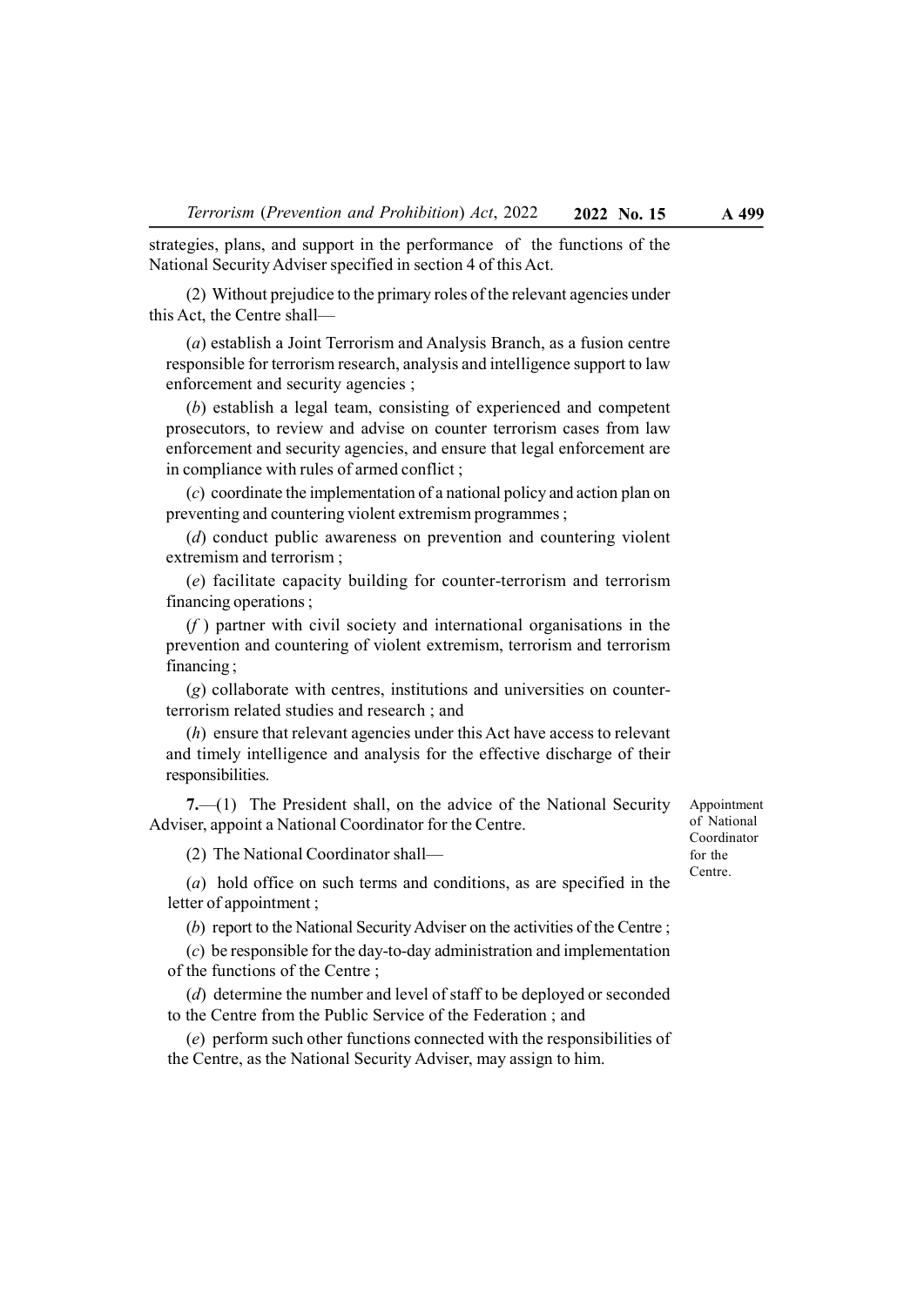strategies, plans, and support in the performance of the functions of the National Security Adviser specified in section 4 of this Act.

(2) Without prejudice to the primary roles of the relevant agencies under this Act, the Centre shall—

(*a*) establish a Joint Terrorism and Analysis Branch, as a fusion centre responsible for terrorism research, analysis and intelligence support to law enforcement and security agencies ;

(*b*) establish a legal team, consisting of experienced and competent prosecutors, to review and advise on counter terrorism cases from law enforcement and security agencies, and ensure that legal enforcement are in compliance with rules of armed conflict ;

(*c*) coordinate the implementation of a national policy and action plan on preventing and countering violent extremism programmes ;

(*d*) conduct public awareness on prevention and countering violent extremism and terrorism ;

(*e*) facilitate capacity building for counter-terrorism and terrorism financing operations ;

(*f* ) partner with civil society and international organisations in the prevention and countering of violent extremism, terrorism and terrorism financing ;

(*g*) collaborate with centres, institutions and universities on counter-terrorism related studies and research ; and

(*h*) ensure that relevant agencies under this Act have access to relevant and timely intelligence and analysis for the effective discharge of their responsibilities.

*Appointment of National Coordinator for the Centre.*

**7.**—(1) The President shall, on the advice of the National Security Adviser, appoint a National Coordinator for the Centre.

(2) The National Coordinator shall—

(*a*) hold office on such terms and conditions, as are specified in the letter of appointment ;

(*b*) report to the National Security Adviser on the activities of the Centre ;

(*c*) be responsible for the day-to-day administration and implementation of the functions of the Centre ;

(*d*) determine the number and level of staff to be deployed or seconded to the Centre from the Public Service of the Federation ; and

(*e*) perform such other functions connected with the responsibilities of the Centre, as the National Security Adviser, may assign to him.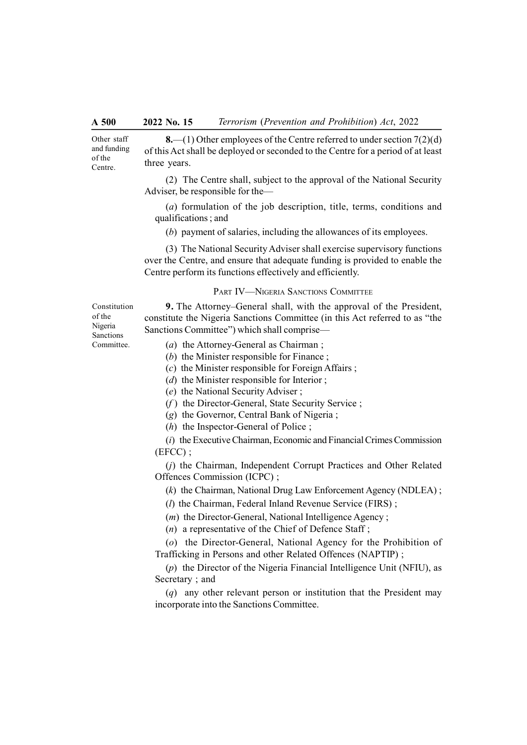Other staff and funding of the Centre.

**8.**—(1) Other employees of the Centre referred to under section 7(2)(d) of this Act shall be deployed or seconded to the Centre for a period of at least three years.

(2) The Centre shall, subject to the approval of the National Security Adviser, be responsible for the—

(*a*) formulation of the job description, title, terms, conditions and qualifications ; and

(*b*) payment of salaries, including the allowances of its employees.

(3) The National Security Adviser shall exercise supervisory functions over the Centre, and ensure that adequate funding is provided to enable the Centre perform its functions effectively and efficiently.

## PART IV—NIGERIA SANCTIONS COMMITTEE

Constitution of the Nigeria Sanctions Committee.

**9.** The Attorney–General shall, with the approval of the President, constitute the Nigeria Sanctions Committee (in this Act referred to as "the Sanctions Committee") which shall comprise—

(*a*) the Attorney-General as Chairman ;

(*b*) the Minister responsible for Finance ;

(*c*) the Minister responsible for Foreign Affairs ;

(*d*) the Minister responsible for Interior ;

(*e*) the National Security Adviser ;

(*f*) the Director-General, State Security Service ;

(*g*) the Governor, Central Bank of Nigeria ;

(*h*) the Inspector-General of Police ;

(*i*) the Executive Chairman, Economic and Financial Crimes Commission (EFCC) ;

(*j*) the Chairman, Independent Corrupt Practices and Other Related Offences Commission (ICPC) ;

(*k*) the Chairman, National Drug Law Enforcement Agency (NDLEA) ;

(*l*) the Chairman, Federal Inland Revenue Service (FIRS) ;

(*m*) the Director-General, National Intelligence Agency ;

(*n*) a representative of the Chief of Defence Staff ;

(*o*) the Director-General, National Agency for the Prohibition of Trafficking in Persons and other Related Offences (NAPTIP) ;

(*p*) the Director of the Nigeria Financial Intelligence Unit (NFIU), as Secretary ; and

(*q*) any other relevant person or institution that the President may incorporate into the Sanctions Committee.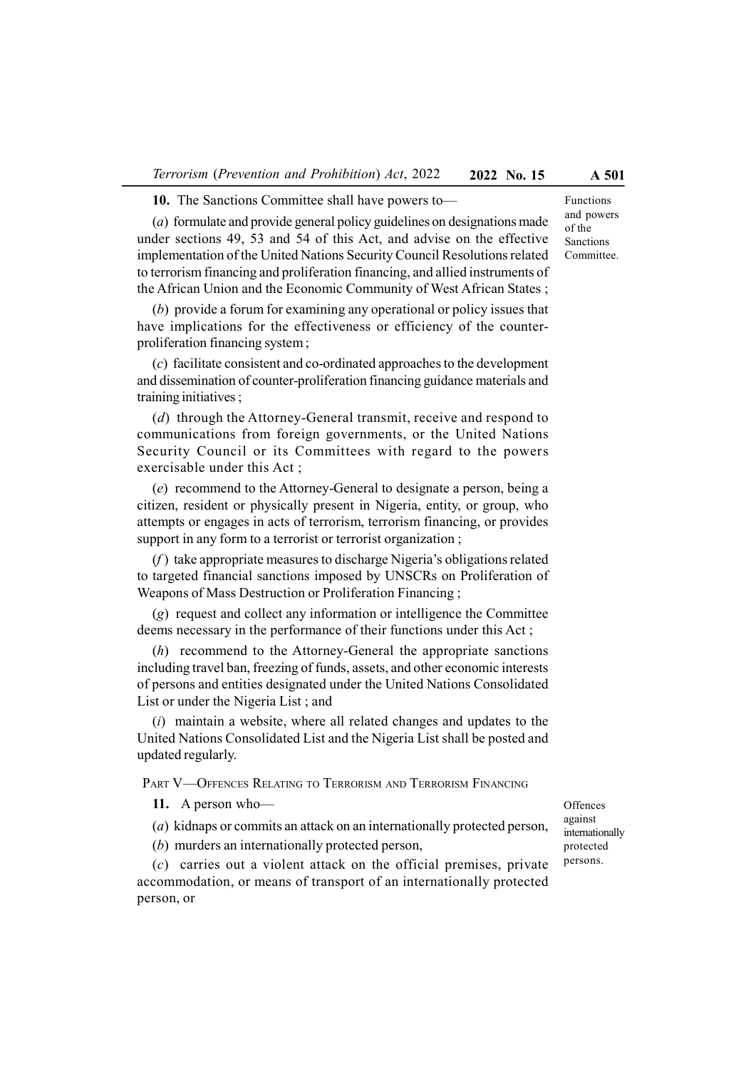**10.** The Sanctions Committee shall have powers to—

Functions and powers of the Sanctions Committee.

(*a*) formulate and provide general policy guidelines on designations made under sections 49, 53 and 54 of this Act, and advise on the effective implementation of the United Nations Security Council Resolutions related to terrorism financing and proliferation financing, and allied instruments of the African Union and the Economic Community of West African States ;

(*b*) provide a forum for examining any operational or policy issues that have implications for the effectiveness or efficiency of the counter-proliferation financing system ;

(*c*) facilitate consistent and co-ordinated approaches to the development and dissemination of counter-proliferation financing guidance materials and training initiatives ;

(*d*) through the Attorney-General transmit, receive and respond to communications from foreign governments, or the United Nations Security Council or its Committees with regard to the powers exercisable under this Act ;

(*e*) recommend to the Attorney-General to designate a person, being a citizen, resident or physically present in Nigeria, entity, or group, who attempts or engages in acts of terrorism, terrorism financing, or provides support in any form to a terrorist or terrorist organization ;

(*f*) take appropriate measures to discharge Nigeria's obligations related to targeted financial sanctions imposed by UNSCRs on Proliferation of Weapons of Mass Destruction or Proliferation Financing ;

(*g*) request and collect any information or intelligence the Committee deems necessary in the performance of their functions under this Act ;

(*h*) recommend to the Attorney-General the appropriate sanctions including travel ban, freezing of funds, assets, and other economic interests of persons and entities designated under the United Nations Consolidated List or under the Nigeria List ; and

(*i*) maintain a website, where all related changes and updates to the United Nations Consolidated List and the Nigeria List shall be posted and updated regularly.

## PART V—OFFENCES RELATING TO TERRORISM AND TERRORISM FINANCING

**11.** A person who—

Offences against internationally protected persons.

(*a*) kidnaps or commits an attack on an internationally protected person,

(*b*) murders an internationally protected person,

(*c*) carries out a violent attack on the official premises, private accommodation, or means of transport of an internationally protected person, or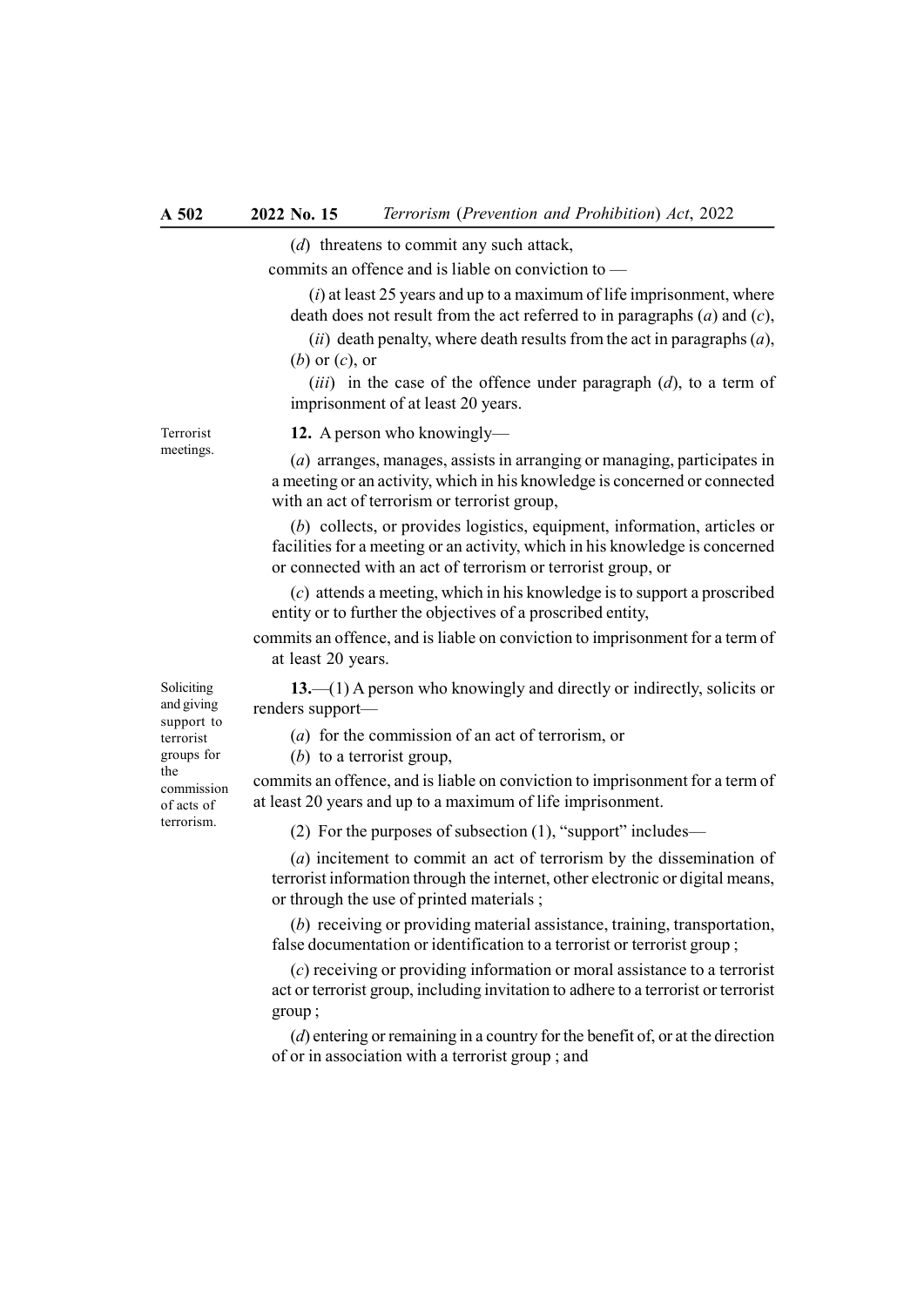(*d*) threatens to commit any such attack,

commits an offence and is liable on conviction to —

(*i*) at least 25 years and up to a maximum of life imprisonment, where death does not result from the act referred to in paragraphs (*a*) and (*c*),

(*ii*) death penalty, where death results from the act in paragraphs (*a*), (*b*) or (*c*), or

(*iii*) in the case of the offence under paragraph (*d*), to a term of imprisonment of at least 20 years.

Terrorist meetings.

**12.** A person who knowingly—

(*a*) arranges, manages, assists in arranging or managing, participates in a meeting or an activity, which in his knowledge is concerned or connected with an act of terrorism or terrorist group,

(*b*) collects, or provides logistics, equipment, information, articles or facilities for a meeting or an activity, which in his knowledge is concerned or connected with an act of terrorism or terrorist group, or

(*c*) attends a meeting, which in his knowledge is to support a proscribed entity or to further the objectives of a proscribed entity,

commits an offence, and is liable on conviction to imprisonment for a term of at least 20 years.

Soliciting and giving support to terrorist groups for the commission of acts of terrorism.

**13.**—(1) A person who knowingly and directly or indirectly, solicits or renders support—

(*a*) for the commission of an act of terrorism, or

(*b*) to a terrorist group,

commits an offence, and is liable on conviction to imprisonment for a term of at least 20 years and up to a maximum of life imprisonment.

(2) For the purposes of subsection (1), "support" includes—

(*a*) incitement to commit an act of terrorism by the dissemination of terrorist information through the internet, other electronic or digital means, or through the use of printed materials ;

(*b*) receiving or providing material assistance, training, transportation, false documentation or identification to a terrorist or terrorist group ;

(*c*) receiving or providing information or moral assistance to a terrorist act or terrorist group, including invitation to adhere to a terrorist or terrorist group ;

(*d*) entering or remaining in a country for the benefit of, or at the direction of or in association with a terrorist group ; and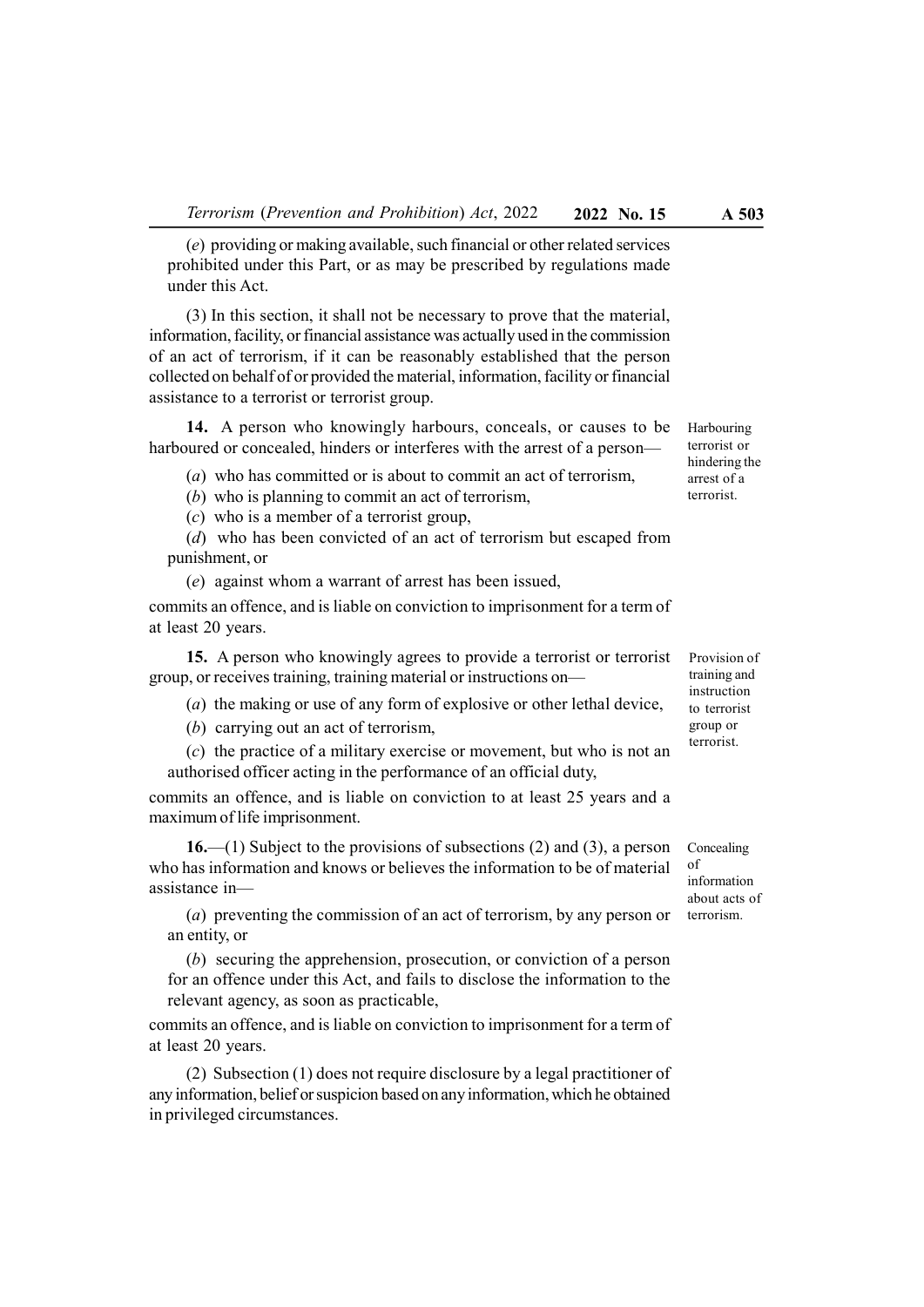(*e*) providing or making available, such financial or other related services prohibited under this Part, or as may be prescribed by regulations made under this Act.

(3) In this section, it shall not be necessary to prove that the material, information, facility, or financial assistance was actually used in the commission of an act of terrorism, if it can be reasonably established that the person collected on behalf of or provided the material, information, facility or financial assistance to a terrorist or terrorist group.

*Harbouring terrorist or hindering the arrest of a terrorist.*

**14.** A person who knowingly harbours, conceals, or causes to be harboured or concealed, hinders or interferes with the arrest of a person—

(*a*) who has committed or is about to commit an act of terrorism,

(*b*) who is planning to commit an act of terrorism,

(*c*) who is a member of a terrorist group,

(*d*) who has been convicted of an act of terrorism but escaped from punishment, or

(*e*) against whom a warrant of arrest has been issued,

commits an offence, and is liable on conviction to imprisonment for a term of at least 20 years.

*Provision of training and instruction to terrorist group or terrorist.*

**15.** A person who knowingly agrees to provide a terrorist or terrorist group, or receives training, training material or instructions on—

(*a*) the making or use of any form of explosive or other lethal device,

(*b*) carrying out an act of terrorism,

(*c*) the practice of a military exercise or movement, but who is not an authorised officer acting in the performance of an official duty,

commits an offence, and is liable on conviction to at least 25 years and a maximum of life imprisonment.

*Concealing of information about acts of terrorism.*

**16.**—(1) Subject to the provisions of subsections (2) and (3), a person who has information and knows or believes the information to be of material assistance in—

(*a*) preventing the commission of an act of terrorism, by any person or an entity, or

(*b*) securing the apprehension, prosecution, or conviction of a person for an offence under this Act, and fails to disclose the information to the relevant agency, as soon as practicable,

commits an offence, and is liable on conviction to imprisonment for a term of at least 20 years.

(2) Subsection (1) does not require disclosure by a legal practitioner of any information, belief or suspicion based on any information, which he obtained in privileged circumstances.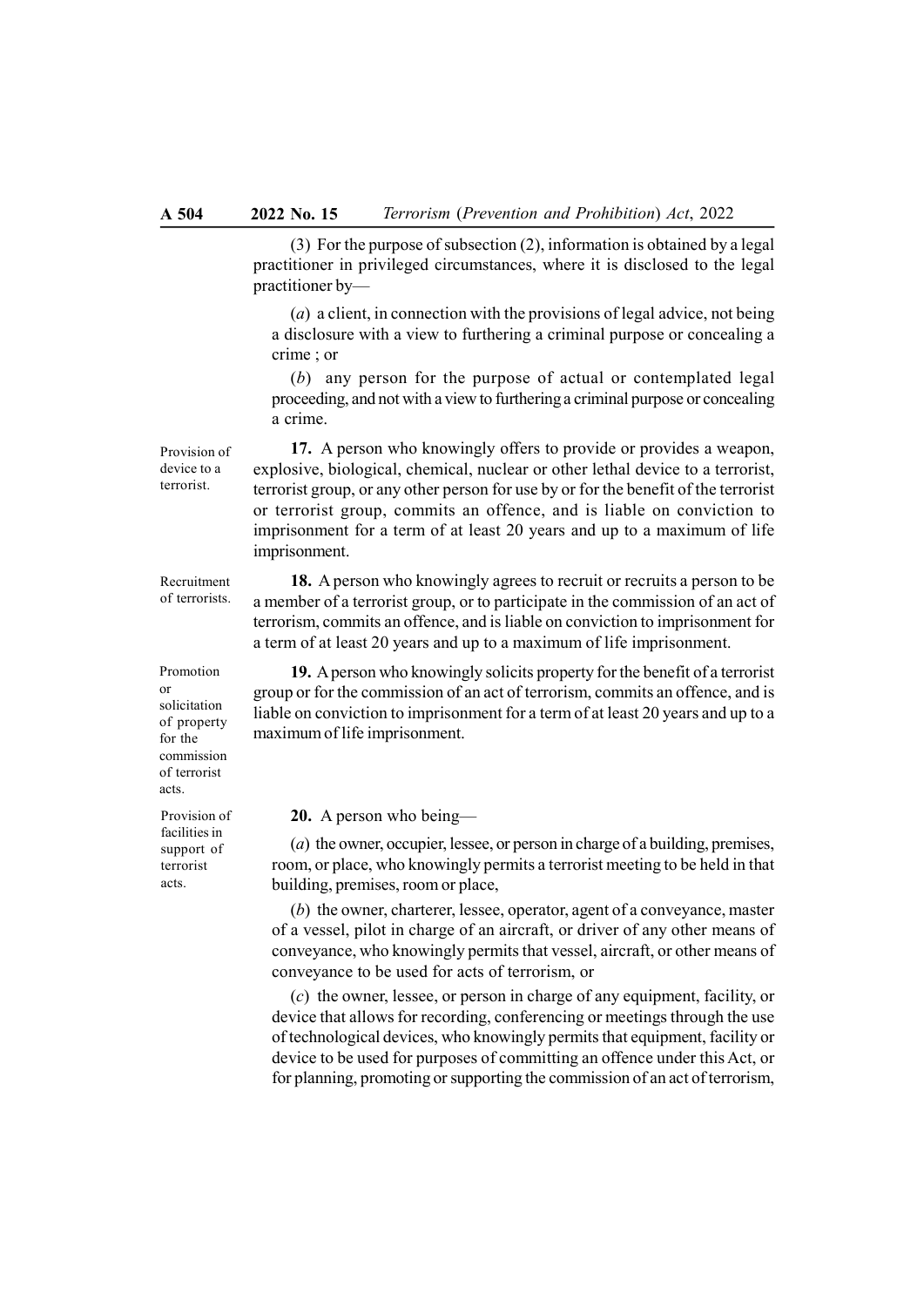(3) For the purpose of subsection (2), information is obtained by a legal practitioner in privileged circumstances, where it is disclosed to the legal practitioner by—

(*a*) a client, in connection with the provisions of legal advice, not being a disclosure with a view to furthering a criminal purpose or concealing a crime ; or

(*b*) any person for the purpose of actual or contemplated legal proceeding, and not with a view to furthering a criminal purpose or concealing a crime.

*Provision of device to a terrorist.*

**17.** A person who knowingly offers to provide or provides a weapon, explosive, biological, chemical, nuclear or other lethal device to a terrorist, terrorist group, or any other person for use by or for the benefit of the terrorist or terrorist group, commits an offence, and is liable on conviction to imprisonment for a term of at least 20 years and up to a maximum of life imprisonment.

*Recruitment of terrorists.*

**18.** A person who knowingly agrees to recruit or recruits a person to be a member of a terrorist group, or to participate in the commission of an act of terrorism, commits an offence, and is liable on conviction to imprisonment for a term of at least 20 years and up to a maximum of life imprisonment.

*Promotion or solicitation of property for the commission of terrorist acts.*

**19.** A person who knowingly solicits property for the benefit of a terrorist group or for the commission of an act of terrorism, commits an offence, and is liable on conviction to imprisonment for a term of at least 20 years and up to a maximum of life imprisonment.

*Provision of facilities in support of terrorist acts.*

**20.** A person who being—

(*a*) the owner, occupier, lessee, or person in charge of a building, premises, room, or place, who knowingly permits a terrorist meeting to be held in that building, premises, room or place,

(*b*) the owner, charterer, lessee, operator, agent of a conveyance, master of a vessel, pilot in charge of an aircraft, or driver of any other means of conveyance, who knowingly permits that vessel, aircraft, or other means of conveyance to be used for acts of terrorism, or

(*c*) the owner, lessee, or person in charge of any equipment, facility, or device that allows for recording, conferencing or meetings through the use of technological devices, who knowingly permits that equipment, facility or device to be used for purposes of committing an offence under this Act, or for planning, promoting or supporting the commission of an act of terrorism,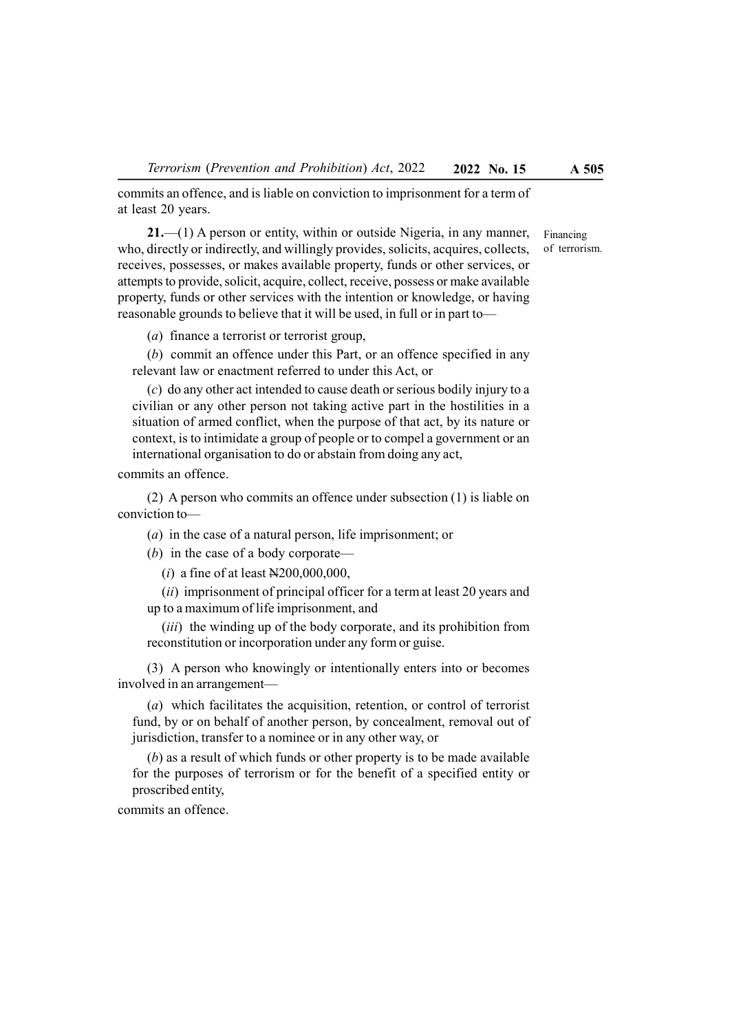commits an offence, and is liable on conviction to imprisonment for a term of at least 20 years.

Financing of terrorism.

**21.**—(1) A person or entity, within or outside Nigeria, in any manner, who, directly or indirectly, and willingly provides, solicits, acquires, collects, receives, possesses, or makes available property, funds or other services, or attempts to provide, solicit, acquire, collect, receive, possess or make available property, funds or other services with the intention or knowledge, or having reasonable grounds to believe that it will be used, in full or in part to—

(*a*) finance a terrorist or terrorist group,

(*b*) commit an offence under this Part, or an offence specified in any relevant law or enactment referred to under this Act, or

(*c*) do any other act intended to cause death or serious bodily injury to a civilian or any other person not taking active part in the hostilities in a situation of armed conflict, when the purpose of that act, by its nature or context, is to intimidate a group of people or to compel a government or an international organisation to do or abstain from doing any act,

commits an offence.

(2) A person who commits an offence under subsection (1) is liable on conviction to—

(*a*) in the case of a natural person, life imprisonment; or

(*b*) in the case of a body corporate—

(*i*) a fine of at least ₦200,000,000,

(*ii*) imprisonment of principal officer for a term at least 20 years and up to a maximum of life imprisonment, and

(*iii*) the winding up of the body corporate, and its prohibition from reconstitution or incorporation under any form or guise.

(3) A person who knowingly or intentionally enters into or becomes involved in an arrangement—

(*a*) which facilitates the acquisition, retention, or control of terrorist fund, by or on behalf of another person, by concealment, removal out of jurisdiction, transfer to a nominee or in any other way, or

(*b*) as a result of which funds or other property is to be made available for the purposes of terrorism or for the benefit of a specified entity or proscribed entity,

commits an offence.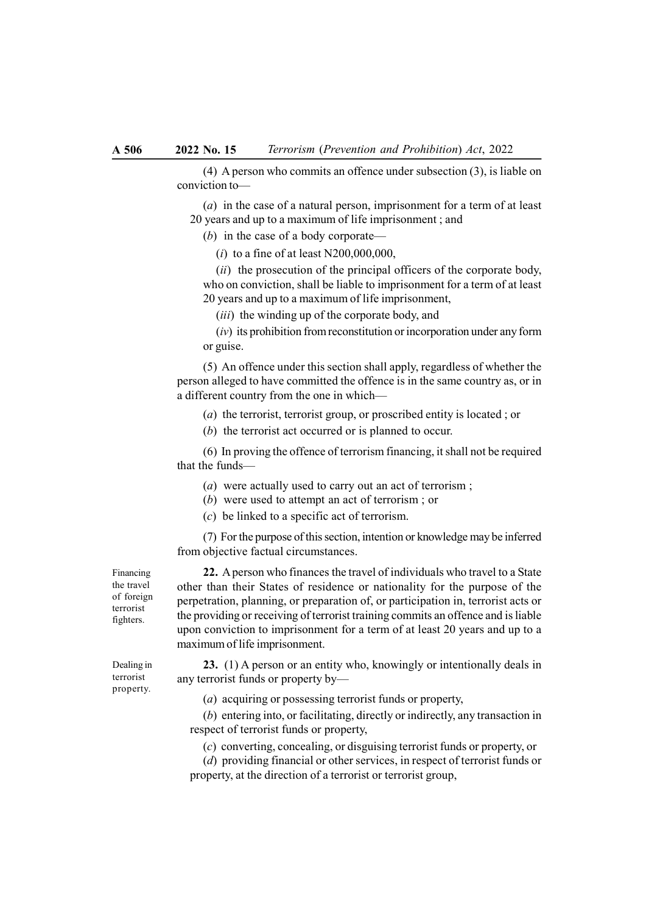(4) A person who commits an offence under subsection (3), is liable on conviction to—

(*a*) in the case of a natural person, imprisonment for a term of at least 20 years and up to a maximum of life imprisonment ; and

(*b*) in the case of a body corporate—

(*i*) to a fine of at least N200,000,000,

(*ii*) the prosecution of the principal officers of the corporate body, who on conviction, shall be liable to imprisonment for a term of at least 20 years and up to a maximum of life imprisonment,

(*iii*) the winding up of the corporate body, and

(*iv*) its prohibition from reconstitution or incorporation under any form or guise.

(5) An offence under this section shall apply, regardless of whether the person alleged to have committed the offence is in the same country as, or in a different country from the one in which—

(*a*) the terrorist, terrorist group, or proscribed entity is located ; or

(*b*) the terrorist act occurred or is planned to occur.

(6) In proving the offence of terrorism financing, it shall not be required that the funds—

(*a*) were actually used to carry out an act of terrorism ;

(*b*) were used to attempt an act of terrorism ; or

(*c*) be linked to a specific act of terrorism.

(7) For the purpose of this section, intention or knowledge may be inferred from objective factual circumstances.

*Financing the travel of foreign terrorist fighters.*

**22.** A person who finances the travel of individuals who travel to a State other than their States of residence or nationality for the purpose of the perpetration, planning, or preparation of, or participation in, terrorist acts or the providing or receiving of terrorist training commits an offence and is liable upon conviction to imprisonment for a term of at least 20 years and up to a maximum of life imprisonment.

*Dealing in terrorist property.*

**23.** (1) A person or an entity who, knowingly or intentionally deals in any terrorist funds or property by—

(*a*) acquiring or possessing terrorist funds or property,

(*b*) entering into, or facilitating, directly or indirectly, any transaction in respect of terrorist funds or property,

(*c*) converting, concealing, or disguising terrorist funds or property, or

(*d*) providing financial or other services, in respect of terrorist funds or property, at the direction of a terrorist or terrorist group,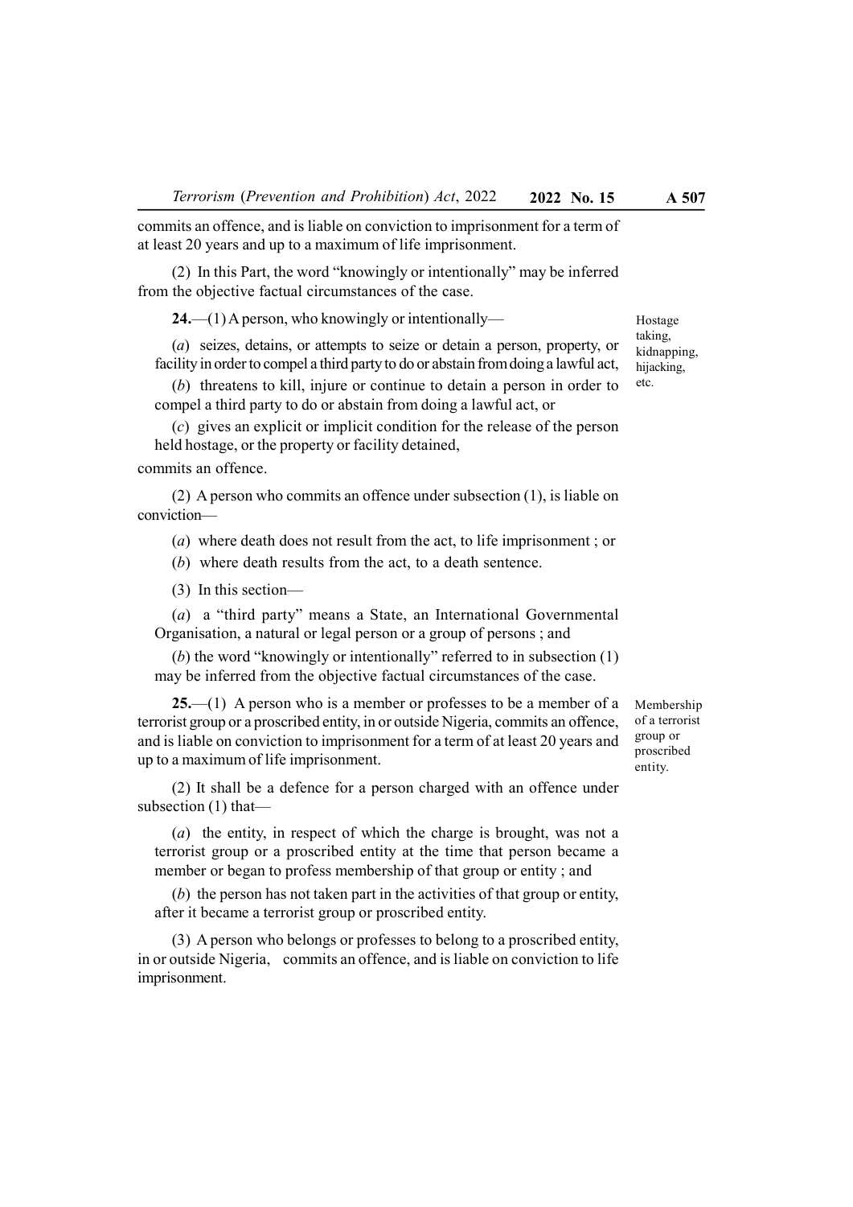commits an offence, and is liable on conviction to imprisonment for a term of at least 20 years and up to a maximum of life imprisonment.

(2) In this Part, the word "knowingly or intentionally" may be inferred from the objective factual circumstances of the case.

*Hostage taking, kidnapping, hijacking, etc.*

**24.**—(1) A person, who knowingly or intentionally—

(*a*) seizes, detains, or attempts to seize or detain a person, property, or facility in order to compel a third party to do or abstain from doing a lawful act,

(*b*) threatens to kill, injure or continue to detain a person in order to compel a third party to do or abstain from doing a lawful act, or

(*c*) gives an explicit or implicit condition for the release of the person held hostage, or the property or facility detained,

commits an offence.

(2) A person who commits an offence under subsection (1), is liable on conviction—

(*a*) where death does not result from the act, to life imprisonment ; or

(*b*) where death results from the act, to a death sentence.

(3) In this section—

(*a*) a "third party" means a State, an International Governmental Organisation, a natural or legal person or a group of persons ; and

(*b*) the word "knowingly or intentionally" referred to in subsection (1) may be inferred from the objective factual circumstances of the case.

*Membership of a terrorist group or proscribed entity.*

**25.**—(1) A person who is a member or professes to be a member of a terrorist group or a proscribed entity, in or outside Nigeria, commits an offence, and is liable on conviction to imprisonment for a term of at least 20 years and up to a maximum of life imprisonment.

(2) It shall be a defence for a person charged with an offence under subsection (1) that—

(*a*) the entity, in respect of which the charge is brought, was not a terrorist group or a proscribed entity at the time that person became a member or began to profess membership of that group or entity ; and

(*b*) the person has not taken part in the activities of that group or entity, after it became a terrorist group or proscribed entity.

(3) A person who belongs or professes to belong to a proscribed entity, in or outside Nigeria, commits an offence, and is liable on conviction to life imprisonment.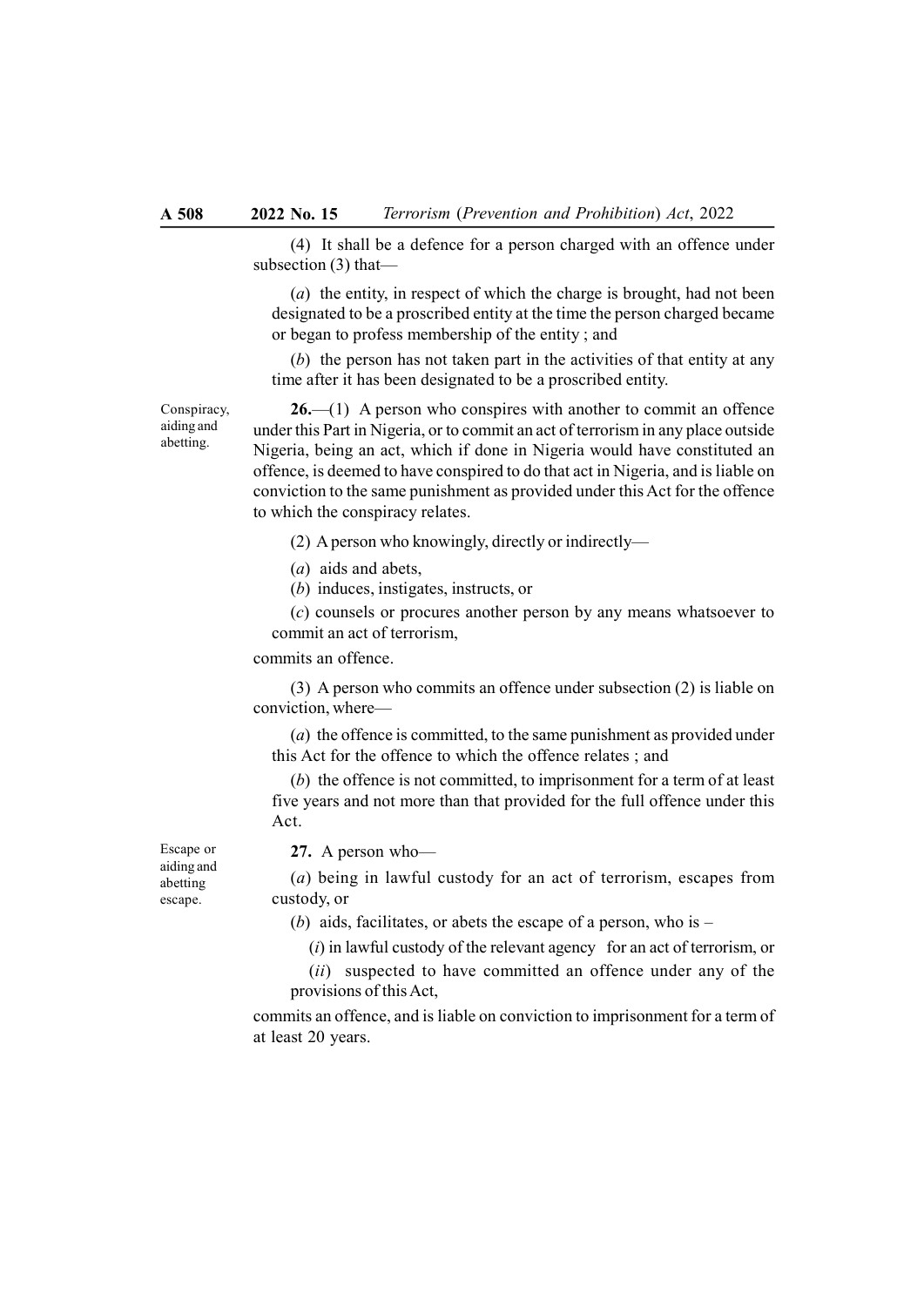(4) It shall be a defence for a person charged with an offence under subsection (3) that—

(*a*) the entity, in respect of which the charge is brought, had not been designated to be a proscribed entity at the time the person charged became or began to profess membership of the entity ; and

(*b*) the person has not taken part in the activities of that entity at any time after it has been designated to be a proscribed entity.

Conspiracy, aiding and abetting.

**26.**—(1) A person who conspires with another to commit an offence under this Part in Nigeria, or to commit an act of terrorism in any place outside Nigeria, being an act, which if done in Nigeria would have constituted an offence, is deemed to have conspired to do that act in Nigeria, and is liable on conviction to the same punishment as provided under this Act for the offence to which the conspiracy relates.

(2) A person who knowingly, directly or indirectly—

(*a*) aids and abets,

(*b*) induces, instigates, instructs, or

(*c*) counsels or procures another person by any means whatsoever to commit an act of terrorism,

commits an offence.

(3) A person who commits an offence under subsection (2) is liable on conviction, where—

(*a*) the offence is committed, to the same punishment as provided under this Act for the offence to which the offence relates ; and

(*b*) the offence is not committed, to imprisonment for a term of at least five years and not more than that provided for the full offence under this Act.

Escape or aiding and abetting escape.

**27.** A person who—

(*a*) being in lawful custody for an act of terrorism, escapes from custody, or

(*b*) aids, facilitates, or abets the escape of a person, who is –

(*i*) in lawful custody of the relevant agency for an act of terrorism, or

(*ii*) suspected to have committed an offence under any of the provisions of this Act,

commits an offence, and is liable on conviction to imprisonment for a term of at least 20 years.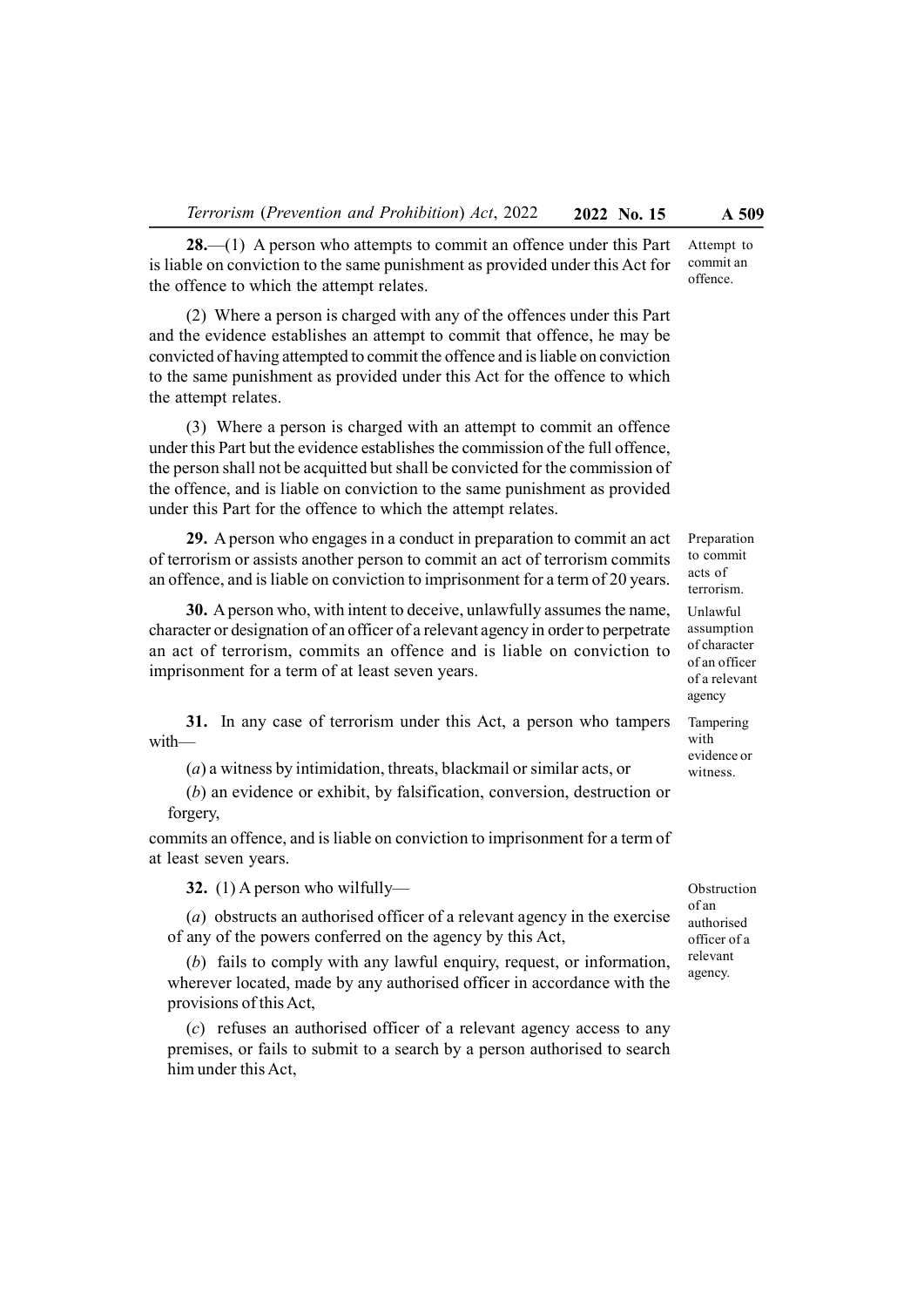**28.**—(1) A person who attempts to commit an offence under this Part is liable on conviction to the same punishment as provided under this Act for the offence to which the attempt relates.

Attempt to commit an offence.

(2) Where a person is charged with any of the offences under this Part and the evidence establishes an attempt to commit that offence, he may be convicted of having attempted to commit the offence and is liable on conviction to the same punishment as provided under this Act for the offence to which the attempt relates.

(3) Where a person is charged with an attempt to commit an offence under this Part but the evidence establishes the commission of the full offence, the person shall not be acquitted but shall be convicted for the commission of the offence, and is liable on conviction to the same punishment as provided under this Part for the offence to which the attempt relates.

Preparation to commit acts of terrorism.

**29.** A person who engages in a conduct in preparation to commit an act of terrorism or assists another person to commit an act of terrorism commits an offence, and is liable on conviction to imprisonment for a term of 20 years.

Unlawful assumption of character of an officer of a relevant agency

**30.** A person who, with intent to deceive, unlawfully assumes the name, character or designation of an officer of a relevant agency in order to perpetrate an act of terrorism, commits an offence and is liable on conviction to imprisonment for a term of at least seven years.

Tampering with evidence or witness.

**31.** In any case of terrorism under this Act, a person who tampers with—

(*a*) a witness by intimidation, threats, blackmail or similar acts, or

(*b*) an evidence or exhibit, by falsification, conversion, destruction or forgery,

commits an offence, and is liable on conviction to imprisonment for a term of at least seven years.

Obstruction of an authorised officer of a relevant agency.

**32.** (1) A person who wilfully—

(*a*) obstructs an authorised officer of a relevant agency in the exercise of any of the powers conferred on the agency by this Act,

(*b*) fails to comply with any lawful enquiry, request, or information, wherever located, made by any authorised officer in accordance with the provisions of this Act,

(*c*) refuses an authorised officer of a relevant agency access to any premises, or fails to submit to a search by a person authorised to search him under this Act,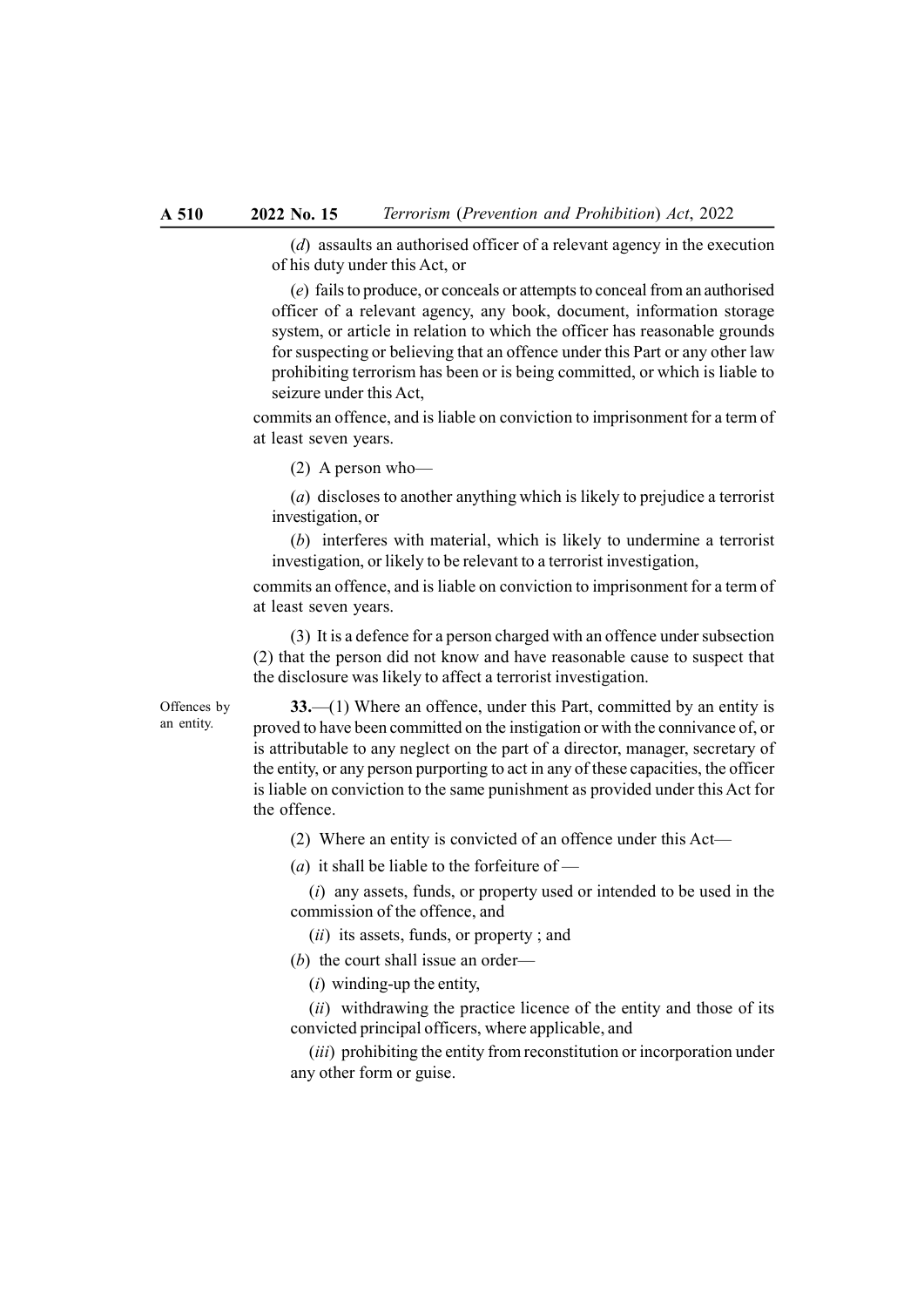(*d*) assaults an authorised officer of a relevant agency in the execution of his duty under this Act, or

(*e*) fails to produce, or conceals or attempts to conceal from an authorised officer of a relevant agency, any book, document, information storage system, or article in relation to which the officer has reasonable grounds for suspecting or believing that an offence under this Part or any other law prohibiting terrorism has been or is being committed, or which is liable to seizure under this Act,

commits an offence, and is liable on conviction to imprisonment for a term of at least seven years.

(2) A person who—

(*a*) discloses to another anything which is likely to prejudice a terrorist investigation, or

(*b*) interferes with material, which is likely to undermine a terrorist investigation, or likely to be relevant to a terrorist investigation,

commits an offence, and is liable on conviction to imprisonment for a term of at least seven years.

(3) It is a defence for a person charged with an offence under subsection (2) that the person did not know and have reasonable cause to suspect that the disclosure was likely to affect a terrorist investigation.

Offences by an entity.

**33.**—(1) Where an offence, under this Part, committed by an entity is proved to have been committed on the instigation or with the connivance of, or is attributable to any neglect on the part of a director, manager, secretary of the entity, or any person purporting to act in any of these capacities, the officer is liable on conviction to the same punishment as provided under this Act for the offence.

(2) Where an entity is convicted of an offence under this Act—

(*a*) it shall be liable to the forfeiture of —

(*i*) any assets, funds, or property used or intended to be used in the commission of the offence, and

(*ii*) its assets, funds, or property ; and

(*b*) the court shall issue an order—

(*i*) winding-up the entity,

(*ii*) withdrawing the practice licence of the entity and those of its convicted principal officers, where applicable, and

(*iii*) prohibiting the entity from reconstitution or incorporation under any other form or guise.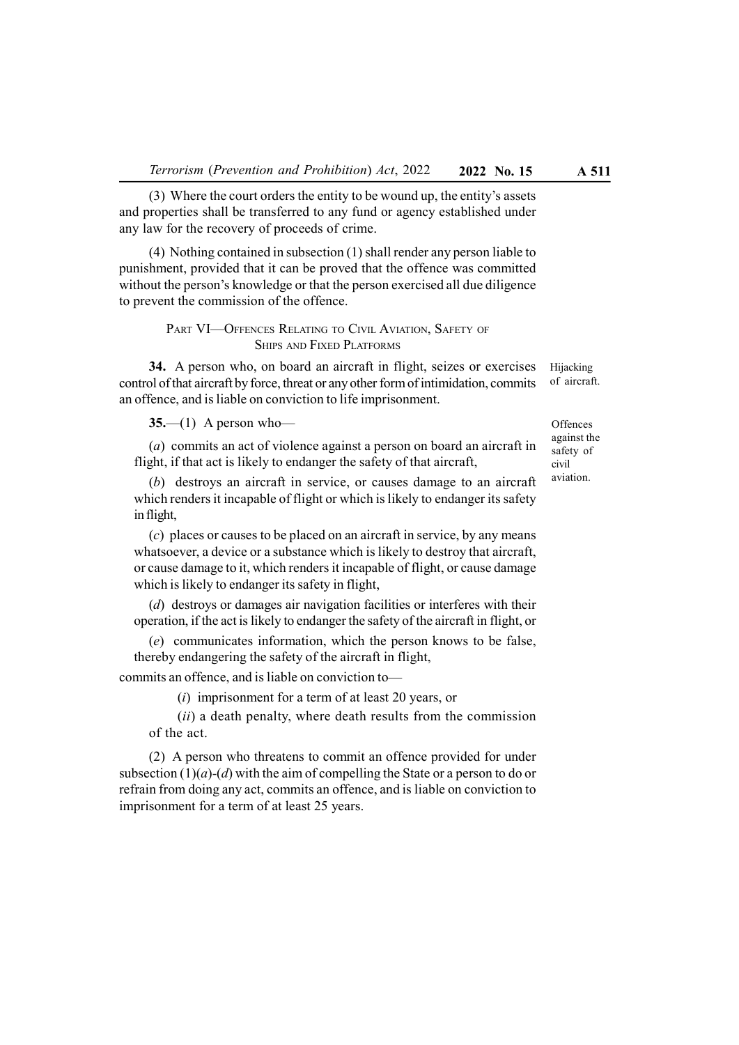(3) Where the court orders the entity to be wound up, the entity's assets and properties shall be transferred to any fund or agency established under any law for the recovery of proceeds of crime.

(4) Nothing contained in subsection (1) shall render any person liable to punishment, provided that it can be proved that the offence was committed without the person's knowledge or that the person exercised all due diligence to prevent the commission of the offence.

## PART VI—OFFENCES RELATING TO CIVIL AVIATION, SAFETY OF SHIPS AND FIXED PLATFORMS

*Hijacking of aircraft.*

**34.** A person who, on board an aircraft in flight, seizes or exercises control of that aircraft by force, threat or any other form of intimidation, commits an offence, and is liable on conviction to life imprisonment.

*Offences against the safety of civil aviation.*

**35.**—(1) A person who—

(*a*) commits an act of violence against a person on board an aircraft in flight, if that act is likely to endanger the safety of that aircraft,

(*b*) destroys an aircraft in service, or causes damage to an aircraft which renders it incapable of flight or which is likely to endanger its safety in flight,

(*c*) places or causes to be placed on an aircraft in service, by any means whatsoever, a device or a substance which is likely to destroy that aircraft, or cause damage to it, which renders it incapable of flight, or cause damage which is likely to endanger its safety in flight,

(*d*) destroys or damages air navigation facilities or interferes with their operation, if the act is likely to endanger the safety of the aircraft in flight, or

(*e*) communicates information, which the person knows to be false, thereby endangering the safety of the aircraft in flight,

commits an offence, and is liable on conviction to—

(*i*) imprisonment for a term of at least 20 years, or

(*ii*) a death penalty, where death results from the commission of the act.

(2) A person who threatens to commit an offence provided for under subsection (1)(*a*)-(*d*) with the aim of compelling the State or a person to do or refrain from doing any act, commits an offence, and is liable on conviction to imprisonment for a term of at least 25 years.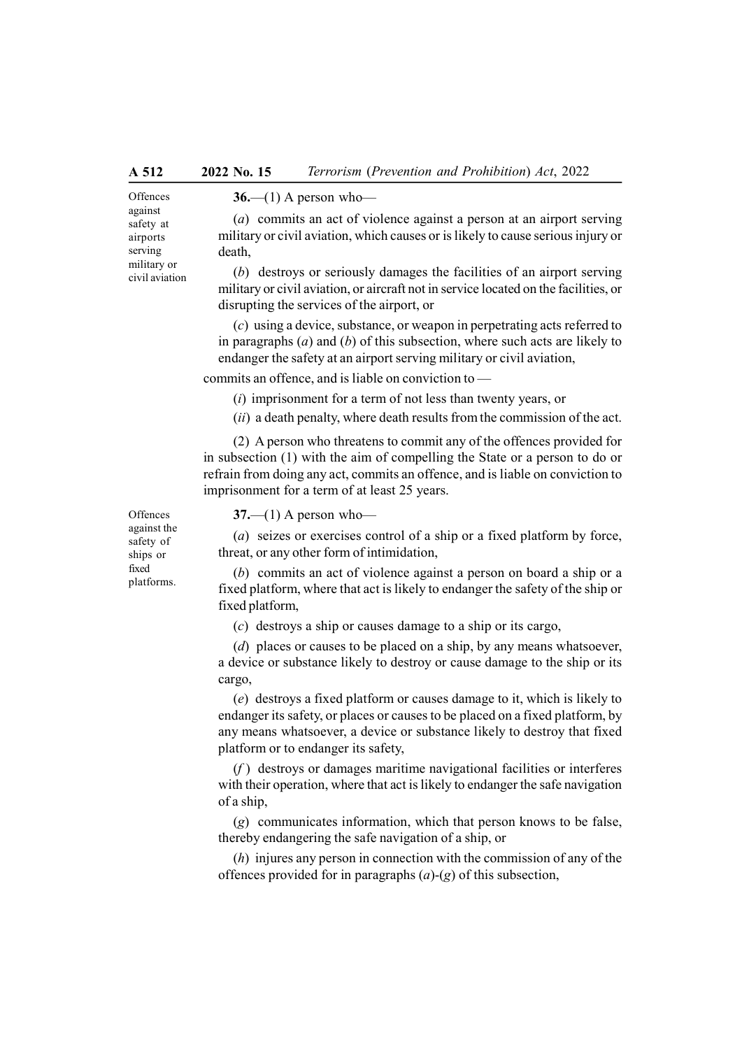**Offences against safety at airports serving military or civil aviation**

**36.**—(1) A person who—

(*a*) commits an act of violence against a person at an airport serving military or civil aviation, which causes or is likely to cause serious injury or death,

(*b*) destroys or seriously damages the facilities of an airport serving military or civil aviation, or aircraft not in service located on the facilities, or disrupting the services of the airport, or

(*c*) using a device, substance, or weapon in perpetrating acts referred to in paragraphs (*a*) and (*b*) of this subsection, where such acts are likely to endanger the safety at an airport serving military or civil aviation,

commits an offence, and is liable on conviction to —

(*i*) imprisonment for a term of not less than twenty years, or

(*ii*) a death penalty, where death results from the commission of the act.

(2) A person who threatens to commit any of the offences provided for in subsection (1) with the aim of compelling the State or a person to do or refrain from doing any act, commits an offence, and is liable on conviction to imprisonment for a term of at least 25 years.

**Offences against the safety of ships or fixed platforms.**

**37.**—(1) A person who—

(*a*) seizes or exercises control of a ship or a fixed platform by force, threat, or any other form of intimidation,

(*b*) commits an act of violence against a person on board a ship or a fixed platform, where that act is likely to endanger the safety of the ship or fixed platform,

(*c*) destroys a ship or causes damage to a ship or its cargo,

(*d*) places or causes to be placed on a ship, by any means whatsoever, a device or substance likely to destroy or cause damage to the ship or its cargo,

(*e*) destroys a fixed platform or causes damage to it, which is likely to endanger its safety, or places or causes to be placed on a fixed platform, by any means whatsoever, a device or substance likely to destroy that fixed platform or to endanger its safety,

(*f*) destroys or damages maritime navigational facilities or interferes with their operation, where that act is likely to endanger the safe navigation of a ship,

(*g*) communicates information, which that person knows to be false, thereby endangering the safe navigation of a ship, or

(*h*) injures any person in connection with the commission of any of the offences provided for in paragraphs (*a*)-(*g*) of this subsection,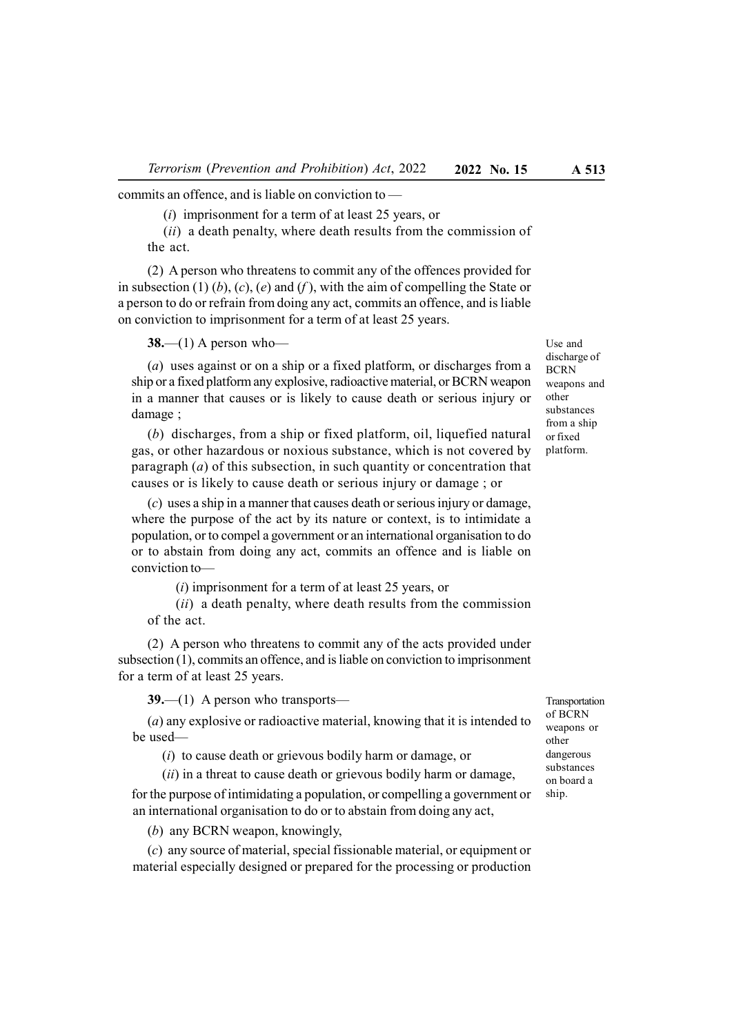commits an offence, and is liable on conviction to —

(*i*) imprisonment for a term of at least 25 years, or

(*ii*) a death penalty, where death results from the commission of the act.

(2) A person who threatens to commit any of the offences provided for in subsection (1) (*b*), (*c*), (*e*) and (*f*), with the aim of compelling the State or a person to do or refrain from doing any act, commits an offence, and is liable on conviction to imprisonment for a term of at least 25 years.

*Use and discharge of BCRN weapons and other substances from a ship or fixed platform.*

**38.**—(1) A person who—

(*a*) uses against or on a ship or a fixed platform, or discharges from a ship or a fixed platform any explosive, radioactive material, or BCRN weapon in a manner that causes or is likely to cause death or serious injury or damage ;

(*b*) discharges, from a ship or fixed platform, oil, liquefied natural gas, or other hazardous or noxious substance, which is not covered by paragraph (*a*) of this subsection, in such quantity or concentration that causes or is likely to cause death or serious injury or damage ; or

(*c*) uses a ship in a manner that causes death or serious injury or damage, where the purpose of the act by its nature or context, is to intimidate a population, or to compel a government or an international organisation to do or to abstain from doing any act, commits an offence and is liable on conviction to—

(*i*) imprisonment for a term of at least 25 years, or

(*ii*) a death penalty, where death results from the commission of the act.

(2) A person who threatens to commit any of the acts provided under subsection (1), commits an offence, and is liable on conviction to imprisonment for a term of at least 25 years.

*Transportation of BCRN weapons or other dangerous substances on board a ship.*

**39.**—(1) A person who transports—

(*a*) any explosive or radioactive material, knowing that it is intended to be used—

(*i*) to cause death or grievous bodily harm or damage, or

(*ii*) in a threat to cause death or grievous bodily harm or damage,

for the purpose of intimidating a population, or compelling a government or an international organisation to do or to abstain from doing any act,

(*b*) any BCRN weapon, knowingly,

(*c*) any source of material, special fissionable material, or equipment or material especially designed or prepared for the processing or production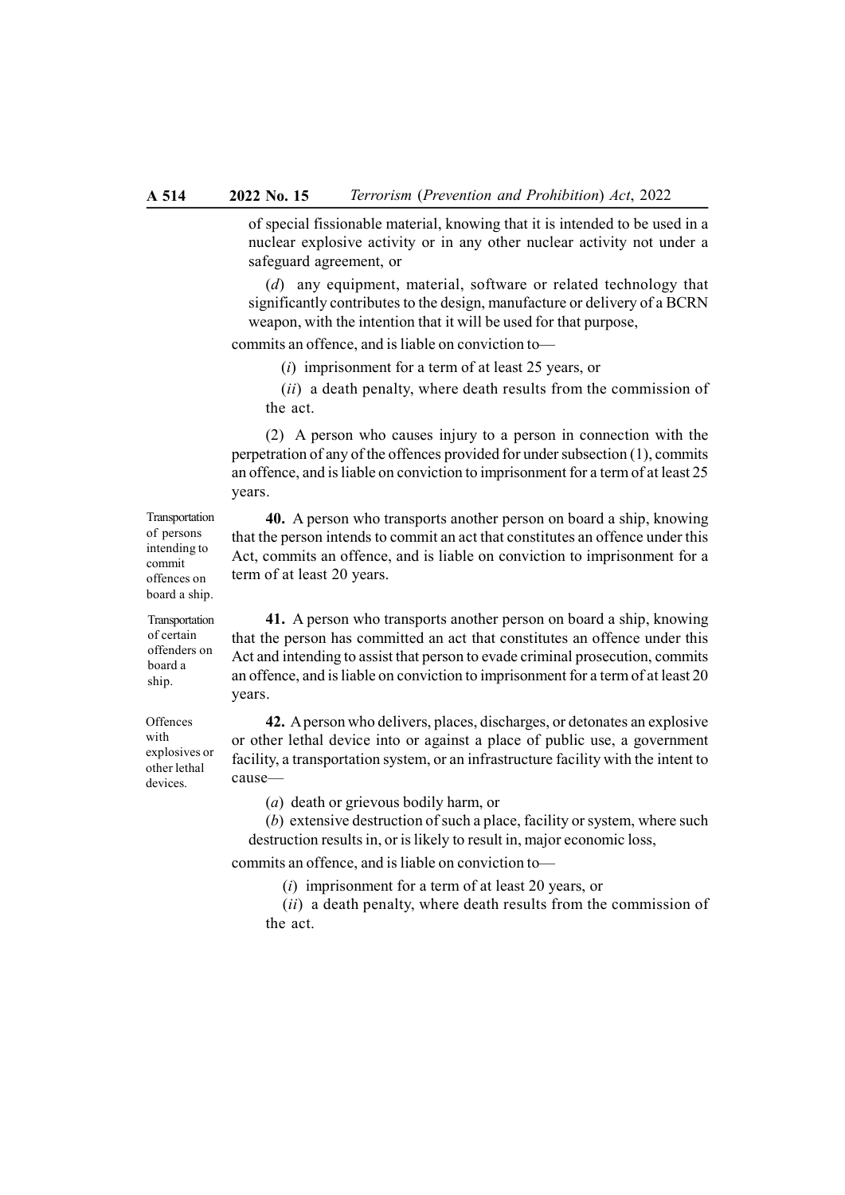of special fissionable material, knowing that it is intended to be used in a nuclear explosive activity or in any other nuclear activity not under a safeguard agreement, or

(*d*) any equipment, material, software or related technology that significantly contributes to the design, manufacture or delivery of a BCRN weapon, with the intention that it will be used for that purpose,

commits an offence, and is liable on conviction to—

(*i*) imprisonment for a term of at least 25 years, or

(*ii*) a death penalty, where death results from the commission of the act.

(2) A person who causes injury to a person in connection with the perpetration of any of the offences provided for under subsection (1), commits an offence, and is liable on conviction to imprisonment for a term of at least 25 years.

Transportation of persons intending to commit offences on board a ship.

**40.** A person who transports another person on board a ship, knowing that the person intends to commit an act that constitutes an offence under this Act, commits an offence, and is liable on conviction to imprisonment for a term of at least 20 years.

Transportation of certain offenders on board a ship.

**41.** A person who transports another person on board a ship, knowing that the person has committed an act that constitutes an offence under this Act and intending to assist that person to evade criminal prosecution, commits an offence, and is liable on conviction to imprisonment for a term of at least 20 years.

Offences with explosives or other lethal devices.

**42.** A person who delivers, places, discharges, or detonates an explosive or other lethal device into or against a place of public use, a government facility, a transportation system, or an infrastructure facility with the intent to cause—

(*a*) death or grievous bodily harm, or

(*b*) extensive destruction of such a place, facility or system, where such destruction results in, or is likely to result in, major economic loss,

commits an offence, and is liable on conviction to—

(*i*) imprisonment for a term of at least 20 years, or

(*ii*) a death penalty, where death results from the commission of the act.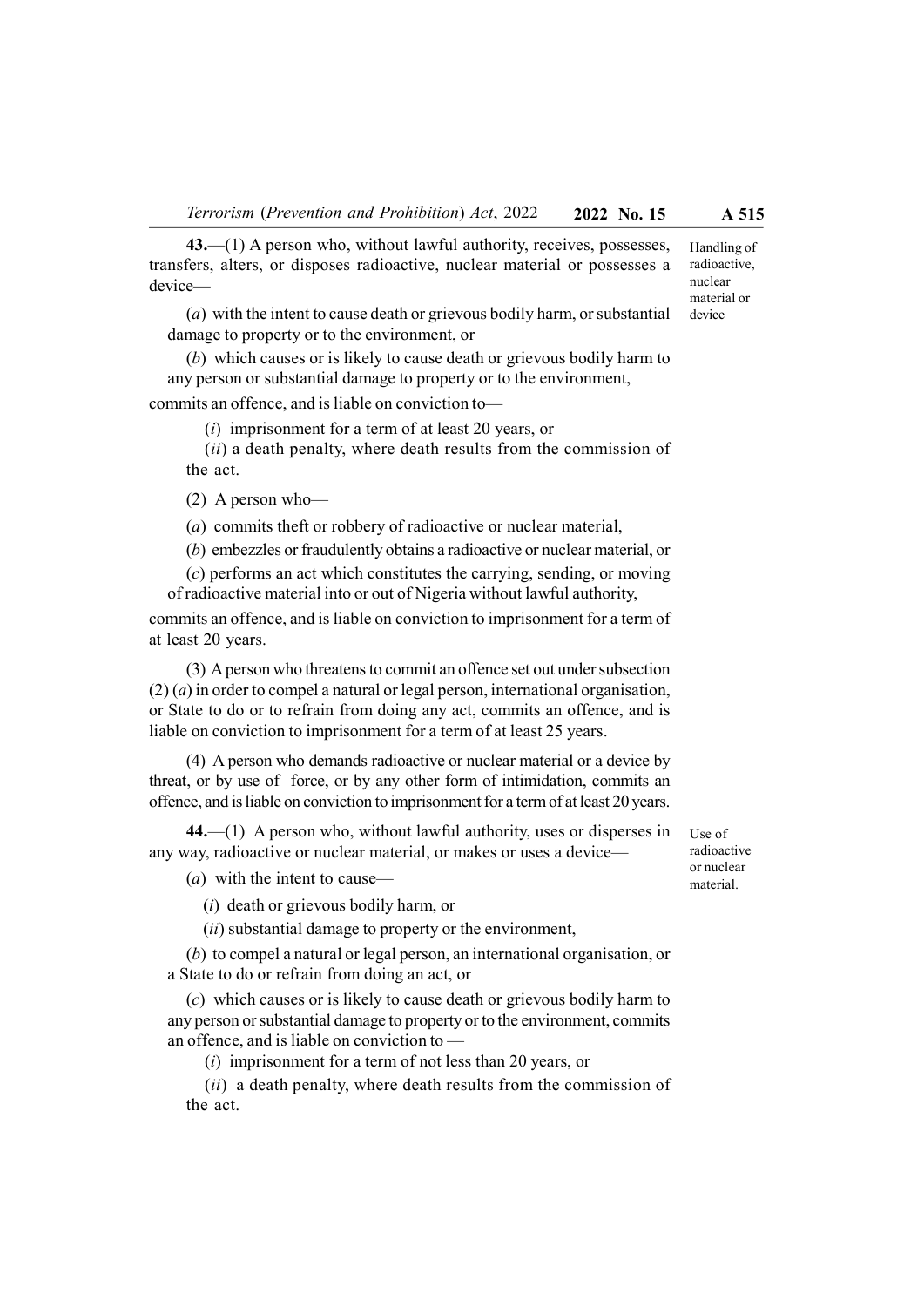**43.**—(1) A person who, without lawful authority, receives, possesses, transfers, alters, or disposes radioactive, nuclear material or possesses a device—

Handling of radioactive, nuclear material or device

(*a*) with the intent to cause death or grievous bodily harm, or substantial damage to property or to the environment, or

(*b*) which causes or is likely to cause death or grievous bodily harm to any person or substantial damage to property or to the environment,

commits an offence, and is liable on conviction to—

(*i*) imprisonment for a term of at least 20 years, or

(*ii*) a death penalty, where death results from the commission of the act.

(2) A person who—

(*a*) commits theft or robbery of radioactive or nuclear material,

(*b*) embezzles or fraudulently obtains a radioactive or nuclear material, or

(*c*) performs an act which constitutes the carrying, sending, or moving of radioactive material into or out of Nigeria without lawful authority,

commits an offence, and is liable on conviction to imprisonment for a term of at least 20 years.

(3) A person who threatens to commit an offence set out under subsection (2) (*a*) in order to compel a natural or legal person, international organisation, or State to do or to refrain from doing any act, commits an offence, and is liable on conviction to imprisonment for a term of at least 25 years.

(4) A person who demands radioactive or nuclear material or a device by threat, or by use of force, or by any other form of intimidation, commits an offence, and is liable on conviction to imprisonment for a term of at least 20 years.

**44.**—(1) A person who, without lawful authority, uses or disperses in any way, radioactive or nuclear material, or makes or uses a device—

Use of radioactive or nuclear material.

(*a*) with the intent to cause—

(*i*) death or grievous bodily harm, or

(*ii*) substantial damage to property or the environment,

(*b*) to compel a natural or legal person, an international organisation, or a State to do or refrain from doing an act, or

(*c*) which causes or is likely to cause death or grievous bodily harm to any person or substantial damage to property or to the environment, commits an offence, and is liable on conviction to —

(*i*) imprisonment for a term of not less than 20 years, or

(*ii*) a death penalty, where death results from the commission of the act.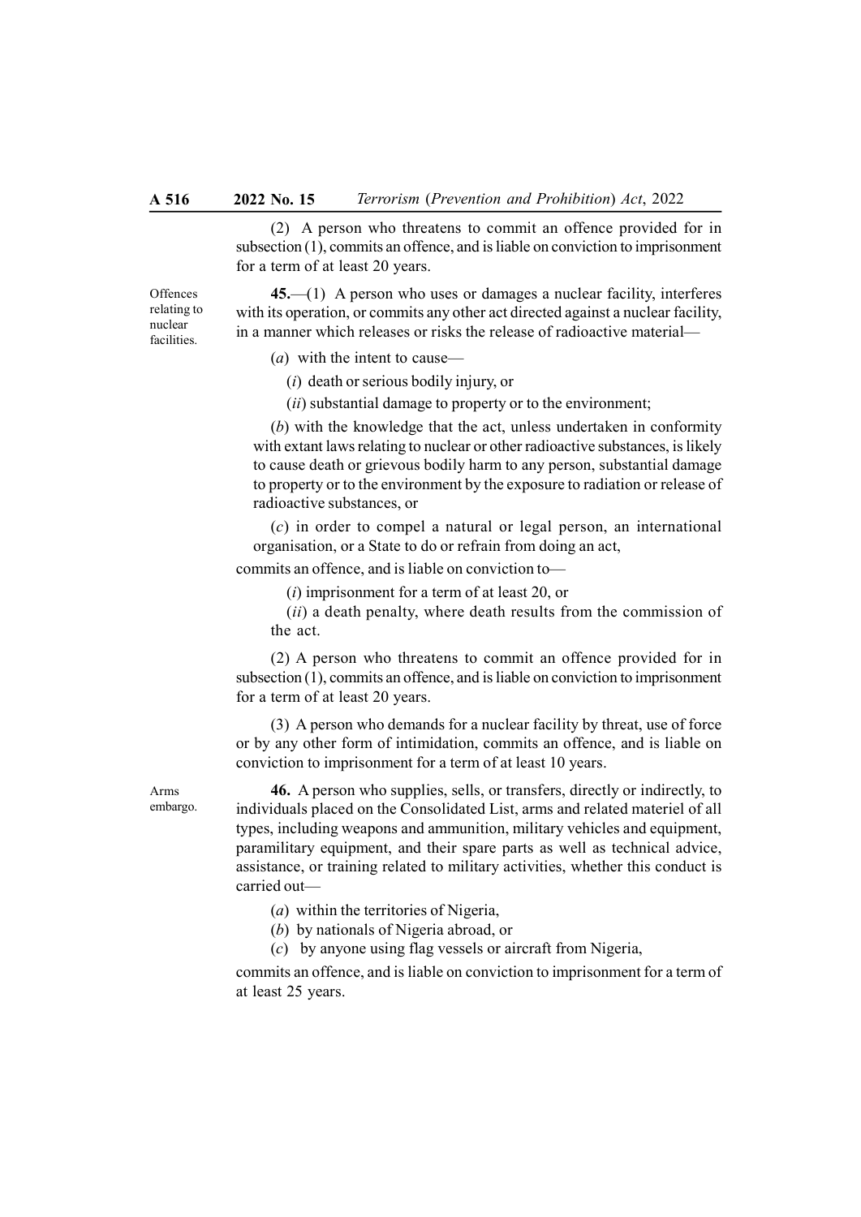(2) A person who threatens to commit an offence provided for in subsection (1), commits an offence, and is liable on conviction to imprisonment for a term of at least 20 years.

Offences relating to nuclear facilities.

**45.**—(1) A person who uses or damages a nuclear facility, interferes with its operation, or commits any other act directed against a nuclear facility, in a manner which releases or risks the release of radioactive material—

(*a*) with the intent to cause—

(*i*) death or serious bodily injury, or

(*ii*) substantial damage to property or to the environment;

(*b*) with the knowledge that the act, unless undertaken in conformity with extant laws relating to nuclear or other radioactive substances, is likely to cause death or grievous bodily harm to any person, substantial damage to property or to the environment by the exposure to radiation or release of radioactive substances, or

(*c*) in order to compel a natural or legal person, an international organisation, or a State to do or refrain from doing an act,

commits an offence, and is liable on conviction to—

(*i*) imprisonment for a term of at least 20, or

(*ii*) a death penalty, where death results from the commission of the act.

(2) A person who threatens to commit an offence provided for in subsection (1), commits an offence, and is liable on conviction to imprisonment for a term of at least 20 years.

(3) A person who demands for a nuclear facility by threat, use of force or by any other form of intimidation, commits an offence, and is liable on conviction to imprisonment for a term of at least 10 years.

Arms embargo.

**46.** A person who supplies, sells, or transfers, directly or indirectly, to individuals placed on the Consolidated List, arms and related materiel of all types, including weapons and ammunition, military vehicles and equipment, paramilitary equipment, and their spare parts as well as technical advice, assistance, or training related to military activities, whether this conduct is carried out—

(*a*) within the territories of Nigeria,

(*b*) by nationals of Nigeria abroad, or

(*c*) by anyone using flag vessels or aircraft from Nigeria,

commits an offence, and is liable on conviction to imprisonment for a term of at least 25 years.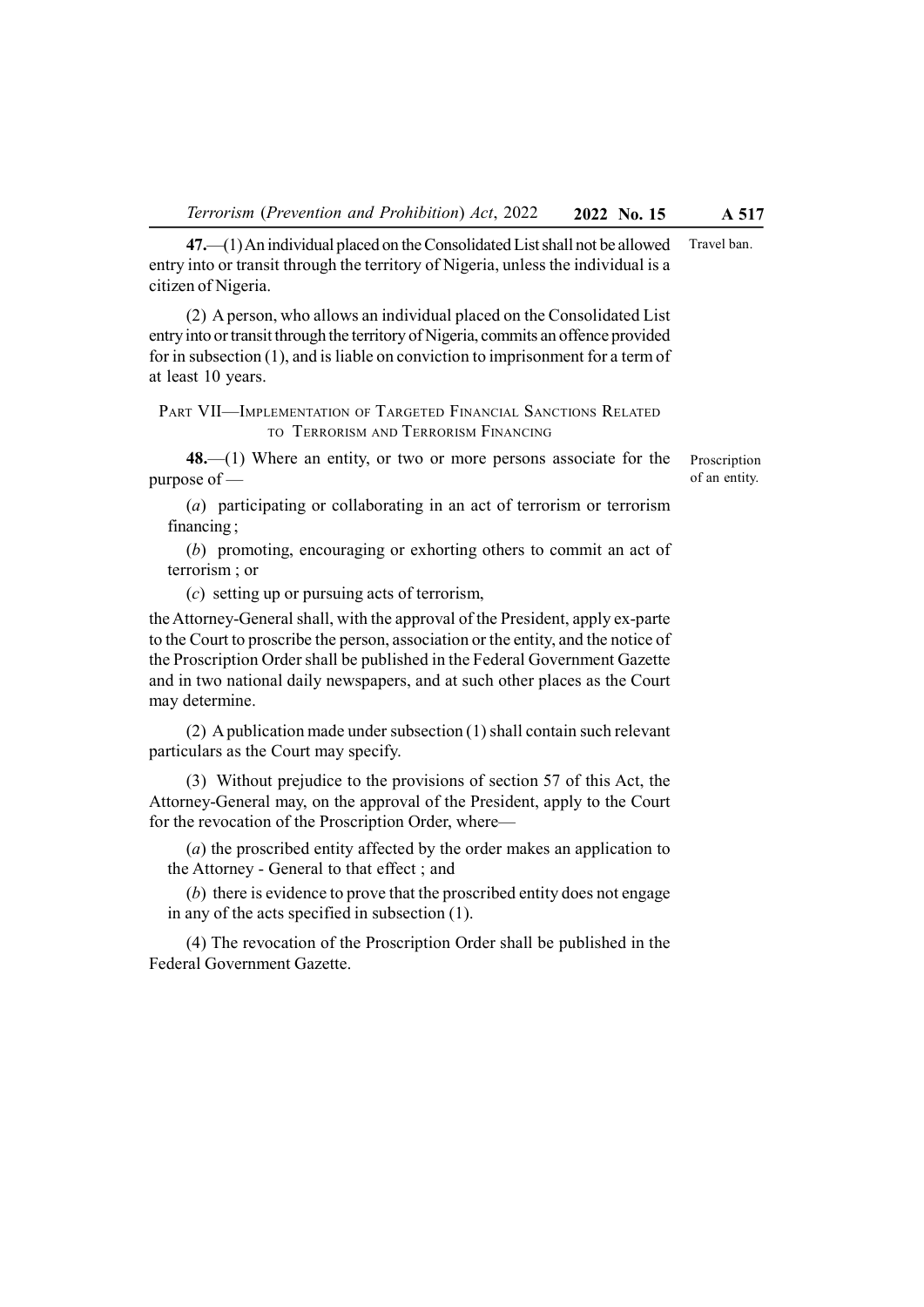**47.**—(1) An individual placed on the Consolidated List shall not be allowed entry into or transit through the territory of Nigeria, unless the individual is a citizen of Nigeria.

Travel ban.

(2) A person, who allows an individual placed on the Consolidated List entry into or transit through the territory of Nigeria, commits an offence provided for in subsection (1), and is liable on conviction to imprisonment for a term of at least 10 years.

## PART VII—IMPLEMENTATION OF TARGETED FINANCIAL SANCTIONS RELATED TO TERRORISM AND TERRORISM FINANCING

**48.**—(1) Where an entity, or two or more persons associate for the purpose of —

Proscription of an entity.

(*a*) participating or collaborating in an act of terrorism or terrorism financing ;

(*b*) promoting, encouraging or exhorting others to commit an act of terrorism ; or

(*c*) setting up or pursuing acts of terrorism,

the Attorney-General shall, with the approval of the President, apply ex-parte to the Court to proscribe the person, association or the entity, and the notice of the Proscription Order shall be published in the Federal Government Gazette and in two national daily newspapers, and at such other places as the Court may determine.

(2) A publication made under subsection (1) shall contain such relevant particulars as the Court may specify.

(3) Without prejudice to the provisions of section 57 of this Act, the Attorney-General may, on the approval of the President, apply to the Court for the revocation of the Proscription Order, where—

(*a*) the proscribed entity affected by the order makes an application to the Attorney - General to that effect ; and

(*b*) there is evidence to prove that the proscribed entity does not engage in any of the acts specified in subsection (1).

(4) The revocation of the Proscription Order shall be published in the Federal Government Gazette.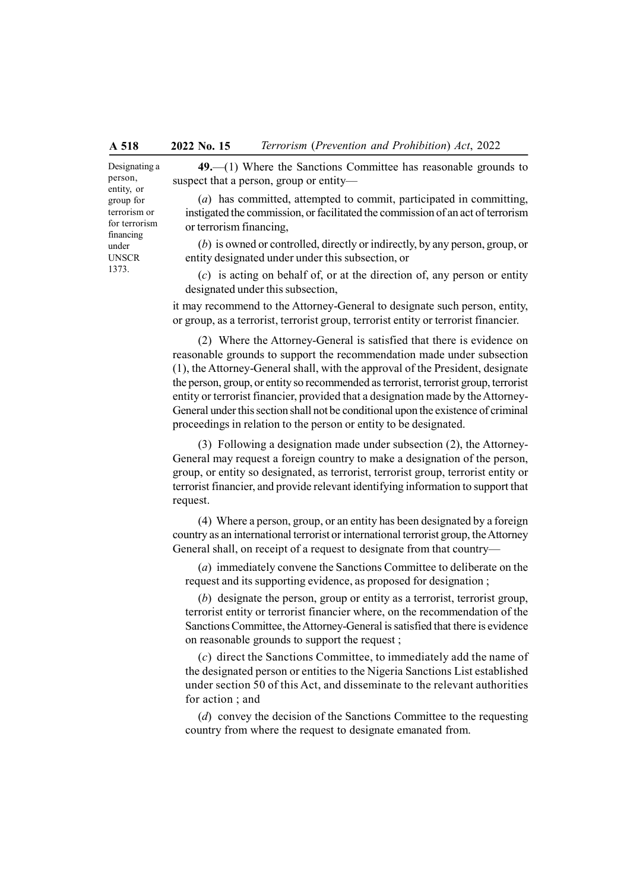Designating a person, entity, or group for terrorism or for terrorism financing under UNSCR 1373.

**49.**—(1) Where the Sanctions Committee has reasonable grounds to suspect that a person, group or entity—

(*a*) has committed, attempted to commit, participated in committing, instigated the commission, or facilitated the commission of an act of terrorism or terrorism financing,

(*b*) is owned or controlled, directly or indirectly, by any person, group, or entity designated under under this subsection, or

(*c*) is acting on behalf of, or at the direction of, any person or entity designated under this subsection,

it may recommend to the Attorney-General to designate such person, entity, or group, as a terrorist, terrorist group, terrorist entity or terrorist financier.

(2) Where the Attorney-General is satisfied that there is evidence on reasonable grounds to support the recommendation made under subsection (1), the Attorney-General shall, with the approval of the President, designate the person, group, or entity so recommended as terrorist, terrorist group, terrorist entity or terrorist financier, provided that a designation made by the Attorney-General under this section shall not be conditional upon the existence of criminal proceedings in relation to the person or entity to be designated.

(3) Following a designation made under subsection (2), the Attorney-General may request a foreign country to make a designation of the person, group, or entity so designated, as terrorist, terrorist group, terrorist entity or terrorist financier, and provide relevant identifying information to support that request.

(4) Where a person, group, or an entity has been designated by a foreign country as an international terrorist or international terrorist group, the Attorney General shall, on receipt of a request to designate from that country—

(*a*) immediately convene the Sanctions Committee to deliberate on the request and its supporting evidence, as proposed for designation ;

(*b*) designate the person, group or entity as a terrorist, terrorist group, terrorist entity or terrorist financier where, on the recommendation of the Sanctions Committee, the Attorney-General is satisfied that there is evidence on reasonable grounds to support the request ;

(*c*) direct the Sanctions Committee, to immediately add the name of the designated person or entities to the Nigeria Sanctions List established under section 50 of this Act, and disseminate to the relevant authorities for action ; and

(*d*) convey the decision of the Sanctions Committee to the requesting country from where the request to designate emanated from.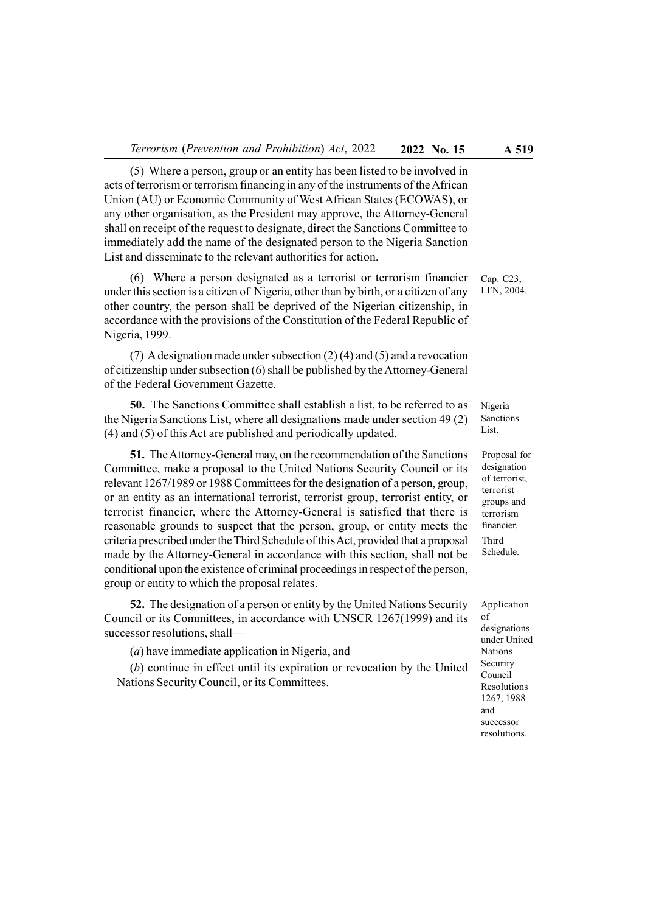(5) Where a person, group or an entity has been listed to be involved in acts of terrorism or terrorism financing in any of the instruments of the African Union (AU) or Economic Community of West African States (ECOWAS), or any other organisation, as the President may approve, the Attorney-General shall on receipt of the request to designate, direct the Sanctions Committee to immediately add the name of the designated person to the Nigeria Sanction List and disseminate to the relevant authorities for action.

(6) Where a person designated as a terrorist or terrorism financier under this section is a citizen of Nigeria, other than by birth, or a citizen of any other country, the person shall be deprived of the Nigerian citizenship, in accordance with the provisions of the Constitution of the Federal Republic of Nigeria, 1999.

Cap. C23, LFN, 2004.

(7) A designation made under subsection (2) (4) and (5) and a revocation of citizenship under subsection (6) shall be published by the Attorney-General of the Federal Government Gazette.

Nigeria Sanctions List.

**50.** The Sanctions Committee shall establish a list, to be referred to as the Nigeria Sanctions List, where all designations made under section 49 (2) (4) and (5) of this Act are published and periodically updated.

Proposal for designation of terrorist, terrorist groups and terrorism financier.

Third Schedule.

**51.** The Attorney-General may, on the recommendation of the Sanctions Committee, make a proposal to the United Nations Security Council or its relevant 1267/1989 or 1988 Committees for the designation of a person, group, or an entity as an international terrorist, terrorist group, terrorist entity, or terrorist financier, where the Attorney-General is satisfied that there is reasonable grounds to suspect that the person, group, or entity meets the criteria prescribed under the Third Schedule of this Act, provided that a proposal made by the Attorney-General in accordance with this section, shall not be conditional upon the existence of criminal proceedings in respect of the person, group or entity to which the proposal relates.

Application of designations under United Nations Security Council Resolutions 1267, 1988 and successor resolutions.

**52.** The designation of a person or entity by the United Nations Security Council or its Committees, in accordance with UNSCR 1267(1999) and its successor resolutions, shall—

(*a*) have immediate application in Nigeria, and

(*b*) continue in effect until its expiration or revocation by the United Nations Security Council, or its Committees.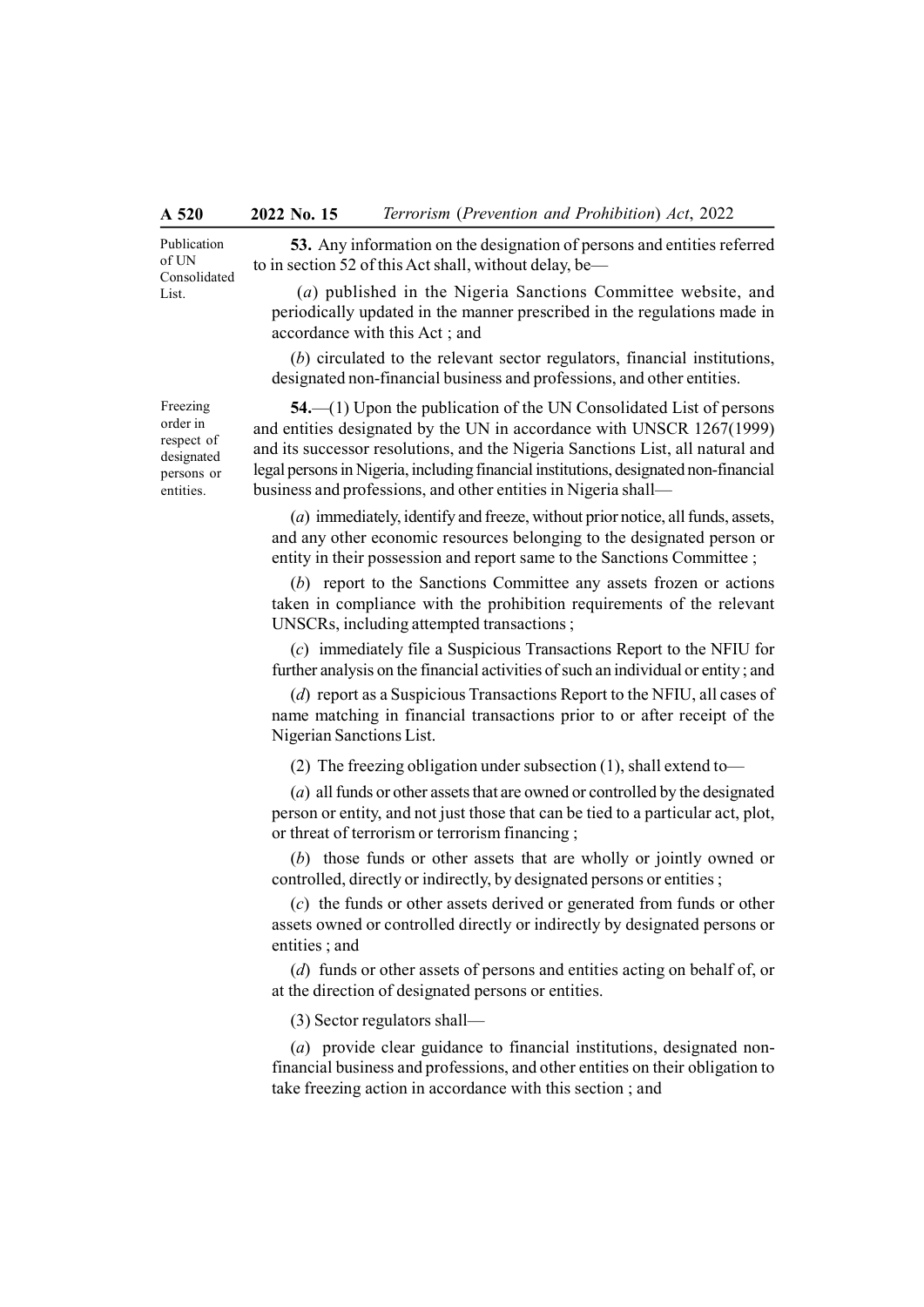**Publication of UN Consolidated List.**

**53.** Any information on the designation of persons and entities referred to in section 52 of this Act shall, without delay, be—

(*a*) published in the Nigeria Sanctions Committee website, and periodically updated in the manner prescribed in the regulations made in accordance with this Act ; and

(*b*) circulated to the relevant sector regulators, financial institutions, designated non-financial business and professions, and other entities.

**Freezing order in respect of designated persons or entities.**

**54.**—(1) Upon the publication of the UN Consolidated List of persons and entities designated by the UN in accordance with UNSCR 1267(1999) and its successor resolutions, and the Nigeria Sanctions List, all natural and legal persons in Nigeria, including financial institutions, designated non-financial business and professions, and other entities in Nigeria shall—

(*a*) immediately, identify and freeze, without prior notice, all funds, assets, and any other economic resources belonging to the designated person or entity in their possession and report same to the Sanctions Committee ;

(*b*) report to the Sanctions Committee any assets frozen or actions taken in compliance with the prohibition requirements of the relevant UNSCRs, including attempted transactions ;

(*c*) immediately file a Suspicious Transactions Report to the NFIU for further analysis on the financial activities of such an individual or entity ; and

(*d*) report as a Suspicious Transactions Report to the NFIU, all cases of name matching in financial transactions prior to or after receipt of the Nigerian Sanctions List.

(2) The freezing obligation under subsection (1), shall extend to—

(*a*) all funds or other assets that are owned or controlled by the designated person or entity, and not just those that can be tied to a particular act, plot, or threat of terrorism or terrorism financing ;

(*b*) those funds or other assets that are wholly or jointly owned or controlled, directly or indirectly, by designated persons or entities ;

(*c*) the funds or other assets derived or generated from funds or other assets owned or controlled directly or indirectly by designated persons or entities ; and

(*d*) funds or other assets of persons and entities acting on behalf of, or at the direction of designated persons or entities.

(3) Sector regulators shall—

(*a*) provide clear guidance to financial institutions, designated non-financial business and professions, and other entities on their obligation to take freezing action in accordance with this section ; and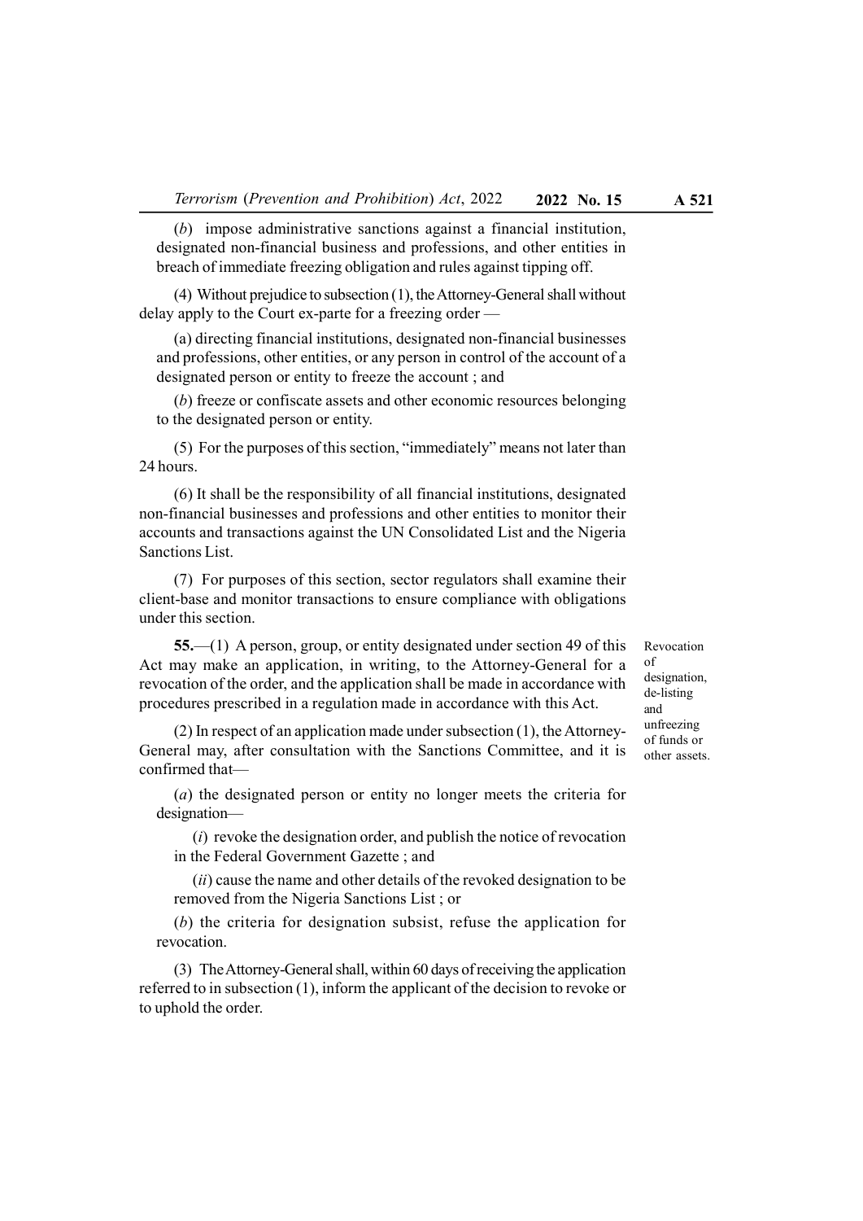(*b*) impose administrative sanctions against a financial institution, designated non-financial business and professions, and other entities in breach of immediate freezing obligation and rules against tipping off.

(4) Without prejudice to subsection (1), the Attorney-General shall without delay apply to the Court ex-parte for a freezing order —

(a) directing financial institutions, designated non-financial businesses and professions, other entities, or any person in control of the account of a designated person or entity to freeze the account ; and

(*b*) freeze or confiscate assets and other economic resources belonging to the designated person or entity.

(5) For the purposes of this section, "immediately" means not later than 24 hours.

(6) It shall be the responsibility of all financial institutions, designated non-financial businesses and professions and other entities to monitor their accounts and transactions against the UN Consolidated List and the Nigeria Sanctions List.

(7) For purposes of this section, sector regulators shall examine their client-base and monitor transactions to ensure compliance with obligations under this section.

Revocation of designation, de-listing and unfreezing of funds or other assets.

**55.**—(1) A person, group, or entity designated under section 49 of this Act may make an application, in writing, to the Attorney-General for a revocation of the order, and the application shall be made in accordance with procedures prescribed in a regulation made in accordance with this Act.

(2) In respect of an application made under subsection (1), the Attorney-General may, after consultation with the Sanctions Committee, and it is confirmed that—

(*a*) the designated person or entity no longer meets the criteria for designation—

(*i*) revoke the designation order, and publish the notice of revocation in the Federal Government Gazette ; and

(*ii*) cause the name and other details of the revoked designation to be removed from the Nigeria Sanctions List ; or

(*b*) the criteria for designation subsist, refuse the application for revocation.

(3) The Attorney-General shall, within 60 days of receiving the application referred to in subsection (1), inform the applicant of the decision to revoke or to uphold the order.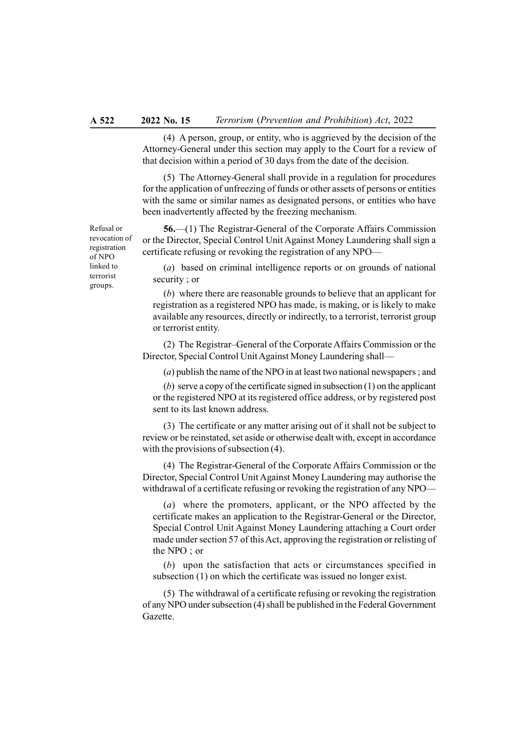(4) A person, group, or entity, who is aggrieved by the decision of the Attorney-General under this section may apply to the Court for a review of that decision within a period of 30 days from the date of the decision.

(5) The Attorney-General shall provide in a regulation for procedures for the application of unfreezing of funds or other assets of persons or entities with the same or similar names as designated persons, or entities who have been inadvertently affected by the freezing mechanism.

Refusal or revocation of registration of NPO linked to terrorist groups.

**56.**—(1) The Registrar-General of the Corporate Affairs Commission or the Director, Special Control Unit Against Money Laundering shall sign a certificate refusing or revoking the registration of any NPO—

(*a*) based on criminal intelligence reports or on grounds of national security ; or

(*b*) where there are reasonable grounds to believe that an applicant for registration as a registered NPO has made, is making, or is likely to make available any resources, directly or indirectly, to a terrorist, terrorist group or terrorist entity.

(2) The Registrar–General of the Corporate Affairs Commission or the Director, Special Control Unit Against Money Laundering shall—

(*a*) publish the name of the NPO in at least two national newspapers ; and

(*b*) serve a copy of the certificate signed in subsection (1) on the applicant or the registered NPO at its registered office address, or by registered post sent to its last known address.

(3) The certificate or any matter arising out of it shall not be subject to review or be reinstated, set aside or otherwise dealt with, except in accordance with the provisions of subsection (4).

(4) The Registrar-General of the Corporate Affairs Commission or the Director, Special Control Unit Against Money Laundering may authorise the withdrawal of a certificate refusing or revoking the registration of any NPO—

(*a*) where the promoters, applicant, or the NPO affected by the certificate makes an application to the Registrar-General or the Director, Special Control Unit Against Money Laundering attaching a Court order made under section 57 of this Act, approving the registration or relisting of the NPO ; or

(*b*) upon the satisfaction that acts or circumstances specified in subsection (1) on which the certificate was issued no longer exist.

(5) The withdrawal of a certificate refusing or revoking the registration of any NPO under subsection (4) shall be published in the Federal Government Gazette.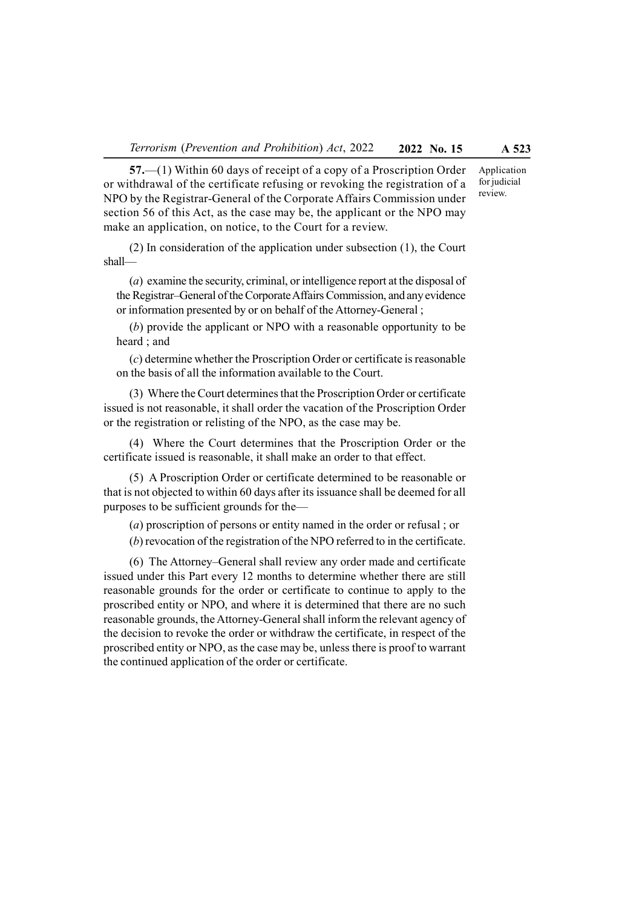**57.**—(1) Within 60 days of receipt of a copy of a Proscription Order or withdrawal of the certificate refusing or revoking the registration of a NPO by the Registrar-General of the Corporate Affairs Commission under section 56 of this Act, as the case may be, the applicant or the NPO may make an application, on notice, to the Court for a review.

Application for judicial review.

(2) In consideration of the application under subsection (1), the Court shall—

(*a*) examine the security, criminal, or intelligence report at the disposal of the Registrar–General of the Corporate Affairs Commission, and any evidence or information presented by or on behalf of the Attorney-General ;

(*b*) provide the applicant or NPO with a reasonable opportunity to be heard ; and

(*c*) determine whether the Proscription Order or certificate is reasonable on the basis of all the information available to the Court.

(3) Where the Court determines that the Proscription Order or certificate issued is not reasonable, it shall order the vacation of the Proscription Order or the registration or relisting of the NPO, as the case may be.

(4) Where the Court determines that the Proscription Order or the certificate issued is reasonable, it shall make an order to that effect.

(5) A Proscription Order or certificate determined to be reasonable or that is not objected to within 60 days after its issuance shall be deemed for all purposes to be sufficient grounds for the—

(*a*) proscription of persons or entity named in the order or refusal ; or

(*b*) revocation of the registration of the NPO referred to in the certificate.

(6) The Attorney–General shall review any order made and certificate issued under this Part every 12 months to determine whether there are still reasonable grounds for the order or certificate to continue to apply to the proscribed entity or NPO, and where it is determined that there are no such reasonable grounds, the Attorney-General shall inform the relevant agency of the decision to revoke the order or withdraw the certificate, in respect of the proscribed entity or NPO, as the case may be, unless there is proof to warrant the continued application of the order or certificate.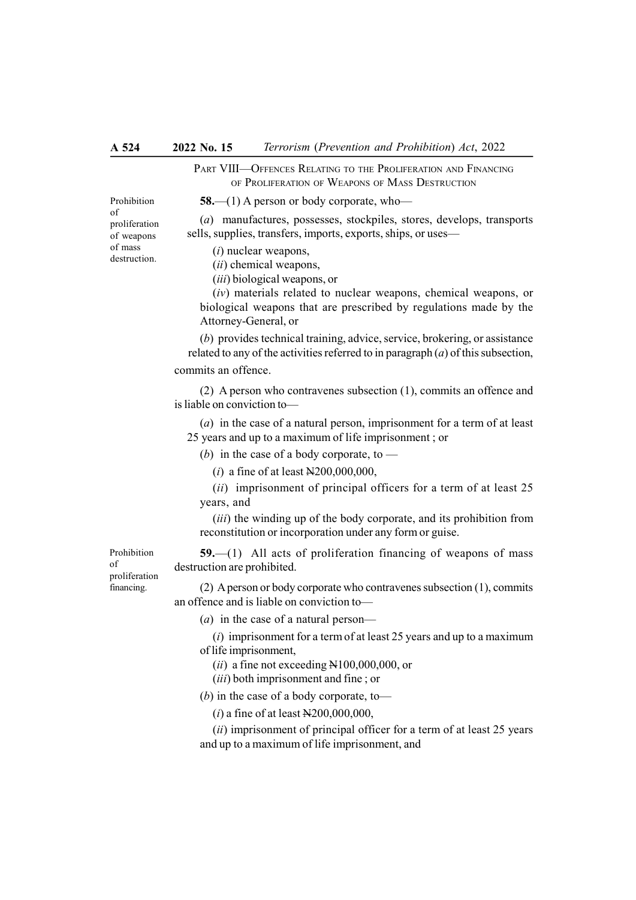## PART VIII—OFFENCES RELATING TO THE PROLIFERATION AND FINANCING OF PROLIFERATION OF WEAPONS OF MASS DESTRUCTION

Prohibition of proliferation of weapons of mass destruction.

**58.**—(1) A person or body corporate, who—

(*a*) manufactures, possesses, stockpiles, stores, develops, transports sells, supplies, transfers, imports, exports, ships, or uses—

(*i*) nuclear weapons,

(*ii*) chemical weapons,

(*iii*) biological weapons, or

(*iv*) materials related to nuclear weapons, chemical weapons, or biological weapons that are prescribed by regulations made by the Attorney-General, or

(*b*) provides technical training, advice, service, brokering, or assistance related to any of the activities referred to in paragraph (*a*) of this subsection,

commits an offence.

(2) A person who contravenes subsection (1), commits an offence and is liable on conviction to—

(*a*) in the case of a natural person, imprisonment for a term of at least 25 years and up to a maximum of life imprisonment ; or

(*b*) in the case of a body corporate, to —

(*i*) a fine of at least ₦200,000,000,

(*ii*) imprisonment of principal officers for a term of at least 25 years, and

(*iii*) the winding up of the body corporate, and its prohibition from reconstitution or incorporation under any form or guise.

Prohibition of proliferation financing.

**59.**—(1) All acts of proliferation financing of weapons of mass destruction are prohibited.

(2) A person or body corporate who contravenes subsection (1), commits an offence and is liable on conviction to—

(*a*) in the case of a natural person—

(*i*) imprisonment for a term of at least 25 years and up to a maximum of life imprisonment,

(*ii*) a fine not exceeding ₦100,000,000, or

(*iii*) both imprisonment and fine ; or

(*b*) in the case of a body corporate, to—

(*i*) a fine of at least ₦200,000,000,

(*ii*) imprisonment of principal officer for a term of at least 25 years and up to a maximum of life imprisonment, and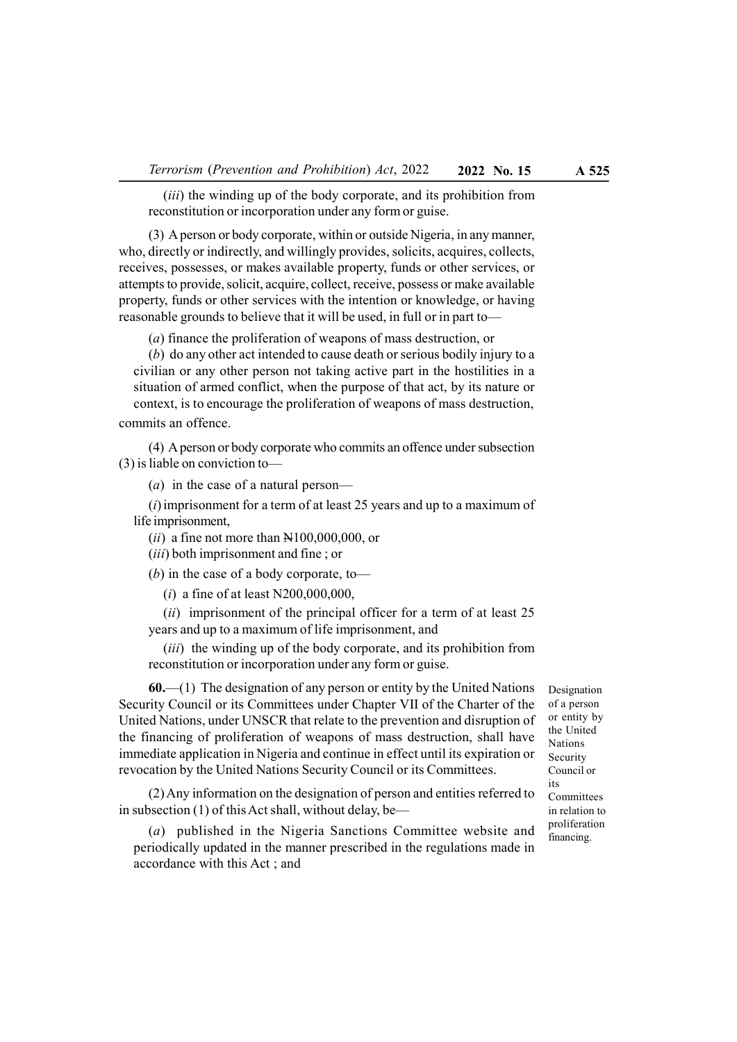(*iii*) the winding up of the body corporate, and its prohibition from reconstitution or incorporation under any form or guise.

(3) A person or body corporate, within or outside Nigeria, in any manner, who, directly or indirectly, and willingly provides, solicits, acquires, collects, receives, possesses, or makes available property, funds or other services, or attempts to provide, solicit, acquire, collect, receive, possess or make available property, funds or other services with the intention or knowledge, or having reasonable grounds to believe that it will be used, in full or in part to—

(*a*) finance the proliferation of weapons of mass destruction, or

(*b*) do any other act intended to cause death or serious bodily injury to a civilian or any other person not taking active part in the hostilities in a situation of armed conflict, when the purpose of that act, by its nature or context, is to encourage the proliferation of weapons of mass destruction,

commits an offence.

(4) A person or body corporate who commits an offence under subsection (3) is liable on conviction to—

(*a*) in the case of a natural person—

(*i*) imprisonment for a term of at least 25 years and up to a maximum of life imprisonment,

(*ii*) a fine not more than ₦100,000,000, or

(*iii*) both imprisonment and fine ; or

(*b*) in the case of a body corporate, to—

(*i*) a fine of at least N200,000,000,

(*ii*) imprisonment of the principal officer for a term of at least 25 years and up to a maximum of life imprisonment, and

(*iii*) the winding up of the body corporate, and its prohibition from reconstitution or incorporation under any form or guise.

*Designation of a person or entity by the United Nations Security Council or its Committees in relation to proliferation financing.*

**60.**—(1) The designation of any person or entity by the United Nations Security Council or its Committees under Chapter VII of the Charter of the United Nations, under UNSCR that relate to the prevention and disruption of the financing of proliferation of weapons of mass destruction, shall have immediate application in Nigeria and continue in effect until its expiration or revocation by the United Nations Security Council or its Committees.

(2) Any information on the designation of person and entities referred to in subsection (1) of this Act shall, without delay, be—

(*a*) published in the Nigeria Sanctions Committee website and periodically updated in the manner prescribed in the regulations made in accordance with this Act ; and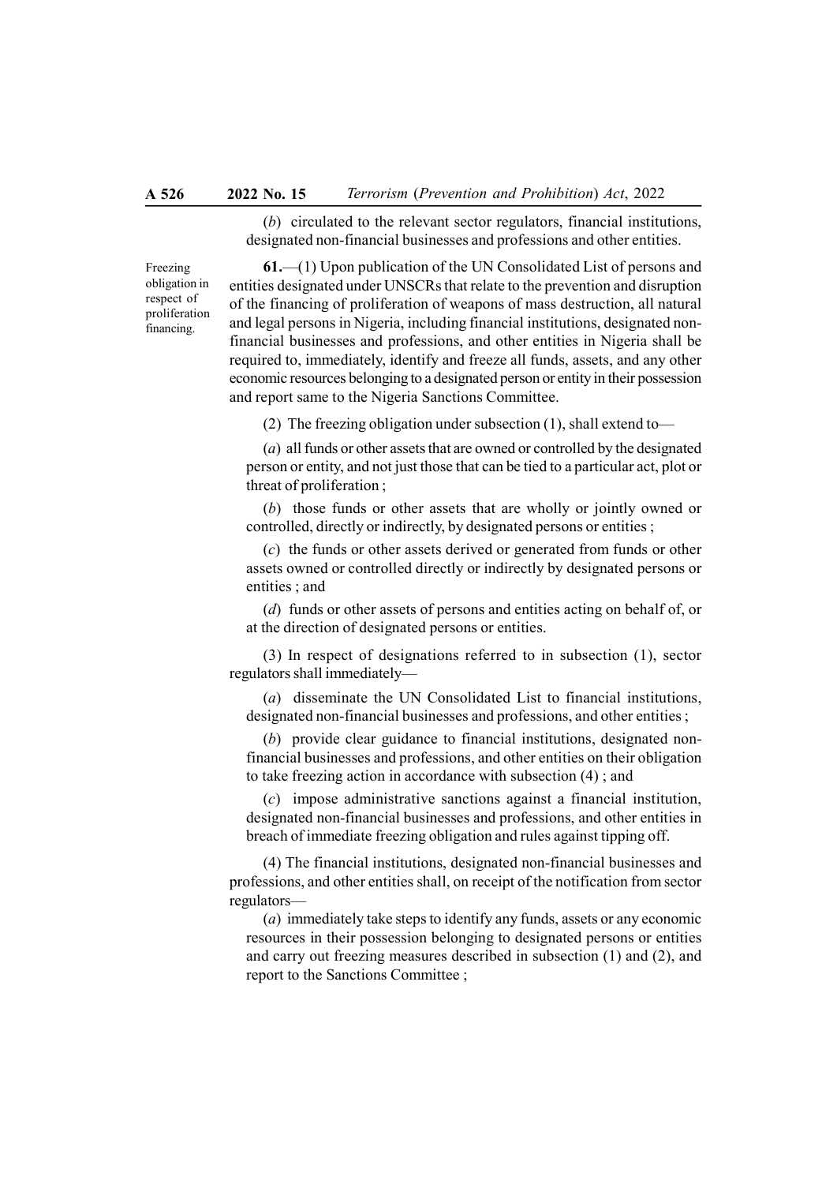(*b*) circulated to the relevant sector regulators, financial institutions, designated non-financial businesses and professions and other entities.

Freezing obligation in respect of proliferation financing.

**61.**—(1) Upon publication of the UN Consolidated List of persons and entities designated under UNSCRs that relate to the prevention and disruption of the financing of proliferation of weapons of mass destruction, all natural and legal persons in Nigeria, including financial institutions, designated non-financial businesses and professions, and other entities in Nigeria shall be required to, immediately, identify and freeze all funds, assets, and any other economic resources belonging to a designated person or entity in their possession and report same to the Nigeria Sanctions Committee.

(2) The freezing obligation under subsection (1), shall extend to—

(*a*) all funds or other assets that are owned or controlled by the designated person or entity, and not just those that can be tied to a particular act, plot or threat of proliferation ;

(*b*) those funds or other assets that are wholly or jointly owned or controlled, directly or indirectly, by designated persons or entities ;

(*c*) the funds or other assets derived or generated from funds or other assets owned or controlled directly or indirectly by designated persons or entities ; and

(*d*) funds or other assets of persons and entities acting on behalf of, or at the direction of designated persons or entities.

(3) In respect of designations referred to in subsection (1), sector regulators shall immediately—

(*a*) disseminate the UN Consolidated List to financial institutions, designated non-financial businesses and professions, and other entities ;

(*b*) provide clear guidance to financial institutions, designated non-financial businesses and professions, and other entities on their obligation to take freezing action in accordance with subsection (4) ; and

(*c*) impose administrative sanctions against a financial institution, designated non-financial businesses and professions, and other entities in breach of immediate freezing obligation and rules against tipping off.

(4) The financial institutions, designated non-financial businesses and professions, and other entities shall, on receipt of the notification from sector regulators—

(*a*) immediately take steps to identify any funds, assets or any economic resources in their possession belonging to designated persons or entities and carry out freezing measures described in subsection (1) and (2), and report to the Sanctions Committee ;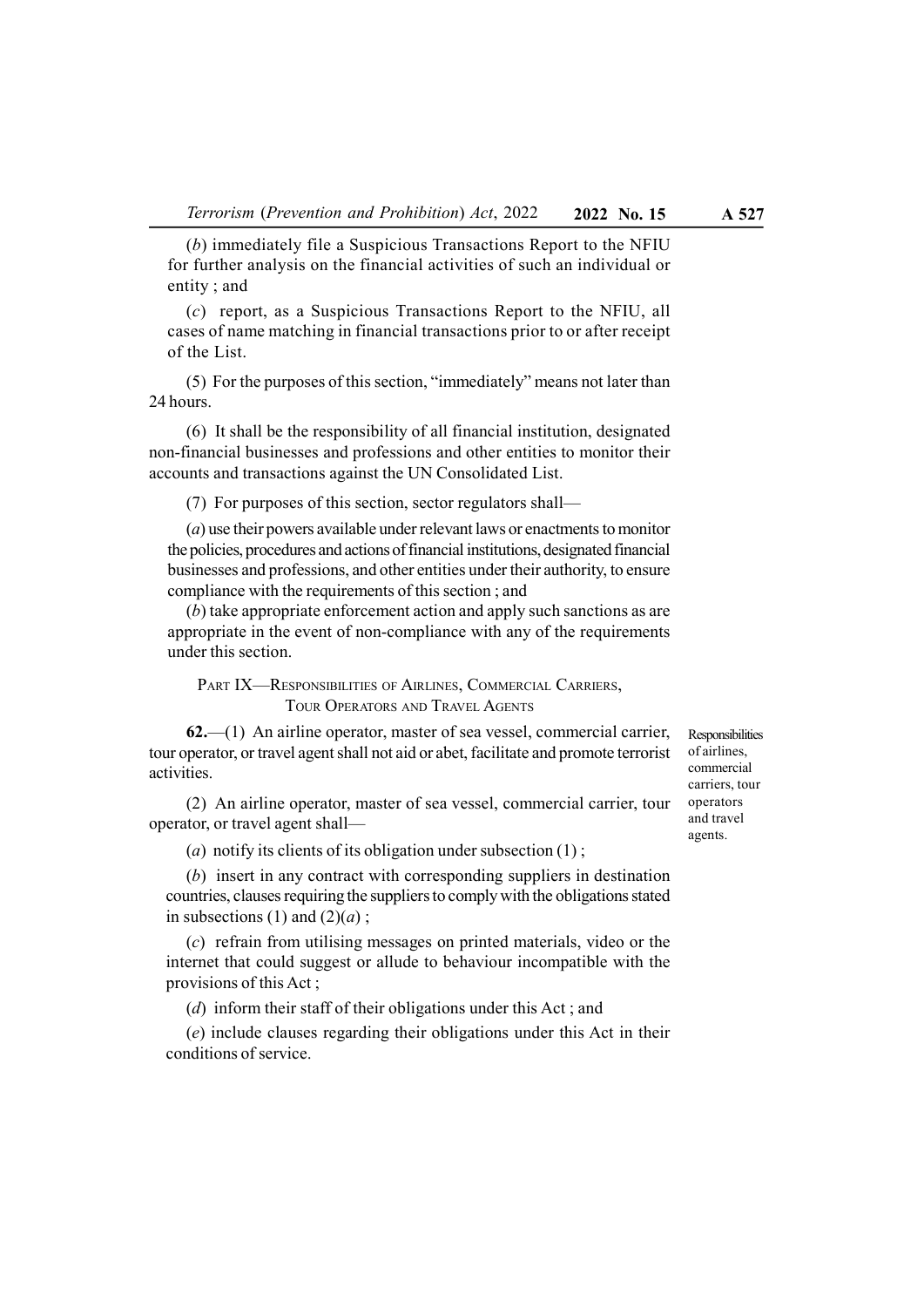(*b*) immediately file a Suspicious Transactions Report to the NFIU for further analysis on the financial activities of such an individual or entity ; and

(*c*) report, as a Suspicious Transactions Report to the NFIU, all cases of name matching in financial transactions prior to or after receipt of the List.

(5) For the purposes of this section, "immediately" means not later than 24 hours.

(6) It shall be the responsibility of all financial institution, designated non-financial businesses and professions and other entities to monitor their accounts and transactions against the UN Consolidated List.

(7) For purposes of this section, sector regulators shall—

(*a*) use their powers available under relevant laws or enactments to monitor the policies, procedures and actions of financial institutions, designated financial businesses and professions, and other entities under their authority, to ensure compliance with the requirements of this section ; and

(*b*) take appropriate enforcement action and apply such sanctions as are appropriate in the event of non-compliance with any of the requirements under this section.

## PART IX—RESPONSIBILITIES OF AIRLINES, COMMERCIAL CARRIERS, TOUR OPERATORS AND TRAVEL AGENTS

*Responsibilities of airlines, commercial carriers, tour operators and travel agents.*

**62.**—(1) An airline operator, master of sea vessel, commercial carrier, tour operator, or travel agent shall not aid or abet, facilitate and promote terrorist activities.

(2) An airline operator, master of sea vessel, commercial carrier, tour operator, or travel agent shall—

(*a*) notify its clients of its obligation under subsection (1) ;

(*b*) insert in any contract with corresponding suppliers in destination countries, clauses requiring the suppliers to comply with the obligations stated in subsections (1) and (2)(*a*) ;

(*c*) refrain from utilising messages on printed materials, video or the internet that could suggest or allude to behaviour incompatible with the provisions of this Act ;

(*d*) inform their staff of their obligations under this Act ; and

(*e*) include clauses regarding their obligations under this Act in their conditions of service.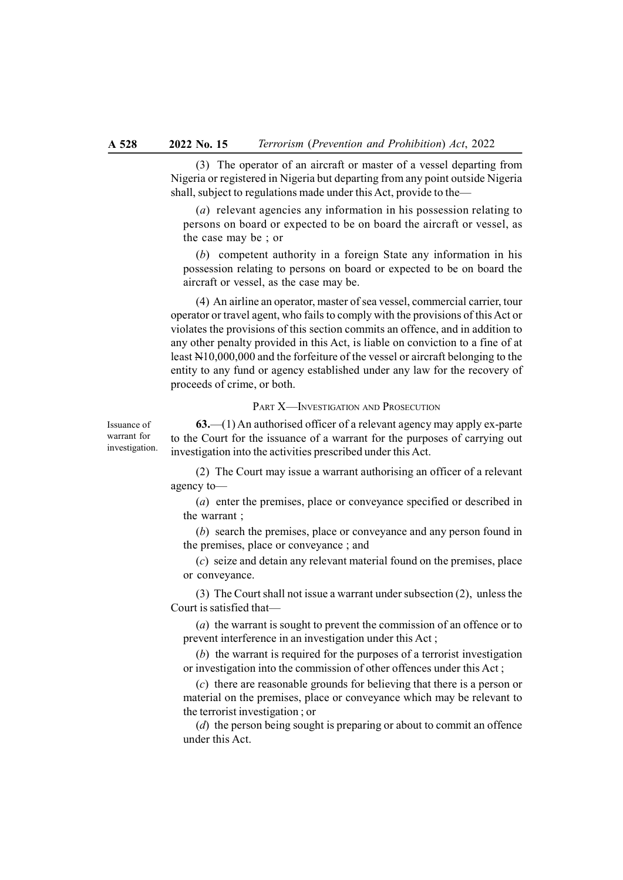(3) The operator of an aircraft or master of a vessel departing from Nigeria or registered in Nigeria but departing from any point outside Nigeria shall, subject to regulations made under this Act, provide to the—

(*a*) relevant agencies any information in his possession relating to persons on board or expected to be on board the aircraft or vessel, as the case may be ; or

(*b*) competent authority in a foreign State any information in his possession relating to persons on board or expected to be on board the aircraft or vessel, as the case may be.

(4) An airline an operator, master of sea vessel, commercial carrier, tour operator or travel agent, who fails to comply with the provisions of this Act or violates the provisions of this section commits an offence, and in addition to any other penalty provided in this Act, is liable on conviction to a fine of at least ₦10,000,000 and the forfeiture of the vessel or aircraft belonging to the entity to any fund or agency established under any law for the recovery of proceeds of crime, or both.

## PART X—INVESTIGATION AND PROSECUTION

*Issuance of warrant for investigation.*

**63.**—(1) An authorised officer of a relevant agency may apply ex-parte to the Court for the issuance of a warrant for the purposes of carrying out investigation into the activities prescribed under this Act.

(2) The Court may issue a warrant authorising an officer of a relevant agency to—

(*a*) enter the premises, place or conveyance specified or described in the warrant ;

(*b*) search the premises, place or conveyance and any person found in the premises, place or conveyance ; and

(*c*) seize and detain any relevant material found on the premises, place or conveyance.

(3) The Court shall not issue a warrant under subsection (2), unless the Court is satisfied that—

(*a*) the warrant is sought to prevent the commission of an offence or to prevent interference in an investigation under this Act ;

(*b*) the warrant is required for the purposes of a terrorist investigation or investigation into the commission of other offences under this Act ;

(*c*) there are reasonable grounds for believing that there is a person or material on the premises, place or conveyance which may be relevant to the terrorist investigation ; or

(*d*) the person being sought is preparing or about to commit an offence under this Act.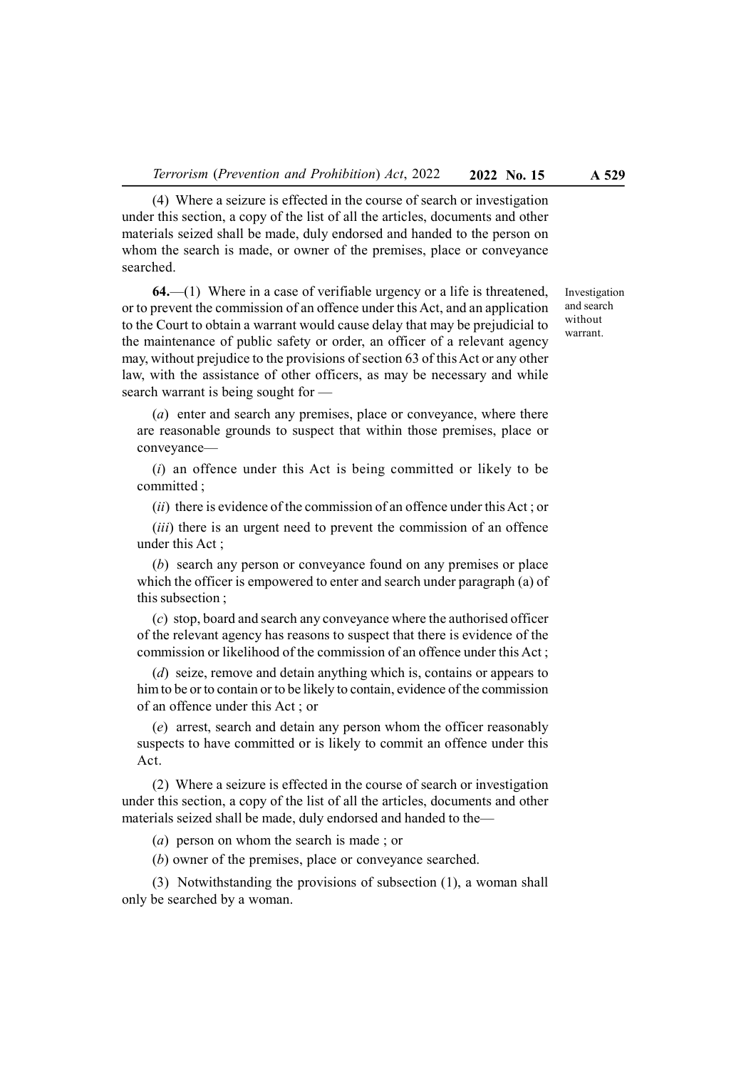(4) Where a seizure is effected in the course of search or investigation under this section, a copy of the list of all the articles, documents and other materials seized shall be made, duly endorsed and handed to the person on whom the search is made, or owner of the premises, place or conveyance searched.

Investigation and search without warrant.

**64.**—(1) Where in a case of verifiable urgency or a life is threatened, or to prevent the commission of an offence under this Act, and an application to the Court to obtain a warrant would cause delay that may be prejudicial to the maintenance of public safety or order, an officer of a relevant agency may, without prejudice to the provisions of section 63 of this Act or any other law, with the assistance of other officers, as may be necessary and while search warrant is being sought for —

(*a*) enter and search any premises, place or conveyance, where there are reasonable grounds to suspect that within those premises, place or conveyance—

(*i*) an offence under this Act is being committed or likely to be committed ;

(*ii*) there is evidence of the commission of an offence under this Act ; or

(*iii*) there is an urgent need to prevent the commission of an offence under this Act ;

(*b*) search any person or conveyance found on any premises or place which the officer is empowered to enter and search under paragraph (a) of this subsection ;

(*c*) stop, board and search any conveyance where the authorised officer of the relevant agency has reasons to suspect that there is evidence of the commission or likelihood of the commission of an offence under this Act ;

(*d*) seize, remove and detain anything which is, contains or appears to him to be or to contain or to be likely to contain, evidence of the commission of an offence under this Act ; or

(*e*) arrest, search and detain any person whom the officer reasonably suspects to have committed or is likely to commit an offence under this Act.

(2) Where a seizure is effected in the course of search or investigation under this section, a copy of the list of all the articles, documents and other materials seized shall be made, duly endorsed and handed to the—

(*a*) person on whom the search is made ; or

(*b*) owner of the premises, place or conveyance searched.

(3) Notwithstanding the provisions of subsection (1), a woman shall only be searched by a woman.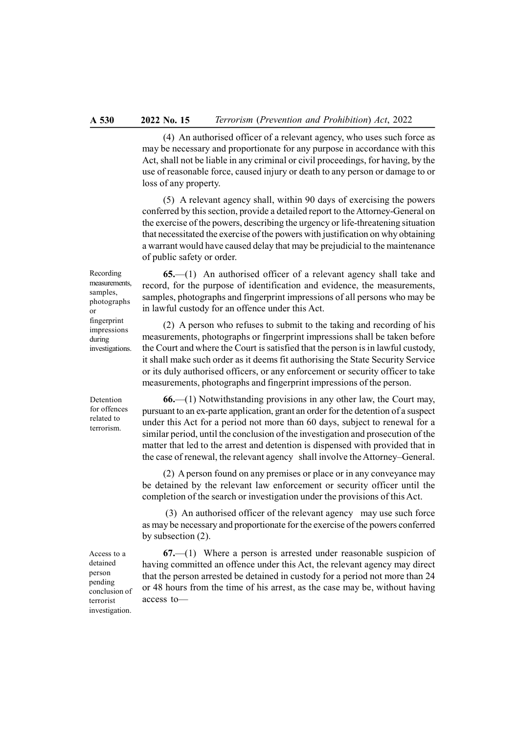(4) An authorised officer of a relevant agency, who uses such force as may be necessary and proportionate for any purpose in accordance with this Act, shall not be liable in any criminal or civil proceedings, for having, by the use of reasonable force, caused injury or death to any person or damage to or loss of any property.

(5) A relevant agency shall, within 90 days of exercising the powers conferred by this section, provide a detailed report to the Attorney-General on the exercise of the powers, describing the urgency or life-threatening situation that necessitated the exercise of the powers with justification on why obtaining a warrant would have caused delay that may be prejudicial to the maintenance of public safety or order.

*Recording measurements, samples, photographs or fingerprint impressions during investigations.*

**65.**—(1) An authorised officer of a relevant agency shall take and record, for the purpose of identification and evidence, the measurements, samples, photographs and fingerprint impressions of all persons who may be in lawful custody for an offence under this Act.

(2) A person who refuses to submit to the taking and recording of his measurements, photographs or fingerprint impressions shall be taken before the Court and where the Court is satisfied that the person is in lawful custody, it shall make such order as it deems fit authorising the State Security Service or its duly authorised officers, or any enforcement or security officer to take measurements, photographs and fingerprint impressions of the person.

*Detention for offences related to terrorism.*

**66.**—(1) Notwithstanding provisions in any other law, the Court may, pursuant to an ex-parte application, grant an order for the detention of a suspect under this Act for a period not more than 60 days, subject to renewal for a similar period, until the conclusion of the investigation and prosecution of the matter that led to the arrest and detention is dispensed with provided that in the case of renewal, the relevant agency shall involve the Attorney–General.

(2) A person found on any premises or place or in any conveyance may be detained by the relevant law enforcement or security officer until the completion of the search or investigation under the provisions of this Act.

(3) An authorised officer of the relevant agency may use such force as may be necessary and proportionate for the exercise of the powers conferred by subsection (2).

*Access to a detained person pending conclusion of terrorist investigation.*

**67.**—(1) Where a person is arrested under reasonable suspicion of having committed an offence under this Act, the relevant agency may direct that the person arrested be detained in custody for a period not more than 24 or 48 hours from the time of his arrest, as the case may be, without having access to—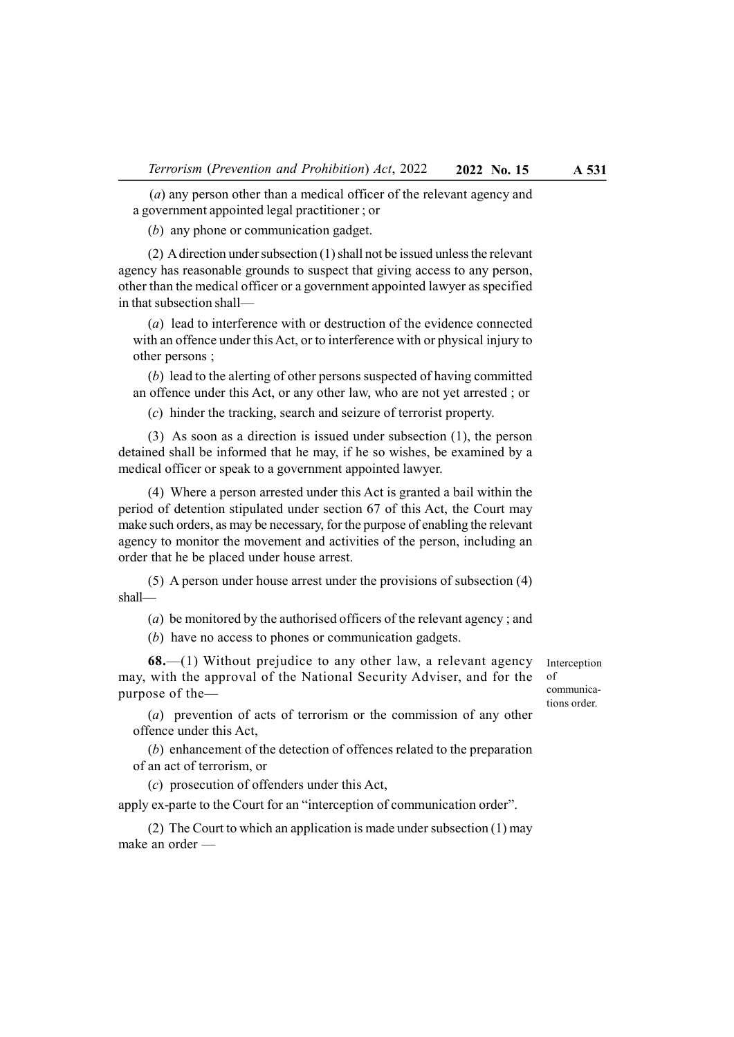(*a*) any person other than a medical officer of the relevant agency and a government appointed legal practitioner ; or

(*b*) any phone or communication gadget.

(2) A direction under subsection (1) shall not be issued unless the relevant agency has reasonable grounds to suspect that giving access to any person, other than the medical officer or a government appointed lawyer as specified in that subsection shall—

(*a*) lead to interference with or destruction of the evidence connected with an offence under this Act, or to interference with or physical injury to other persons ;

(*b*) lead to the alerting of other persons suspected of having committed an offence under this Act, or any other law, who are not yet arrested ; or

(*c*) hinder the tracking, search and seizure of terrorist property.

(3) As soon as a direction is issued under subsection (1), the person detained shall be informed that he may, if he so wishes, be examined by a medical officer or speak to a government appointed lawyer.

(4) Where a person arrested under this Act is granted a bail within the period of detention stipulated under section 67 of this Act, the Court may make such orders, as may be necessary, for the purpose of enabling the relevant agency to monitor the movement and activities of the person, including an order that he be placed under house arrest.

(5) A person under house arrest under the provisions of subsection (4) shall—

(*a*) be monitored by the authorised officers of the relevant agency ; and

(*b*) have no access to phones or communication gadgets.

Interception of communications order.

**68.**—(1) Without prejudice to any other law, a relevant agency may, with the approval of the National Security Adviser, and for the purpose of the—

(*a*) prevention of acts of terrorism or the commission of any other offence under this Act,

(*b*) enhancement of the detection of offences related to the preparation of an act of terrorism, or

(*c*) prosecution of offenders under this Act,

apply ex-parte to the Court for an "interception of communication order".

(2) The Court to which an application is made under subsection (1) may make an order —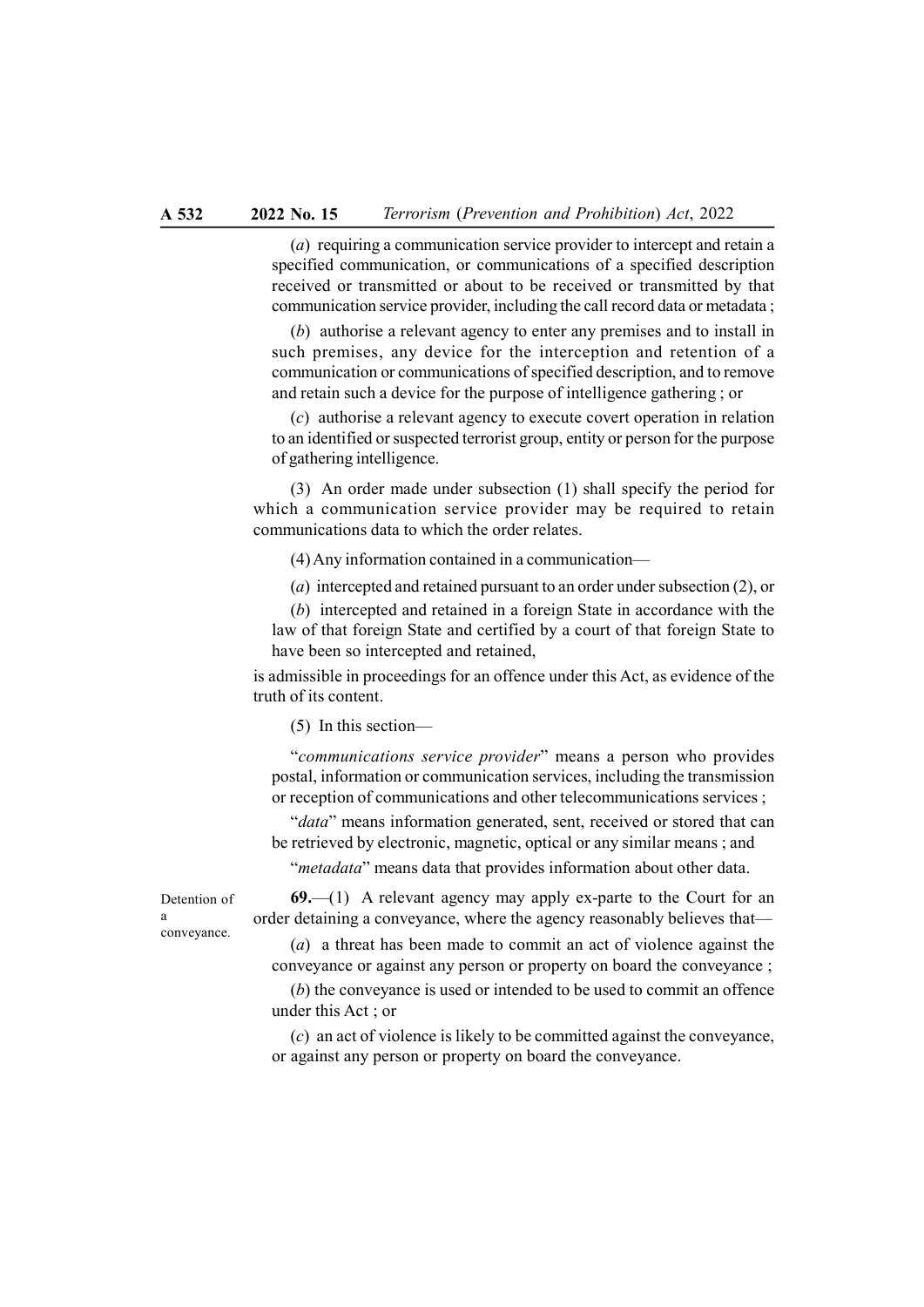(*a*) requiring a communication service provider to intercept and retain a specified communication, or communications of a specified description received or transmitted or about to be received or transmitted by that communication service provider, including the call record data or metadata ;

(*b*) authorise a relevant agency to enter any premises and to install in such premises, any device for the interception and retention of a communication or communications of specified description, and to remove and retain such a device for the purpose of intelligence gathering ; or

(*c*) authorise a relevant agency to execute covert operation in relation to an identified or suspected terrorist group, entity or person for the purpose of gathering intelligence.

(3) An order made under subsection (1) shall specify the period for which a communication service provider may be required to retain communications data to which the order relates.

(4) Any information contained in a communication—

(*a*) intercepted and retained pursuant to an order under subsection (2), or

(*b*) intercepted and retained in a foreign State in accordance with the law of that foreign State and certified by a court of that foreign State to have been so intercepted and retained,

is admissible in proceedings for an offence under this Act, as evidence of the truth of its content.

(5) In this section—

"*communications service provider*" means a person who provides postal, information or communication services, including the transmission or reception of communications and other telecommunications services ;

"*data*" means information generated, sent, received or stored that can be retrieved by electronic, magnetic, optical or any similar means ; and

"*metadata*" means data that provides information about other data.

Detention of a conveyance.

**69.**—(1) A relevant agency may apply ex-parte to the Court for an order detaining a conveyance, where the agency reasonably believes that—

(*a*) a threat has been made to commit an act of violence against the conveyance or against any person or property on board the conveyance ;

(*b*) the conveyance is used or intended to be used to commit an offence under this Act ; or

(*c*) an act of violence is likely to be committed against the conveyance, or against any person or property on board the conveyance.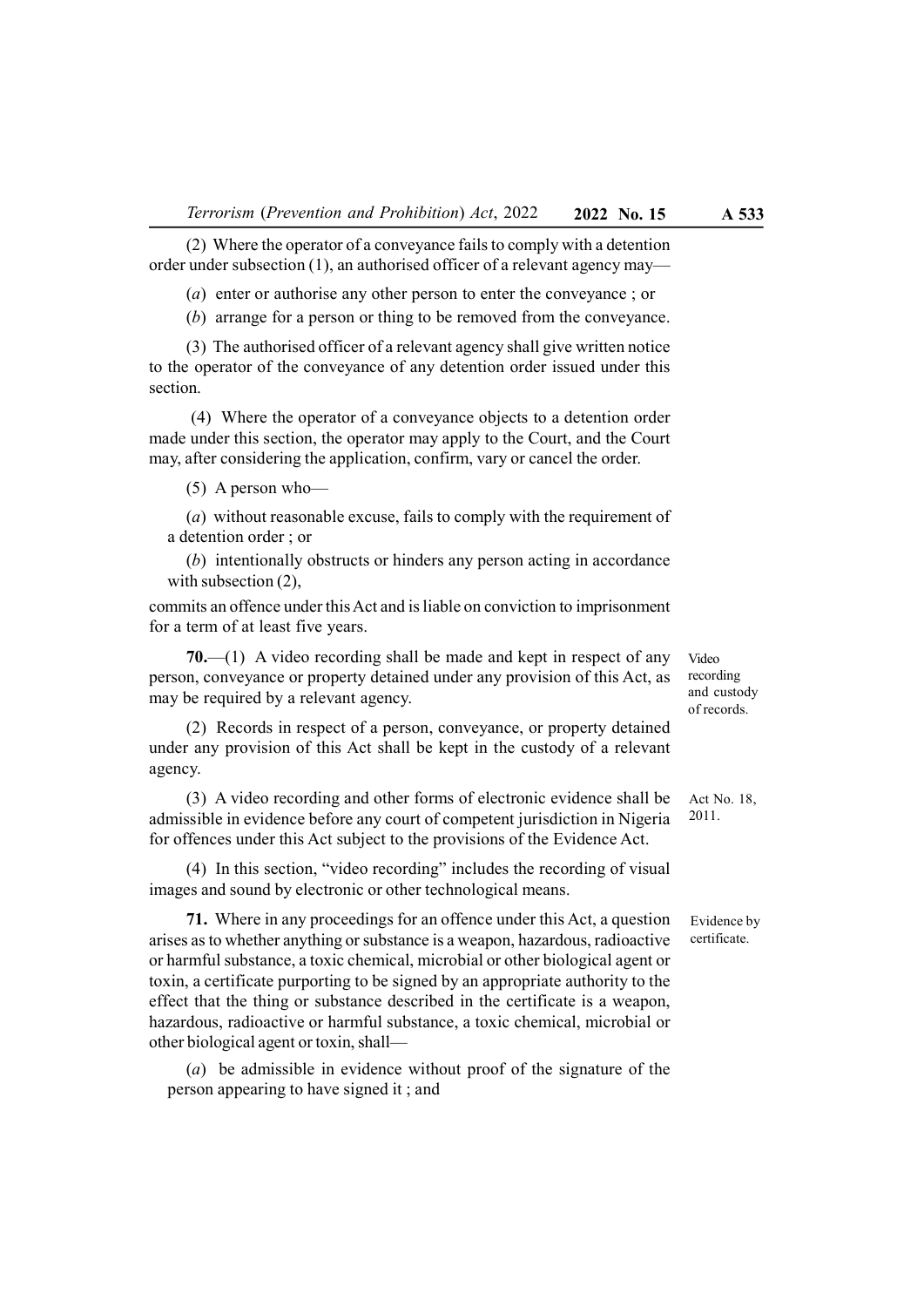(2) Where the operator of a conveyance fails to comply with a detention order under subsection (1), an authorised officer of a relevant agency may—

(*a*) enter or authorise any other person to enter the conveyance ; or

(*b*) arrange for a person or thing to be removed from the conveyance.

(3) The authorised officer of a relevant agency shall give written notice to the operator of the conveyance of any detention order issued under this section.

(4) Where the operator of a conveyance objects to a detention order made under this section, the operator may apply to the Court, and the Court may, after considering the application, confirm, vary or cancel the order.

(5) A person who—

(*a*) without reasonable excuse, fails to comply with the requirement of a detention order ; or

(*b*) intentionally obstructs or hinders any person acting in accordance with subsection (2),

commits an offence under this Act and is liable on conviction to imprisonment for a term of at least five years.

*Video recording and custody of records.*

**70.**—(1) A video recording shall be made and kept in respect of any person, conveyance or property detained under any provision of this Act, as may be required by a relevant agency.

(2) Records in respect of a person, conveyance, or property detained under any provision of this Act shall be kept in the custody of a relevant agency.

*Act No. 18, 2011.*

(3) A video recording and other forms of electronic evidence shall be admissible in evidence before any court of competent jurisdiction in Nigeria for offences under this Act subject to the provisions of the Evidence Act.

(4) In this section, "video recording" includes the recording of visual images and sound by electronic or other technological means.

*Evidence by certificate.*

**71.** Where in any proceedings for an offence under this Act, a question arises as to whether anything or substance is a weapon, hazardous, radioactive or harmful substance, a toxic chemical, microbial or other biological agent or toxin, a certificate purporting to be signed by an appropriate authority to the effect that the thing or substance described in the certificate is a weapon, hazardous, radioactive or harmful substance, a toxic chemical, microbial or other biological agent or toxin, shall—

(*a*) be admissible in evidence without proof of the signature of the person appearing to have signed it ; and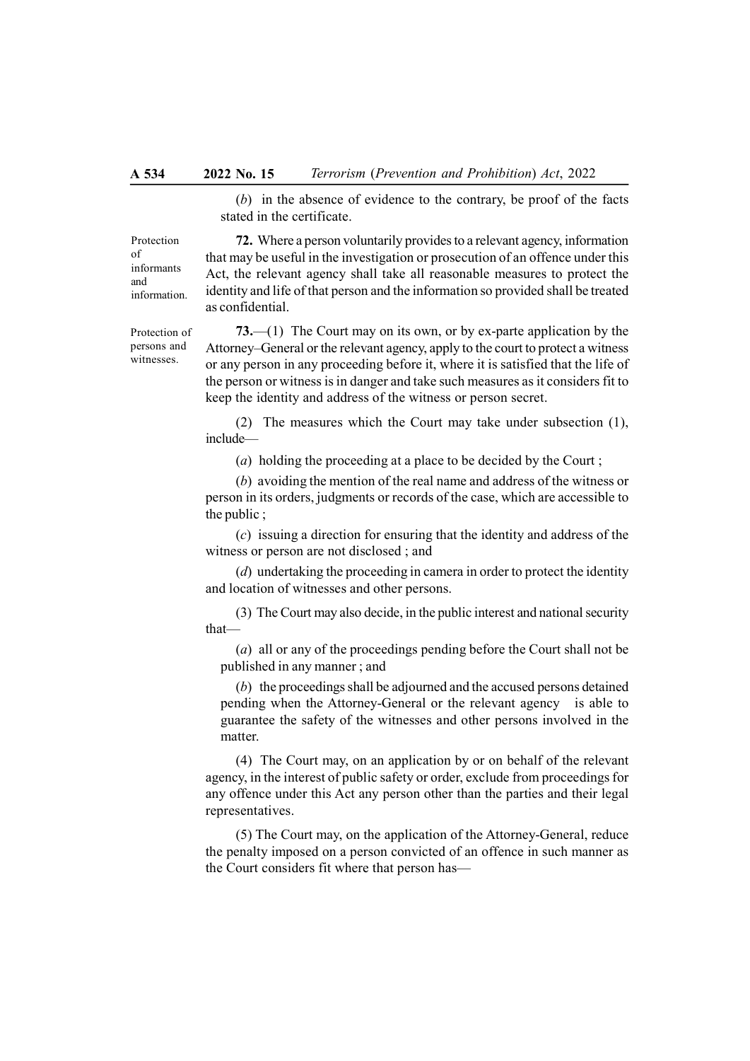(*b*) in the absence of evidence to the contrary, be proof of the facts stated in the certificate.

Protection of informants and information.

**72.** Where a person voluntarily provides to a relevant agency, information that may be useful in the investigation or prosecution of an offence under this Act, the relevant agency shall take all reasonable measures to protect the identity and life of that person and the information so provided shall be treated as confidential.

Protection of persons and witnesses.

**73.**—(1) The Court may on its own, or by ex-parte application by the Attorney–General or the relevant agency, apply to the court to protect a witness or any person in any proceeding before it, where it is satisfied that the life of the person or witness is in danger and take such measures as it considers fit to keep the identity and address of the witness or person secret.

(2) The measures which the Court may take under subsection (1), include—

(*a*) holding the proceeding at a place to be decided by the Court ;

(*b*) avoiding the mention of the real name and address of the witness or person in its orders, judgments or records of the case, which are accessible to the public ;

(*c*) issuing a direction for ensuring that the identity and address of the witness or person are not disclosed ; and

(*d*) undertaking the proceeding in camera in order to protect the identity and location of witnesses and other persons.

(3) The Court may also decide, in the public interest and national security that—

(*a*) all or any of the proceedings pending before the Court shall not be published in any manner ; and

(*b*) the proceedings shall be adjourned and the accused persons detained pending when the Attorney-General or the relevant agency is able to guarantee the safety of the witnesses and other persons involved in the matter.

(4) The Court may, on an application by or on behalf of the relevant agency, in the interest of public safety or order, exclude from proceedings for any offence under this Act any person other than the parties and their legal representatives.

(5) The Court may, on the application of the Attorney-General, reduce the penalty imposed on a person convicted of an offence in such manner as the Court considers fit where that person has—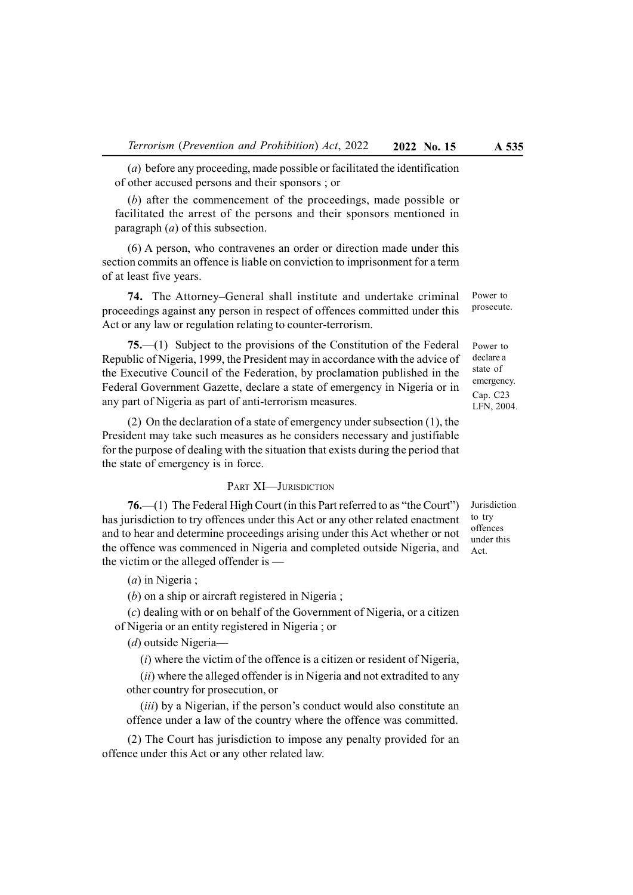(*a*) before any proceeding, made possible or facilitated the identification of other accused persons and their sponsors ; or

(*b*) after the commencement of the proceedings, made possible or facilitated the arrest of the persons and their sponsors mentioned in paragraph (*a*) of this subsection.

(6) A person, who contravenes an order or direction made under this section commits an offence is liable on conviction to imprisonment for a term of at least five years.

Power to prosecute.

**74.** The Attorney–General shall institute and undertake criminal proceedings against any person in respect of offences committed under this Act or any law or regulation relating to counter-terrorism.

Power to declare a state of emergency. Cap. C23 LFN, 2004.

**75.**—(1) Subject to the provisions of the Constitution of the Federal Republic of Nigeria, 1999, the President may in accordance with the advice of the Executive Council of the Federation, by proclamation published in the Federal Government Gazette, declare a state of emergency in Nigeria or in any part of Nigeria as part of anti-terrorism measures.

(2) On the declaration of a state of emergency under subsection (1), the President may take such measures as he considers necessary and justifiable for the purpose of dealing with the situation that exists during the period that the state of emergency is in force.

## PART XI—JURISDICTION

Jurisdiction to try offences under this Act.

**76.**—(1) The Federal High Court (in this Part referred to as "the Court") has jurisdiction to try offences under this Act or any other related enactment and to hear and determine proceedings arising under this Act whether or not the offence was commenced in Nigeria and completed outside Nigeria, and the victim or the alleged offender is —

(*a*) in Nigeria ;

(*b*) on a ship or aircraft registered in Nigeria ;

(*c*) dealing with or on behalf of the Government of Nigeria, or a citizen of Nigeria or an entity registered in Nigeria ; or

(*d*) outside Nigeria—

(*i*) where the victim of the offence is a citizen or resident of Nigeria,

(*ii*) where the alleged offender is in Nigeria and not extradited to any other country for prosecution, or

(*iii*) by a Nigerian, if the person's conduct would also constitute an offence under a law of the country where the offence was committed.

(2) The Court has jurisdiction to impose any penalty provided for an offence under this Act or any other related law.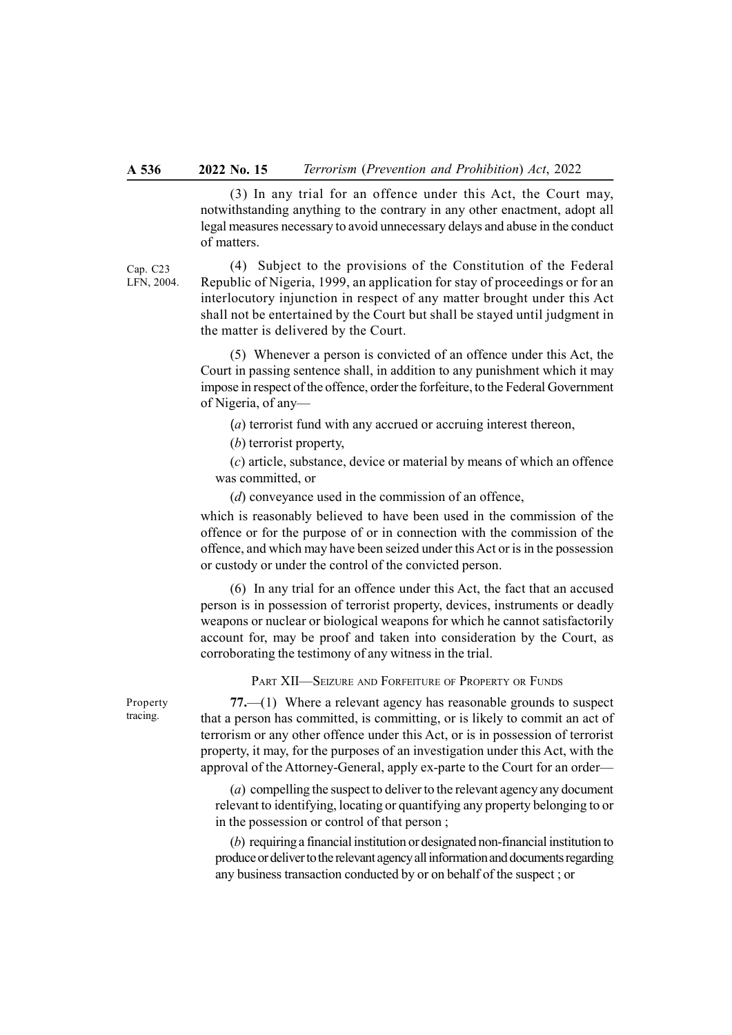(3) In any trial for an offence under this Act, the Court may, notwithstanding anything to the contrary in any other enactment, adopt all legal measures necessary to avoid unnecessary delays and abuse in the conduct of matters.

Cap. C23 LFN, 2004.

(4) Subject to the provisions of the Constitution of the Federal Republic of Nigeria, 1999, an application for stay of proceedings or for an interlocutory injunction in respect of any matter brought under this Act shall not be entertained by the Court but shall be stayed until judgment in the matter is delivered by the Court.

(5) Whenever a person is convicted of an offence under this Act, the Court in passing sentence shall, in addition to any punishment which it may impose in respect of the offence, order the forfeiture, to the Federal Government of Nigeria, of any—

(*a*) terrorist fund with any accrued or accruing interest thereon,

(*b*) terrorist property,

(*c*) article, substance, device or material by means of which an offence was committed, or

(*d*) conveyance used in the commission of an offence,

which is reasonably believed to have been used in the commission of the offence or for the purpose of or in connection with the commission of the offence, and which may have been seized under this Act or is in the possession or custody or under the control of the convicted person.

(6) In any trial for an offence under this Act, the fact that an accused person is in possession of terrorist property, devices, instruments or deadly weapons or nuclear or biological weapons for which he cannot satisfactorily account for, may be proof and taken into consideration by the Court, as corroborating the testimony of any witness in the trial.

## PART XII—SEIZURE AND FORFEITURE OF PROPERTY OR FUNDS

Property tracing.

**77.**—(1) Where a relevant agency has reasonable grounds to suspect that a person has committed, is committing, or is likely to commit an act of terrorism or any other offence under this Act, or is in possession of terrorist property, it may, for the purposes of an investigation under this Act, with the approval of the Attorney-General, apply ex-parte to the Court for an order—

(*a*) compelling the suspect to deliver to the relevant agency any document relevant to identifying, locating or quantifying any property belonging to or in the possession or control of that person ;

(*b*) requiring a financial institution or designated non-financial institution to produce or deliver to the relevant agency all information and documents regarding any business transaction conducted by or on behalf of the suspect ; or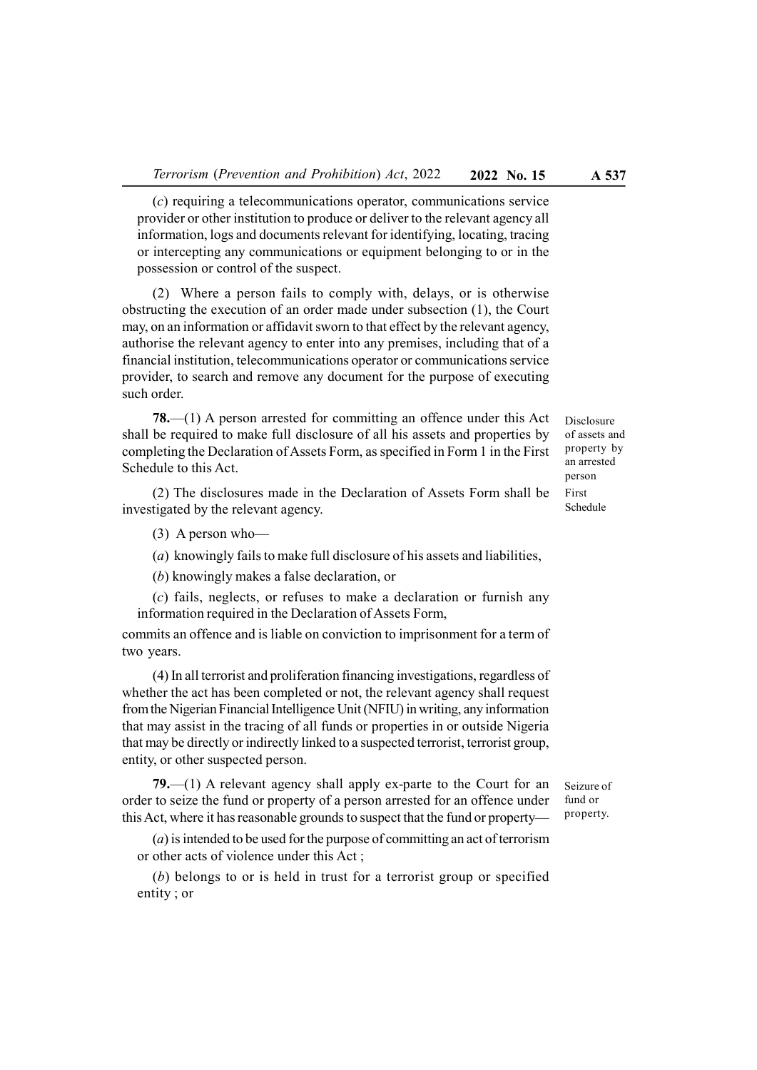(*c*) requiring a telecommunications operator, communications service provider or other institution to produce or deliver to the relevant agency all information, logs and documents relevant for identifying, locating, tracing or intercepting any communications or equipment belonging to or in the possession or control of the suspect.

(2) Where a person fails to comply with, delays, or is otherwise obstructing the execution of an order made under subsection (1), the Court may, on an information or affidavit sworn to that effect by the relevant agency, authorise the relevant agency to enter into any premises, including that of a financial institution, telecommunications operator or communications service provider, to search and remove any document for the purpose of executing such order.

Disclosure of assets and property by an arrested person

**78.**—(1) A person arrested for committing an offence under this Act shall be required to make full disclosure of all his assets and properties by completing the Declaration of Assets Form, as specified in Form 1 in the First Schedule to this Act.

First Schedule

(2) The disclosures made in the Declaration of Assets Form shall be investigated by the relevant agency.

(3) A person who—

(*a*) knowingly fails to make full disclosure of his assets and liabilities,

(*b*) knowingly makes a false declaration, or

(*c*) fails, neglects, or refuses to make a declaration or furnish any information required in the Declaration of Assets Form,

commits an offence and is liable on conviction to imprisonment for a term of two years.

(4) In all terrorist and proliferation financing investigations, regardless of whether the act has been completed or not, the relevant agency shall request from the Nigerian Financial Intelligence Unit (NFIU) in writing, any information that may assist in the tracing of all funds or properties in or outside Nigeria that may be directly or indirectly linked to a suspected terrorist, terrorist group, entity, or other suspected person.

Seizure of fund or property.

**79.**—(1) A relevant agency shall apply ex-parte to the Court for an order to seize the fund or property of a person arrested for an offence under this Act, where it has reasonable grounds to suspect that the fund or property—

(*a*) is intended to be used for the purpose of committing an act of terrorism or other acts of violence under this Act ;

(*b*) belongs to or is held in trust for a terrorist group or specified entity ; or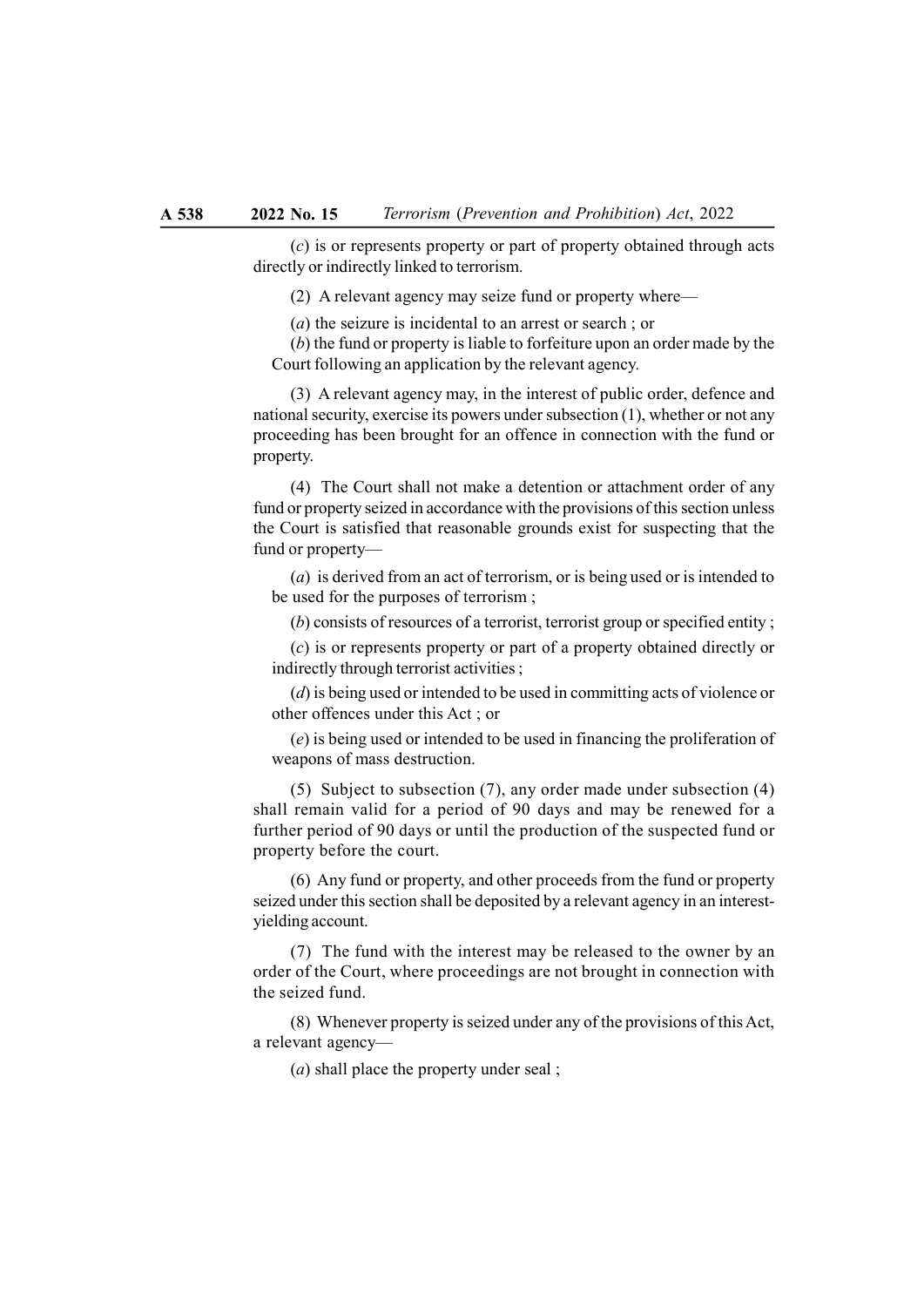(*c*) is or represents property or part of property obtained through acts directly or indirectly linked to terrorism.

(2) A relevant agency may seize fund or property where—

(*a*) the seizure is incidental to an arrest or search ; or

(*b*) the fund or property is liable to forfeiture upon an order made by the Court following an application by the relevant agency.

(3) A relevant agency may, in the interest of public order, defence and national security, exercise its powers under subsection (1), whether or not any proceeding has been brought for an offence in connection with the fund or property.

(4) The Court shall not make a detention or attachment order of any fund or property seized in accordance with the provisions of this section unless the Court is satisfied that reasonable grounds exist for suspecting that the fund or property—

(*a*) is derived from an act of terrorism, or is being used or is intended to be used for the purposes of terrorism ;

(*b*) consists of resources of a terrorist, terrorist group or specified entity ;

(*c*) is or represents property or part of a property obtained directly or indirectly through terrorist activities ;

(*d*) is being used or intended to be used in committing acts of violence or other offences under this Act ; or

(*e*) is being used or intended to be used in financing the proliferation of weapons of mass destruction.

(5) Subject to subsection (7), any order made under subsection (4) shall remain valid for a period of 90 days and may be renewed for a further period of 90 days or until the production of the suspected fund or property before the court.

(6) Any fund or property, and other proceeds from the fund or property seized under this section shall be deposited by a relevant agency in an interest-yielding account.

(7) The fund with the interest may be released to the owner by an order of the Court, where proceedings are not brought in connection with the seized fund.

(8) Whenever property is seized under any of the provisions of this Act, a relevant agency—

(*a*) shall place the property under seal ;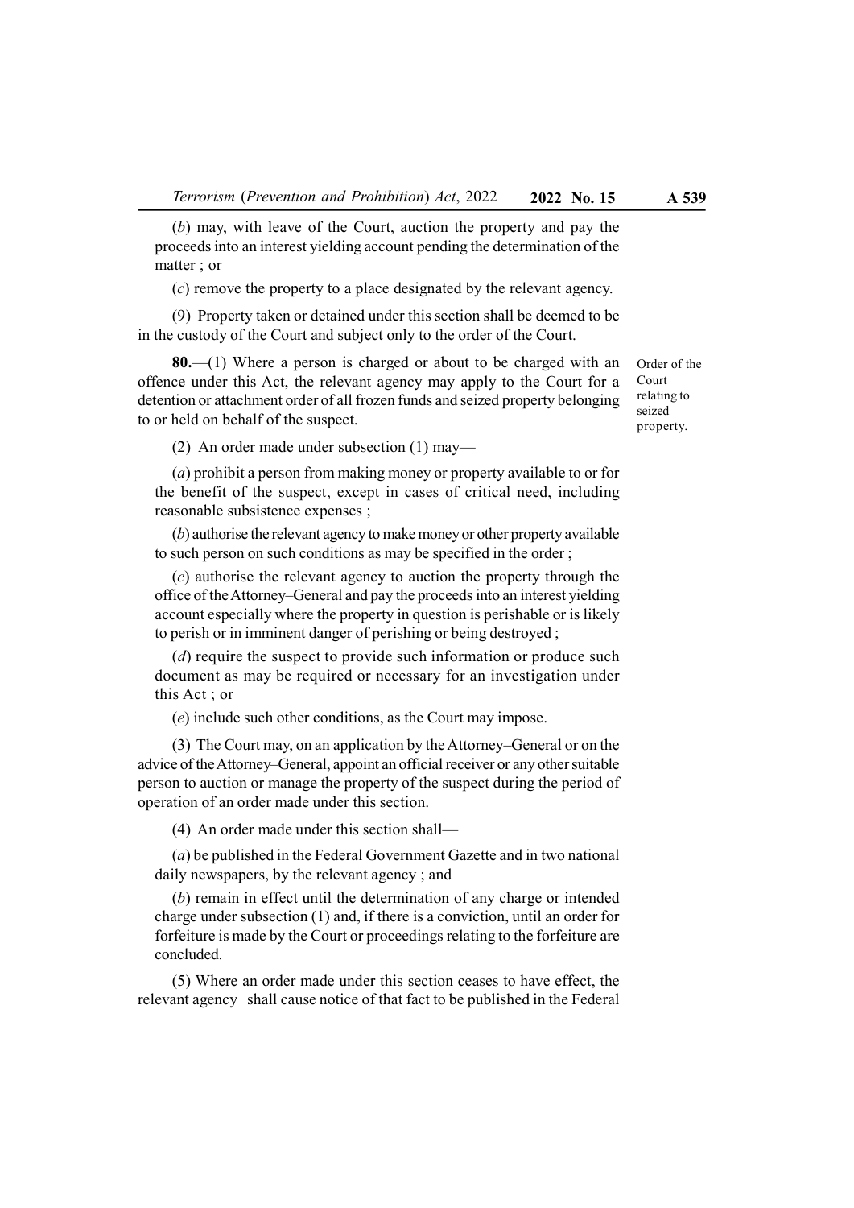(*b*) may, with leave of the Court, auction the property and pay the proceeds into an interest yielding account pending the determination of the matter ; or

(*c*) remove the property to a place designated by the relevant agency.

(9) Property taken or detained under this section shall be deemed to be in the custody of the Court and subject only to the order of the Court.

Order of the Court relating to seized property.

**80.**—(1) Where a person is charged or about to be charged with an offence under this Act, the relevant agency may apply to the Court for a detention or attachment order of all frozen funds and seized property belonging to or held on behalf of the suspect.

(2) An order made under subsection (1) may—

(*a*) prohibit a person from making money or property available to or for the benefit of the suspect, except in cases of critical need, including reasonable subsistence expenses ;

(*b*) authorise the relevant agency to make money or other property available to such person on such conditions as may be specified in the order ;

(*c*) authorise the relevant agency to auction the property through the office of the Attorney–General and pay the proceeds into an interest yielding account especially where the property in question is perishable or is likely to perish or in imminent danger of perishing or being destroyed ;

(*d*) require the suspect to provide such information or produce such document as may be required or necessary for an investigation under this Act ; or

(*e*) include such other conditions, as the Court may impose.

(3) The Court may, on an application by the Attorney–General or on the advice of the Attorney–General, appoint an official receiver or any other suitable person to auction or manage the property of the suspect during the period of operation of an order made under this section.

(4) An order made under this section shall—

(*a*) be published in the Federal Government Gazette and in two national daily newspapers, by the relevant agency ; and

(*b*) remain in effect until the determination of any charge or intended charge under subsection (1) and, if there is a conviction, until an order for forfeiture is made by the Court or proceedings relating to the forfeiture are concluded.

(5) Where an order made under this section ceases to have effect, the relevant agency shall cause notice of that fact to be published in the Federal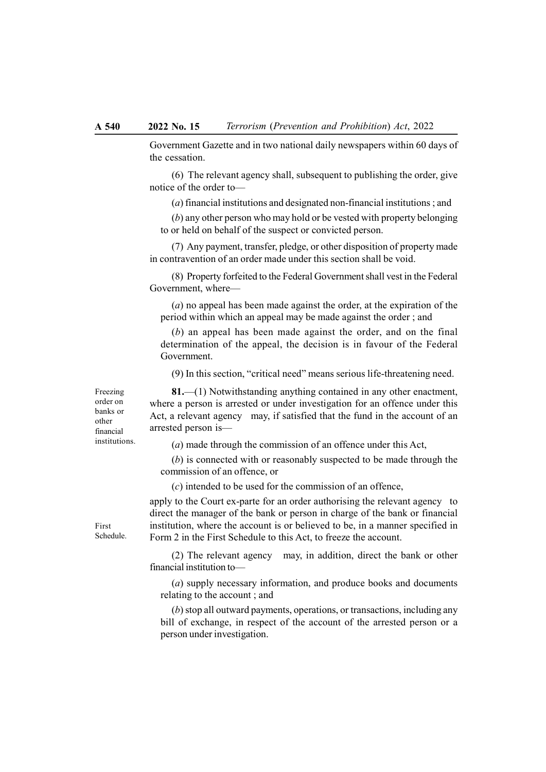Government Gazette and in two national daily newspapers within 60 days of the cessation.

(6) The relevant agency shall, subsequent to publishing the order, give notice of the order to—

(*a*) financial institutions and designated non-financial institutions ; and

(*b*) any other person who may hold or be vested with property belonging to or held on behalf of the suspect or convicted person.

(7) Any payment, transfer, pledge, or other disposition of property made in contravention of an order made under this section shall be void.

(8) Property forfeited to the Federal Government shall vest in the Federal Government, where—

(*a*) no appeal has been made against the order, at the expiration of the period within which an appeal may be made against the order ; and

(*b*) an appeal has been made against the order, and on the final determination of the appeal, the decision is in favour of the Federal Government.

(9) In this section, "critical need" means serious life-threatening need.

Freezing order on banks or other financial institutions.

**81.**—(1) Notwithstanding anything contained in any other enactment, where a person is arrested or under investigation for an offence under this Act, a relevant agency may, if satisfied that the fund in the account of an arrested person is—

(*a*) made through the commission of an offence under this Act,

(*b*) is connected with or reasonably suspected to be made through the commission of an offence, or

(*c*) intended to be used for the commission of an offence,

apply to the Court ex-parte for an order authorising the relevant agency to direct the manager of the bank or person in charge of the bank or financial institution, where the account is or believed to be, in a manner specified in Form 2 in the First Schedule to this Act, to freeze the account.

First Schedule.

(2) The relevant agency may, in addition, direct the bank or other financial institution to—

(*a*) supply necessary information, and produce books and documents relating to the account ; and

(*b*) stop all outward payments, operations, or transactions, including any bill of exchange, in respect of the account of the arrested person or a person under investigation.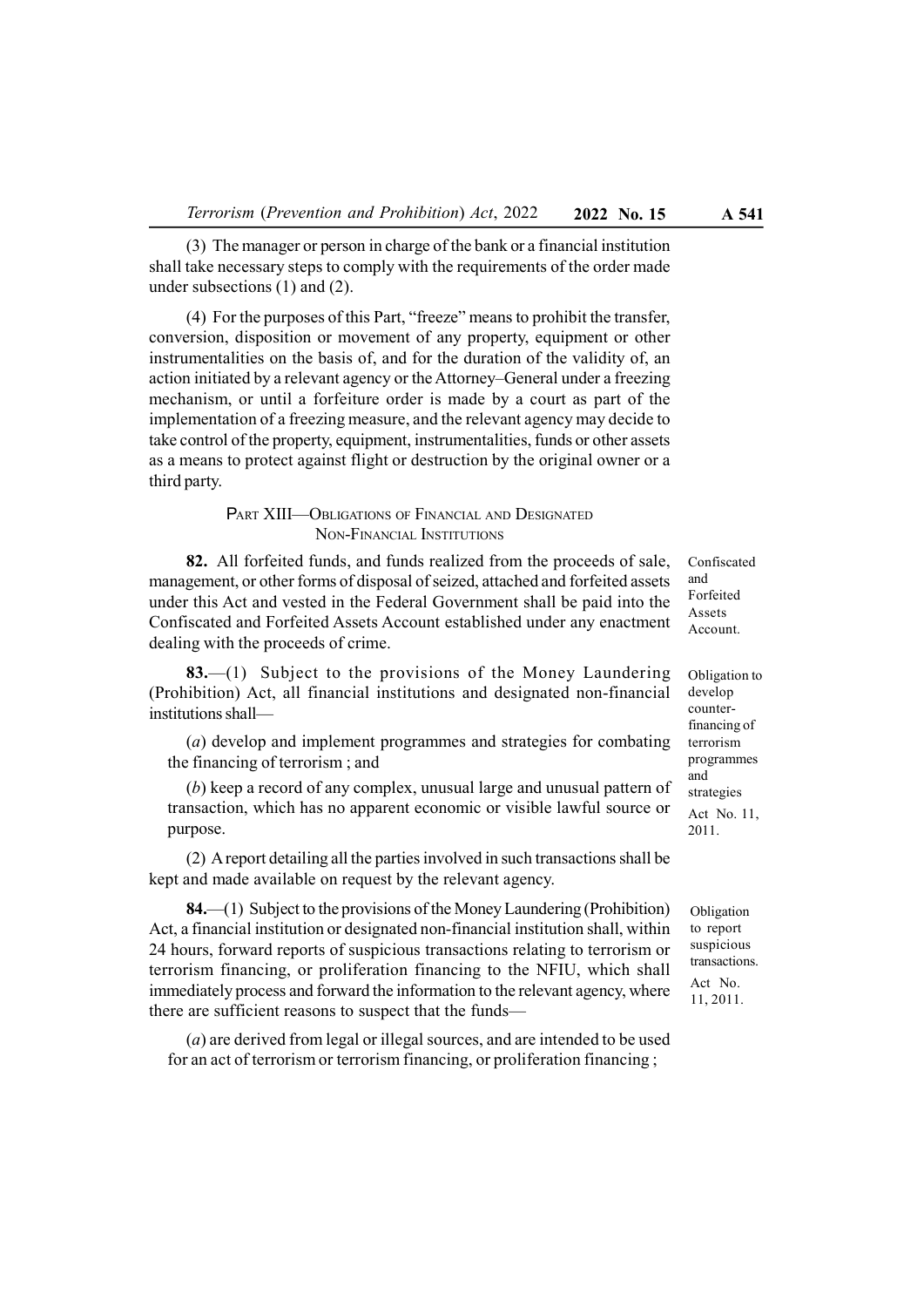(3) The manager or person in charge of the bank or a financial institution shall take necessary steps to comply with the requirements of the order made under subsections (1) and (2).

(4) For the purposes of this Part, "freeze" means to prohibit the transfer, conversion, disposition or movement of any property, equipment or other instrumentalities on the basis of, and for the duration of the validity of, an action initiated by a relevant agency or the Attorney–General under a freezing mechanism, or until a forfeiture order is made by a court as part of the implementation of a freezing measure, and the relevant agency may decide to take control of the property, equipment, instrumentalities, funds or other assets as a means to protect against flight or destruction by the original owner or a third party.

## PART XIII—OBLIGATIONS OF FINANCIAL AND DESIGNATED NON-FINANCIAL INSTITUTIONS

*Confiscated and Forfeited Assets Account.*

**82.** All forfeited funds, and funds realized from the proceeds of sale, management, or other forms of disposal of seized, attached and forfeited assets under this Act and vested in the Federal Government shall be paid into the Confiscated and Forfeited Assets Account established under any enactment dealing with the proceeds of crime.

*Obligation to develop counter-financing of terrorism programmes and strategies. Act No. 11, 2011.*

**83.**—(1) Subject to the provisions of the Money Laundering (Prohibition) Act, all financial institutions and designated non-financial institutions shall—

(*a*) develop and implement programmes and strategies for combating the financing of terrorism ; and

(*b*) keep a record of any complex, unusual large and unusual pattern of transaction, which has no apparent economic or visible lawful source or purpose.

(2) A report detailing all the parties involved in such transactions shall be kept and made available on request by the relevant agency.

*Obligation to report suspicious transactions. Act No. 11, 2011.*

**84.**—(1) Subject to the provisions of the Money Laundering (Prohibition) Act, a financial institution or designated non-financial institution shall, within 24 hours, forward reports of suspicious transactions relating to terrorism or terrorism financing, or proliferation financing to the NFIU, which shall immediately process and forward the information to the relevant agency, where there are sufficient reasons to suspect that the funds—

(*a*) are derived from legal or illegal sources, and are intended to be used for an act of terrorism or terrorism financing, or proliferation financing ;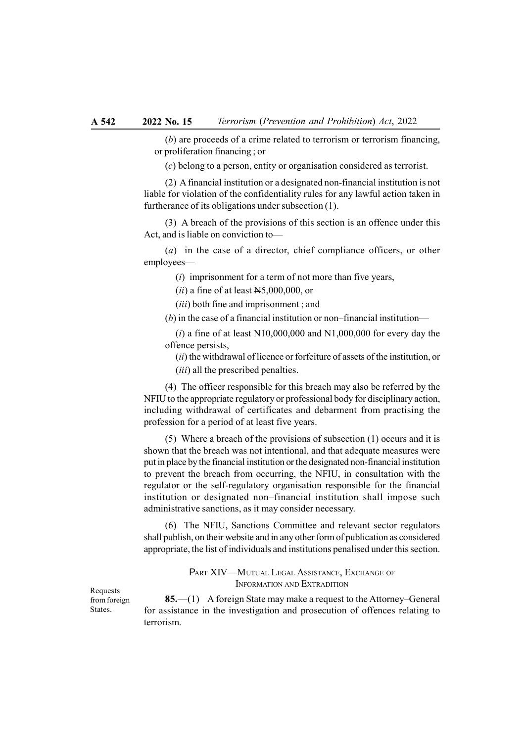(*b*) are proceeds of a crime related to terrorism or terrorism financing, or proliferation financing ; or

(*c*) belong to a person, entity or organisation considered as terrorist.

(2) A financial institution or a designated non-financial institution is not liable for violation of the confidentiality rules for any lawful action taken in furtherance of its obligations under subsection (1).

(3) A breach of the provisions of this section is an offence under this Act, and is liable on conviction to—

(*a*) in the case of a director, chief compliance officers, or other employees—

(*i*) imprisonment for a term of not more than five years,

(*ii*) a fine of at least ₦5,000,000, or

(*iii*) both fine and imprisonment ; and

(*b*) in the case of a financial institution or non–financial institution—

(*i*) a fine of at least N10,000,000 and N1,000,000 for every day the offence persists,

(*ii*) the withdrawal of licence or forfeiture of assets of the institution, or

(*iii*) all the prescribed penalties.

(4) The officer responsible for this breach may also be referred by the NFIU to the appropriate regulatory or professional body for disciplinary action, including withdrawal of certificates and debarment from practising the profession for a period of at least five years.

(5) Where a breach of the provisions of subsection (1) occurs and it is shown that the breach was not intentional, and that adequate measures were put in place by the financial institution or the designated non-financial institution to prevent the breach from occurring, the NFIU, in consultation with the regulator or the self-regulatory organisation responsible for the financial institution or designated non–financial institution shall impose such administrative sanctions, as it may consider necessary.

(6) The NFIU, Sanctions Committee and relevant sector regulators shall publish, on their website and in any other form of publication as considered appropriate, the list of individuals and institutions penalised under this section.

## PART XIV—MUTUAL LEGAL ASSISTANCE, EXCHANGE OF INFORMATION AND EXTRADITION

Requests from foreign States.

**85.**—(1) A foreign State may make a request to the Attorney–General for assistance in the investigation and prosecution of offences relating to terrorism.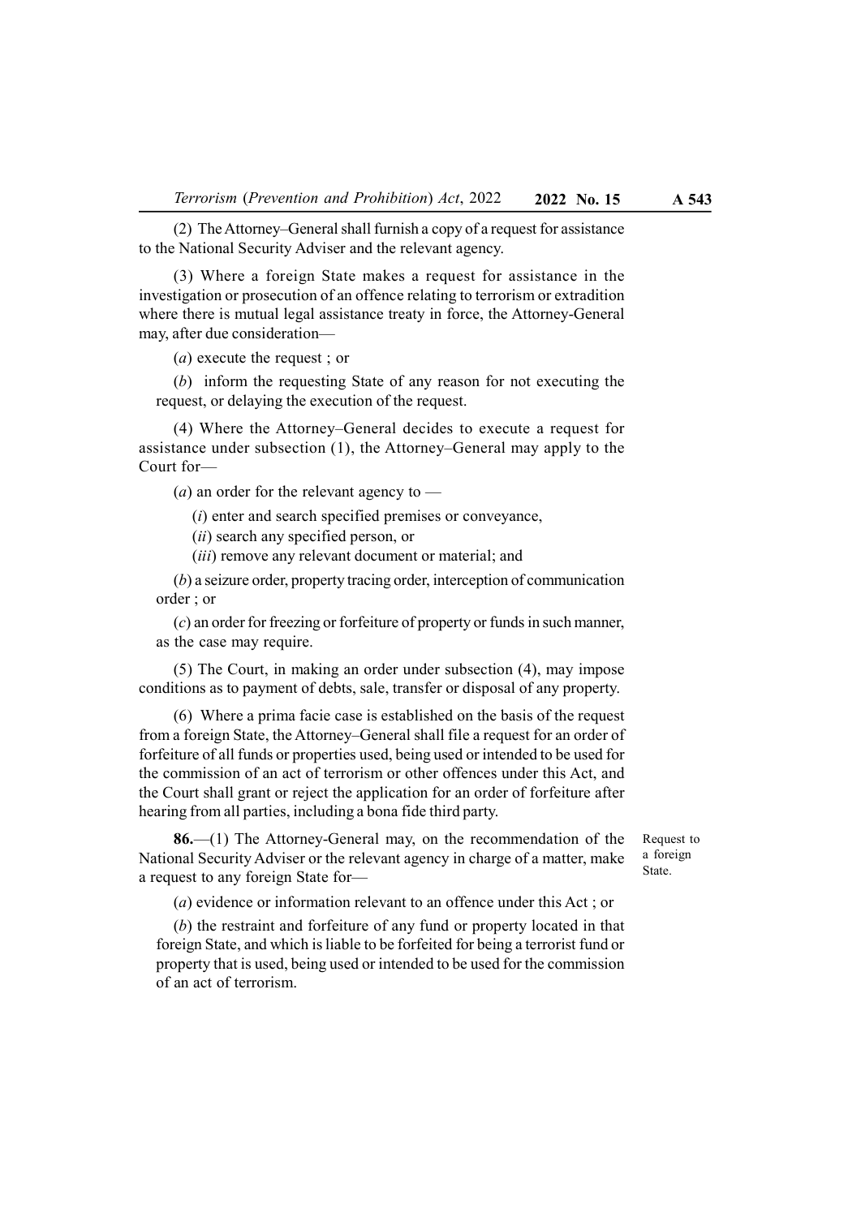(2) The Attorney–General shall furnish a copy of a request for assistance to the National Security Adviser and the relevant agency.

(3) Where a foreign State makes a request for assistance in the investigation or prosecution of an offence relating to terrorism or extradition where there is mutual legal assistance treaty in force, the Attorney-General may, after due consideration—

(*a*) execute the request ; or

(*b*) inform the requesting State of any reason for not executing the request, or delaying the execution of the request.

(4) Where the Attorney–General decides to execute a request for assistance under subsection (1), the Attorney–General may apply to the Court for—

(*a*) an order for the relevant agency to —

(*i*) enter and search specified premises or conveyance,

(*ii*) search any specified person, or

(*iii*) remove any relevant document or material; and

(*b*) a seizure order, property tracing order, interception of communication order ; or

(*c*) an order for freezing or forfeiture of property or funds in such manner, as the case may require.

(5) The Court, in making an order under subsection (4), may impose conditions as to payment of debts, sale, transfer or disposal of any property.

(6) Where a prima facie case is established on the basis of the request from a foreign State, the Attorney–General shall file a request for an order of forfeiture of all funds or properties used, being used or intended to be used for the commission of an act of terrorism or other offences under this Act, and the Court shall grant or reject the application for an order of forfeiture after hearing from all parties, including a bona fide third party.

*Request to a foreign State.*

**86.**—(1) The Attorney-General may, on the recommendation of the National Security Adviser or the relevant agency in charge of a matter, make a request to any foreign State for—

(*a*) evidence or information relevant to an offence under this Act ; or

(*b*) the restraint and forfeiture of any fund or property located in that foreign State, and which is liable to be forfeited for being a terrorist fund or property that is used, being used or intended to be used for the commission of an act of terrorism.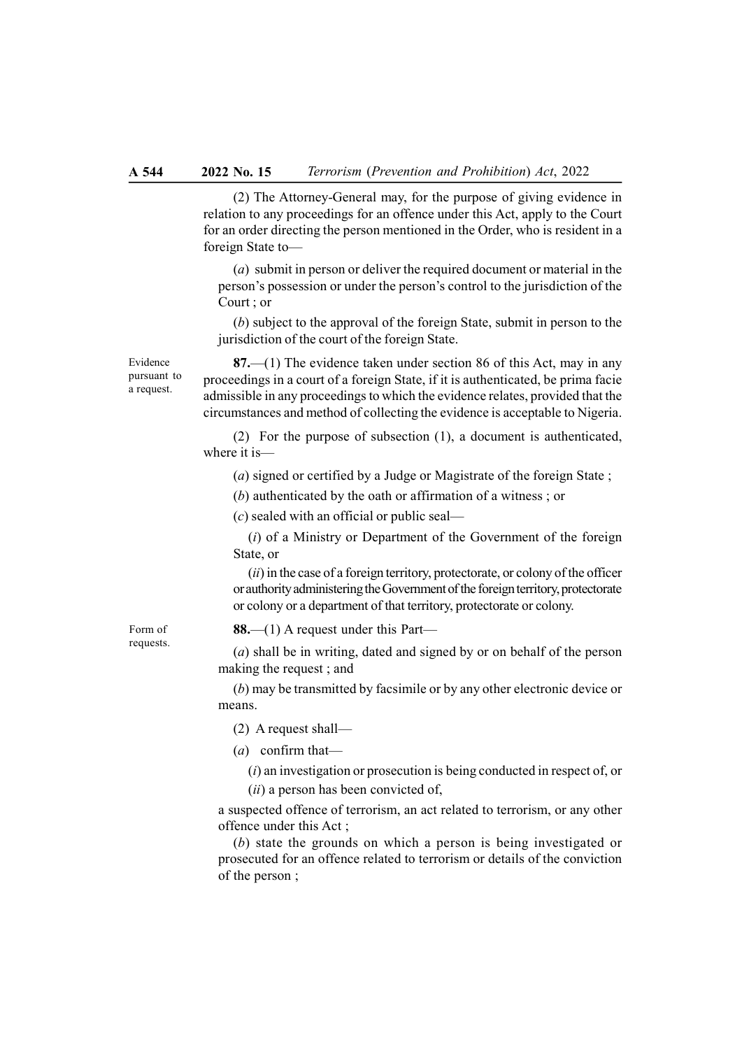(2) The Attorney-General may, for the purpose of giving evidence in relation to any proceedings for an offence under this Act, apply to the Court for an order directing the person mentioned in the Order, who is resident in a foreign State to—

(*a*) submit in person or deliver the required document or material in the person's possession or under the person's control to the jurisdiction of the Court ; or

(*b*) subject to the approval of the foreign State, submit in person to the jurisdiction of the court of the foreign State.

Evidence pursuant to a request.

**87.**—(1) The evidence taken under section 86 of this Act, may in any proceedings in a court of a foreign State, if it is authenticated, be prima facie admissible in any proceedings to which the evidence relates, provided that the circumstances and method of collecting the evidence is acceptable to Nigeria.

(2) For the purpose of subsection (1), a document is authenticated, where it is—

(*a*) signed or certified by a Judge or Magistrate of the foreign State ;

(*b*) authenticated by the oath or affirmation of a witness ; or

(*c*) sealed with an official or public seal—

(*i*) of a Ministry or Department of the Government of the foreign State, or

(*ii*) in the case of a foreign territory, protectorate, or colony of the officer or authority administering the Government of the foreign territory, protectorate or colony or a department of that territory, protectorate or colony.

Form of requests.

**88.**—(1) A request under this Part—

(*a*) shall be in writing, dated and signed by or on behalf of the person making the request ; and

(*b*) may be transmitted by facsimile or by any other electronic device or means.

(2) A request shall—

(*a*) confirm that—

(*i*) an investigation or prosecution is being conducted in respect of, or

(*ii*) a person has been convicted of,

a suspected offence of terrorism, an act related to terrorism, or any other offence under this Act ;

(*b*) state the grounds on which a person is being investigated or prosecuted for an offence related to terrorism or details of the conviction of the person ;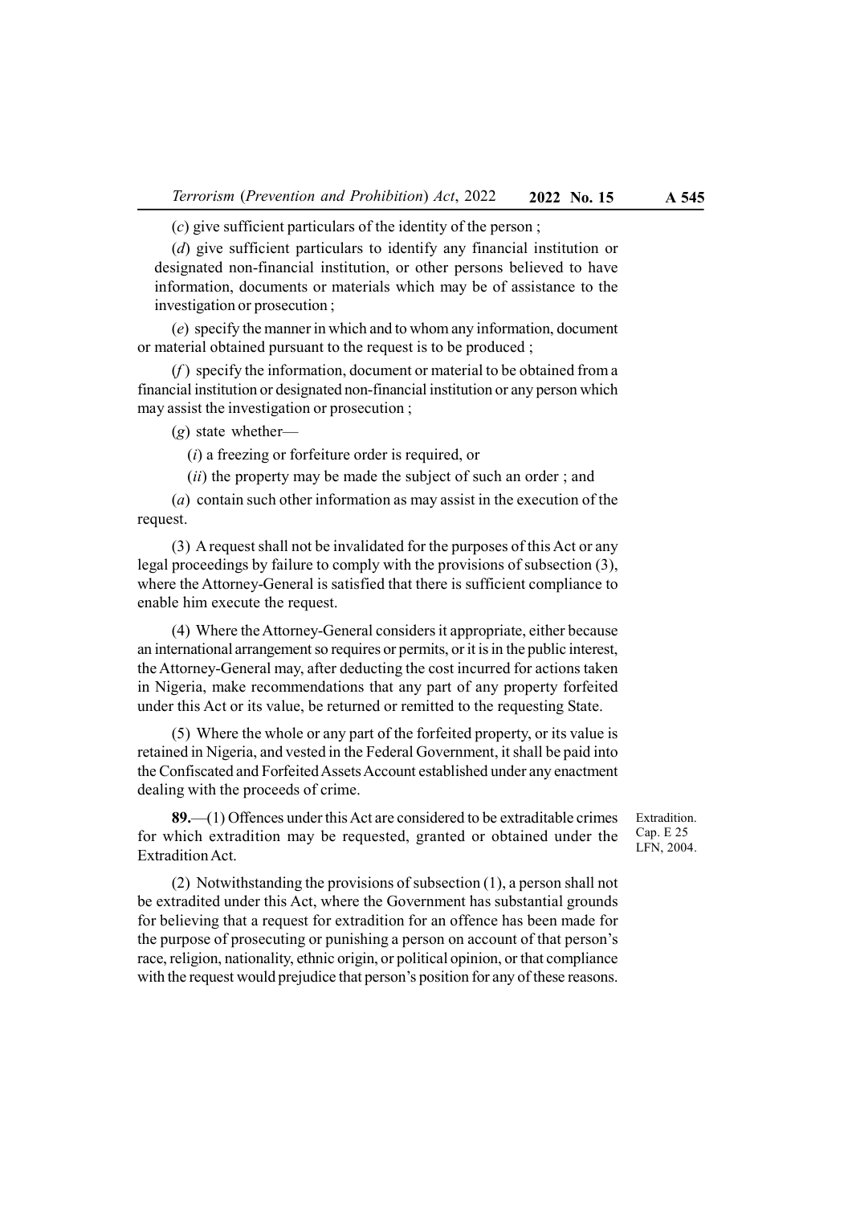(*c*) give sufficient particulars of the identity of the person ;

(*d*) give sufficient particulars to identify any financial institution or designated non-financial institution, or other persons believed to have information, documents or materials which may be of assistance to the investigation or prosecution ;

(*e*) specify the manner in which and to whom any information, document or material obtained pursuant to the request is to be produced ;

(*f*) specify the information, document or material to be obtained from a financial institution or designated non-financial institution or any person which may assist the investigation or prosecution ;

(*g*) state whether—

(*i*) a freezing or forfeiture order is required, or

(*ii*) the property may be made the subject of such an order ; and

(*a*) contain such other information as may assist in the execution of the request.

(3) A request shall not be invalidated for the purposes of this Act or any legal proceedings by failure to comply with the provisions of subsection (3), where the Attorney-General is satisfied that there is sufficient compliance to enable him execute the request.

(4) Where the Attorney-General considers it appropriate, either because an international arrangement so requires or permits, or it is in the public interest, the Attorney-General may, after deducting the cost incurred for actions taken in Nigeria, make recommendations that any part of any property forfeited under this Act or its value, be returned or remitted to the requesting State.

(5) Where the whole or any part of the forfeited property, or its value is retained in Nigeria, and vested in the Federal Government, it shall be paid into the Confiscated and Forfeited Assets Account established under any enactment dealing with the proceeds of crime.

Extradition. Cap. E 25 LFN, 2004.

**89.**—(1) Offences under this Act are considered to be extraditable crimes for which extradition may be requested, granted or obtained under the Extradition Act.

(2) Notwithstanding the provisions of subsection (1), a person shall not be extradited under this Act, where the Government has substantial grounds for believing that a request for extradition for an offence has been made for the purpose of prosecuting or punishing a person on account of that person's race, religion, nationality, ethnic origin, or political opinion, or that compliance with the request would prejudice that person's position for any of these reasons.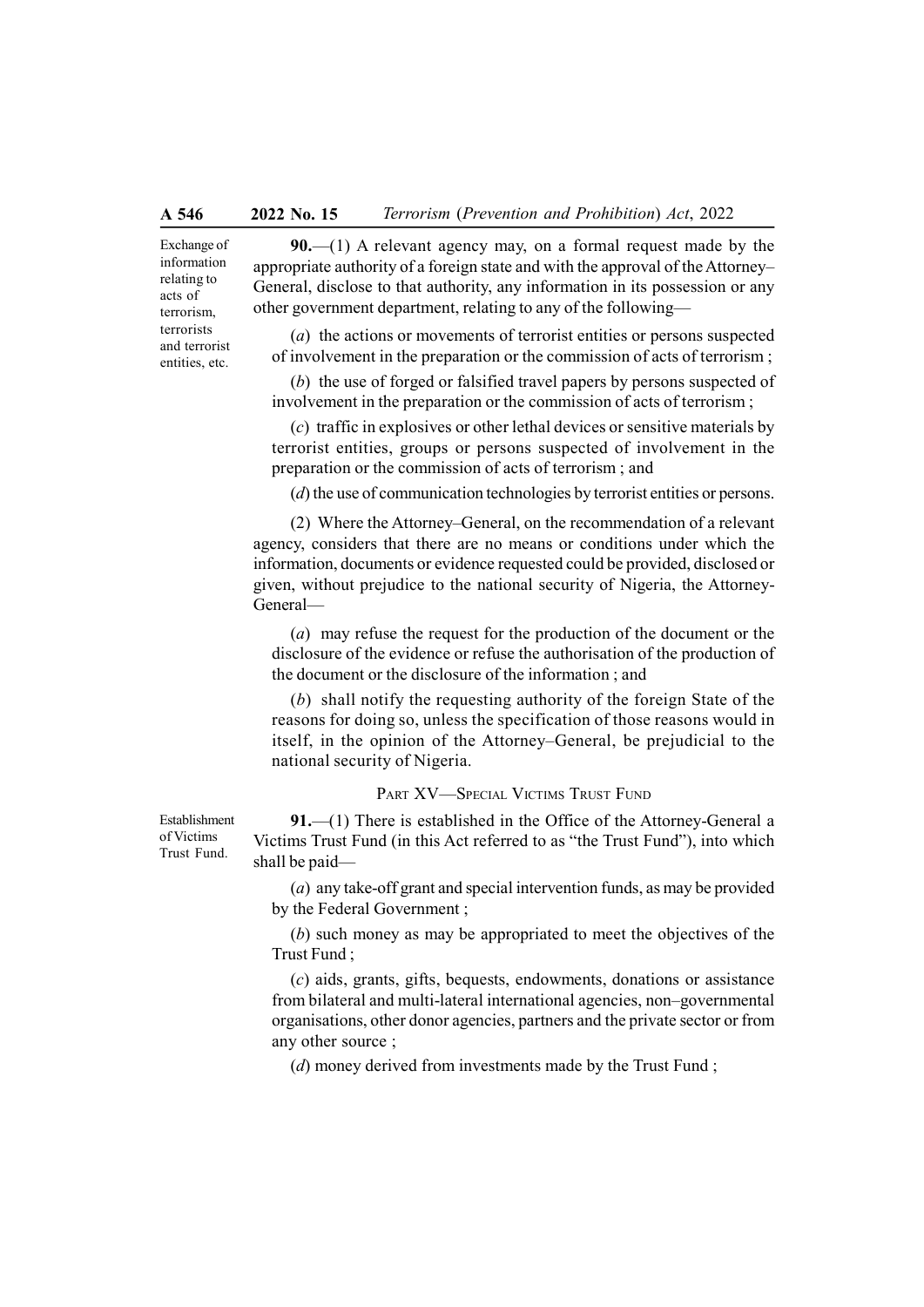Exchange of information relating to acts of terrorism, terrorists and terrorist entities, etc.

**90.**—(1) A relevant agency may, on a formal request made by the appropriate authority of a foreign state and with the approval of the Attorney–General, disclose to that authority, any information in its possession or any other government department, relating to any of the following—

(*a*) the actions or movements of terrorist entities or persons suspected of involvement in the preparation or the commission of acts of terrorism ;

(*b*) the use of forged or falsified travel papers by persons suspected of involvement in the preparation or the commission of acts of terrorism ;

(*c*) traffic in explosives or other lethal devices or sensitive materials by terrorist entities, groups or persons suspected of involvement in the preparation or the commission of acts of terrorism ; and

(*d*) the use of communication technologies by terrorist entities or persons.

(2) Where the Attorney–General, on the recommendation of a relevant agency, considers that there are no means or conditions under which the information, documents or evidence requested could be provided, disclosed or given, without prejudice to the national security of Nigeria, the Attorney-General—

(*a*) may refuse the request for the production of the document or the disclosure of the evidence or refuse the authorisation of the production of the document or the disclosure of the information ; and

(*b*) shall notify the requesting authority of the foreign State of the reasons for doing so, unless the specification of those reasons would in itself, in the opinion of the Attorney–General, be prejudicial to the national security of Nigeria.

## PART XV—SPECIAL VICTIMS TRUST FUND

Establishment of Victims Trust Fund.

**91.**—(1) There is established in the Office of the Attorney-General a Victims Trust Fund (in this Act referred to as "the Trust Fund"), into which shall be paid—

(*a*) any take-off grant and special intervention funds, as may be provided by the Federal Government ;

(*b*) such money as may be appropriated to meet the objectives of the Trust Fund ;

(*c*) aids, grants, gifts, bequests, endowments, donations or assistance from bilateral and multi-lateral international agencies, non–governmental organisations, other donor agencies, partners and the private sector or from any other source ;

(*d*) money derived from investments made by the Trust Fund ;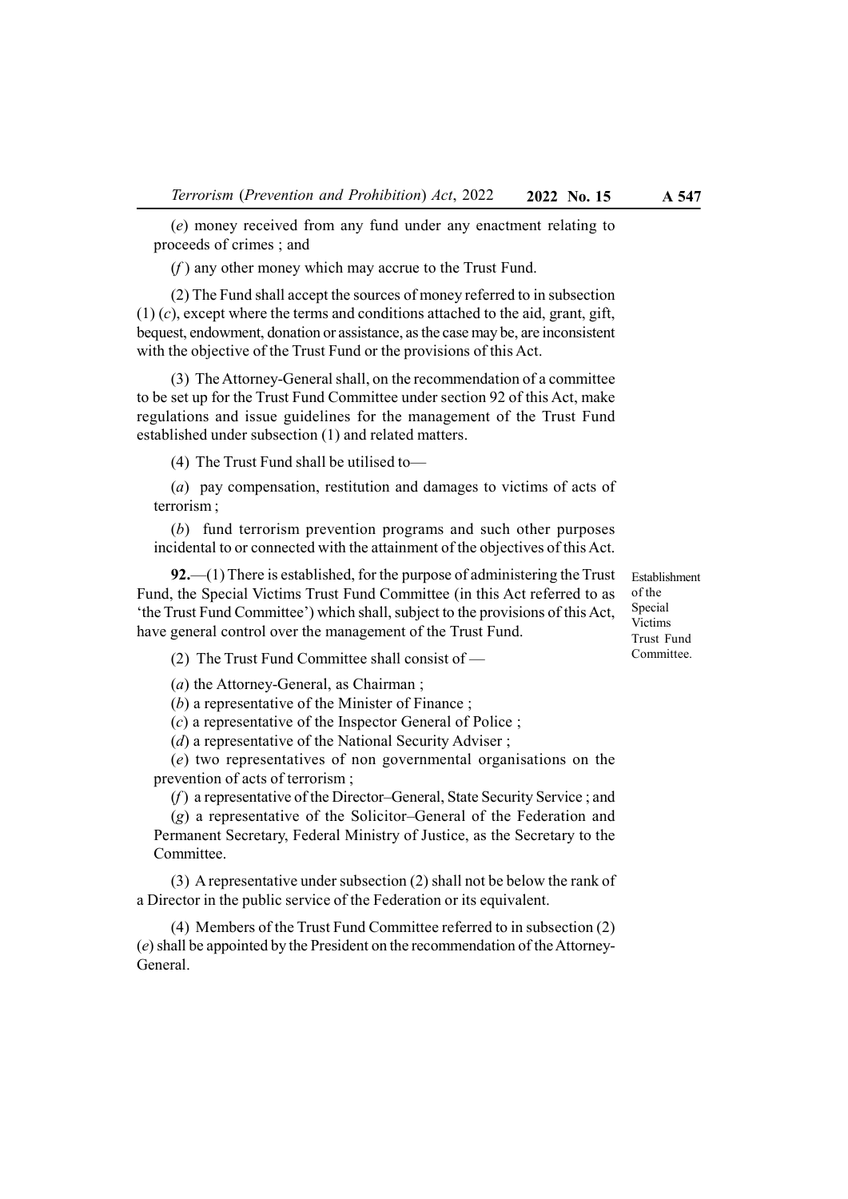(*e*) money received from any fund under any enactment relating to proceeds of crimes ; and

(*f*) any other money which may accrue to the Trust Fund.

(2) The Fund shall accept the sources of money referred to in subsection (1) (*c*), except where the terms and conditions attached to the aid, grant, gift, bequest, endowment, donation or assistance, as the case may be, are inconsistent with the objective of the Trust Fund or the provisions of this Act.

(3) The Attorney-General shall, on the recommendation of a committee to be set up for the Trust Fund Committee under section 92 of this Act, make regulations and issue guidelines for the management of the Trust Fund established under subsection (1) and related matters.

(4) The Trust Fund shall be utilised to—

(*a*) pay compensation, restitution and damages to victims of acts of terrorism ;

(*b*) fund terrorism prevention programs and such other purposes incidental to or connected with the attainment of the objectives of this Act.

*Establishment of the Special Victims Trust Fund Committee.*

**92.**—(1) There is established, for the purpose of administering the Trust Fund, the Special Victims Trust Fund Committee (in this Act referred to as 'the Trust Fund Committee') which shall, subject to the provisions of this Act, have general control over the management of the Trust Fund.

(2) The Trust Fund Committee shall consist of —

(*a*) the Attorney-General, as Chairman ;

(*b*) a representative of the Minister of Finance ;

(*c*) a representative of the Inspector General of Police ;

(*d*) a representative of the National Security Adviser ;

(*e*) two representatives of non governmental organisations on the prevention of acts of terrorism ;

(*f*) a representative of the Director–General, State Security Service ; and

(*g*) a representative of the Solicitor–General of the Federation and Permanent Secretary, Federal Ministry of Justice, as the Secretary to the Committee.

(3) A representative under subsection (2) shall not be below the rank of a Director in the public service of the Federation or its equivalent.

(4) Members of the Trust Fund Committee referred to in subsection (2) (*e*) shall be appointed by the President on the recommendation of the Attorney-General.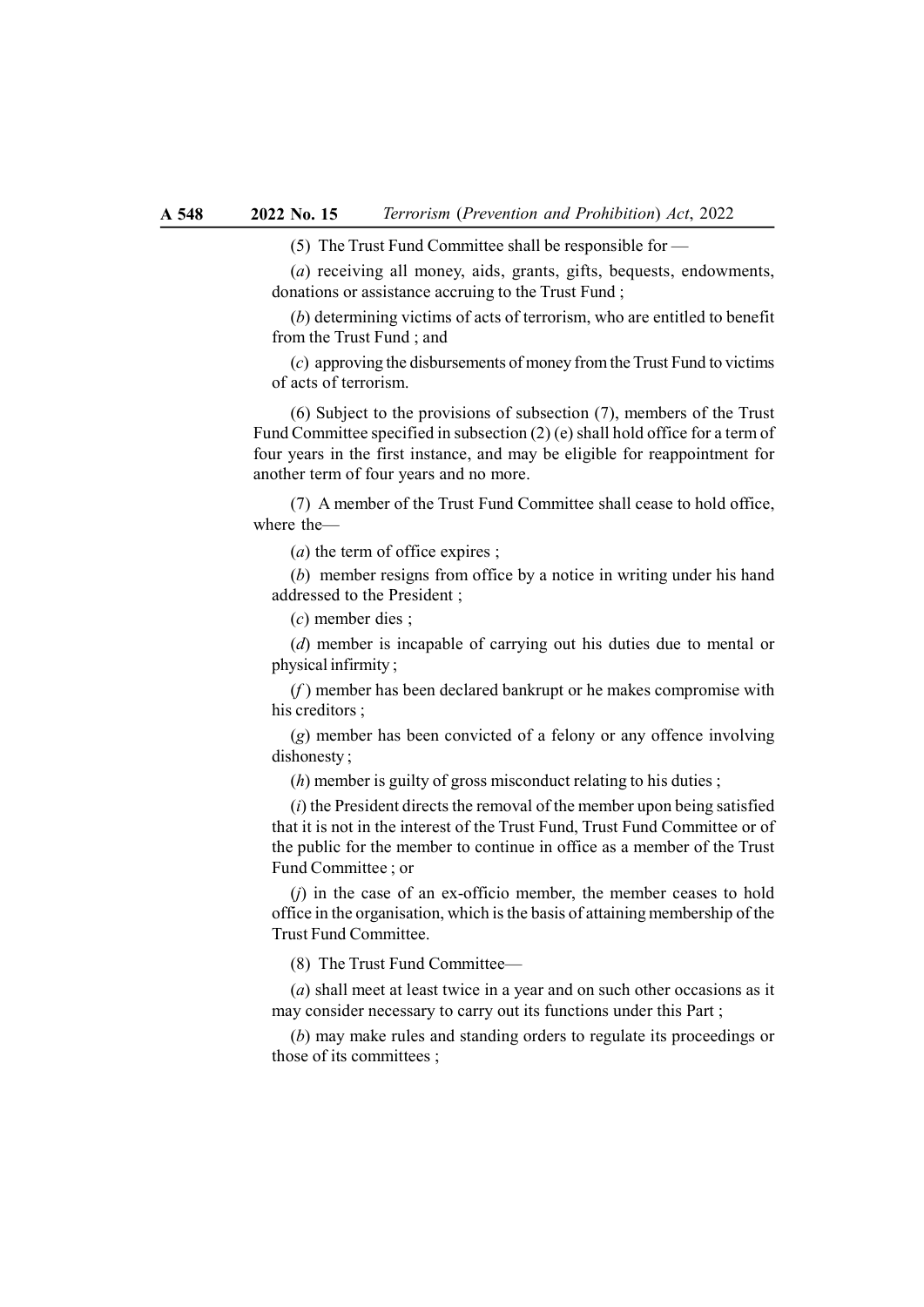(5) The Trust Fund Committee shall be responsible for —

(*a*) receiving all money, aids, grants, gifts, bequests, endowments, donations or assistance accruing to the Trust Fund ;

(*b*) determining victims of acts of terrorism, who are entitled to benefit from the Trust Fund ; and

(*c*) approving the disbursements of money from the Trust Fund to victims of acts of terrorism.

(6) Subject to the provisions of subsection (7), members of the Trust Fund Committee specified in subsection (2) (e) shall hold office for a term of four years in the first instance, and may be eligible for reappointment for another term of four years and no more.

(7) A member of the Trust Fund Committee shall cease to hold office, where the—

(*a*) the term of office expires ;

(*b*) member resigns from office by a notice in writing under his hand addressed to the President ;

(*c*) member dies ;

(*d*) member is incapable of carrying out his duties due to mental or physical infirmity ;

(*f* ) member has been declared bankrupt or he makes compromise with his creditors ;

(*g*) member has been convicted of a felony or any offence involving dishonesty ;

(*h*) member is guilty of gross misconduct relating to his duties ;

(*i*) the President directs the removal of the member upon being satisfied that it is not in the interest of the Trust Fund, Trust Fund Committee or of the public for the member to continue in office as a member of the Trust Fund Committee ; or

(*j*) in the case of an ex-officio member, the member ceases to hold office in the organisation, which is the basis of attaining membership of the Trust Fund Committee.

(8) The Trust Fund Committee—

(*a*) shall meet at least twice in a year and on such other occasions as it may consider necessary to carry out its functions under this Part ;

(*b*) may make rules and standing orders to regulate its proceedings or those of its committees ;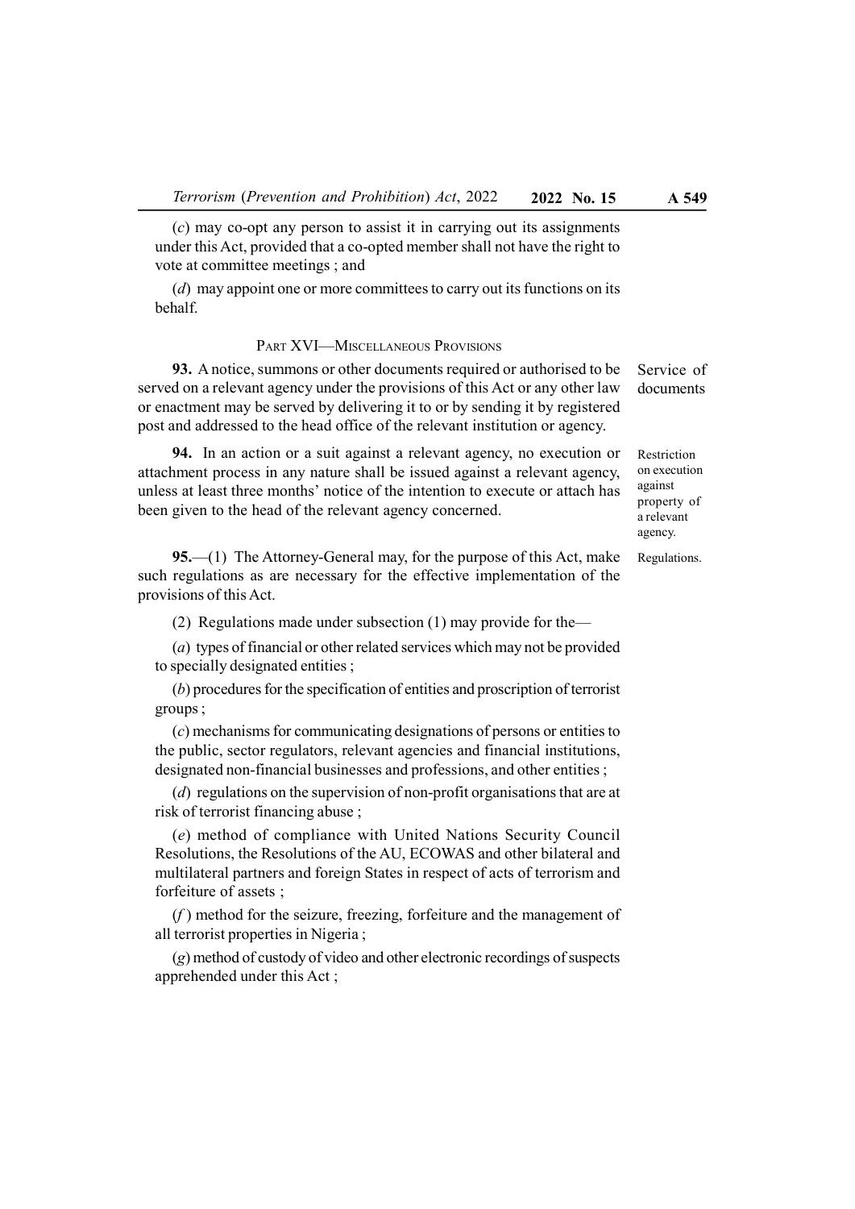(*c*) may co-opt any person to assist it in carrying out its assignments under this Act, provided that a co-opted member shall not have the right to vote at committee meetings ; and

(*d*) may appoint one or more committees to carry out its functions on its behalf.

## PART XVI—MISCELLANEOUS PROVISIONS

Service of documents

**93.** A notice, summons or other documents required or authorised to be served on a relevant agency under the provisions of this Act or any other law or enactment may be served by delivering it to or by sending it by registered post and addressed to the head office of the relevant institution or agency.

Restriction on execution against property of a relevant agency.

**94.** In an action or a suit against a relevant agency, no execution or attachment process in any nature shall be issued against a relevant agency, unless at least three months' notice of the intention to execute or attach has been given to the head of the relevant agency concerned.

Regulations.

**95.**—(1) The Attorney-General may, for the purpose of this Act, make such regulations as are necessary for the effective implementation of the provisions of this Act.

(2) Regulations made under subsection (1) may provide for the—

(*a*) types of financial or other related services which may not be provided to specially designated entities ;

(*b*) procedures for the specification of entities and proscription of terrorist groups ;

(*c*) mechanisms for communicating designations of persons or entities to the public, sector regulators, relevant agencies and financial institutions, designated non-financial businesses and professions, and other entities ;

(*d*) regulations on the supervision of non-profit organisations that are at risk of terrorist financing abuse ;

(*e*) method of compliance with United Nations Security Council Resolutions, the Resolutions of the AU, ECOWAS and other bilateral and multilateral partners and foreign States in respect of acts of terrorism and forfeiture of assets ;

(*f*) method for the seizure, freezing, forfeiture and the management of all terrorist properties in Nigeria ;

(*g*) method of custody of video and other electronic recordings of suspects apprehended under this Act ;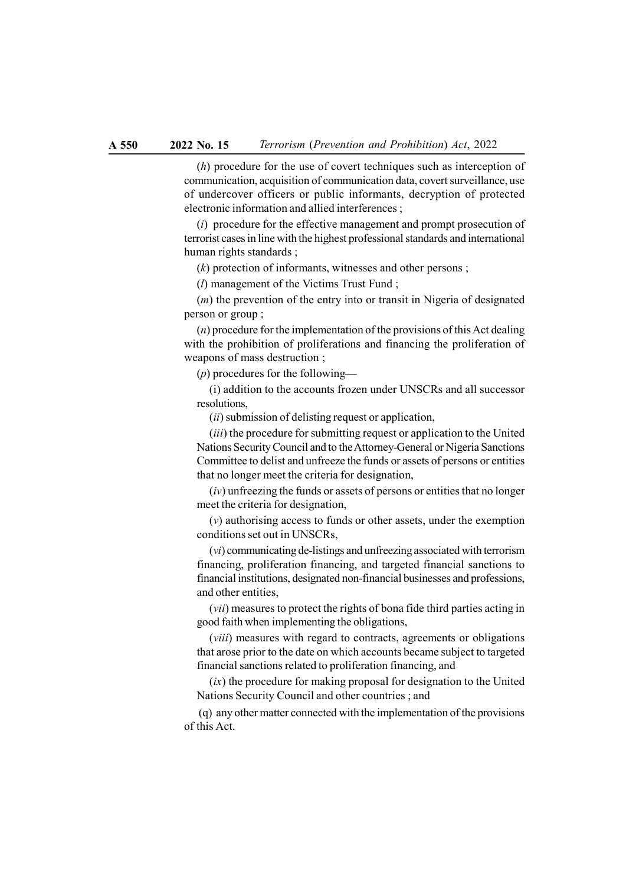(*h*) procedure for the use of covert techniques such as interception of communication, acquisition of communication data, covert surveillance, use of undercover officers or public informants, decryption of protected electronic information and allied interferences ;

(*i*) procedure for the effective management and prompt prosecution of terrorist cases in line with the highest professional standards and international human rights standards ;

(*k*) protection of informants, witnesses and other persons ;

(*l*) management of the Victims Trust Fund ;

(*m*) the prevention of the entry into or transit in Nigeria of designated person or group ;

(*n*) procedure for the implementation of the provisions of this Act dealing with the prohibition of proliferations and financing the proliferation of weapons of mass destruction ;

(*p*) procedures for the following—

(i) addition to the accounts frozen under UNSCRs and all successor resolutions,

(*ii*) submission of delisting request or application,

(*iii*) the procedure for submitting request or application to the United Nations Security Council and to the Attorney-General or Nigeria Sanctions Committee to delist and unfreeze the funds or assets of persons or entities that no longer meet the criteria for designation,

(*iv*) unfreezing the funds or assets of persons or entities that no longer meet the criteria for designation,

(*v*) authorising access to funds or other assets, under the exemption conditions set out in UNSCRs,

(*vi*) communicating de-listings and unfreezing associated with terrorism financing, proliferation financing, and targeted financial sanctions to financial institutions, designated non-financial businesses and professions, and other entities,

(*vii*) measures to protect the rights of bona fide third parties acting in good faith when implementing the obligations,

(*viii*) measures with regard to contracts, agreements or obligations that arose prior to the date on which accounts became subject to targeted financial sanctions related to proliferation financing, and

(*ix*) the procedure for making proposal for designation to the United Nations Security Council and other countries ; and

(q) any other matter connected with the implementation of the provisions of this Act.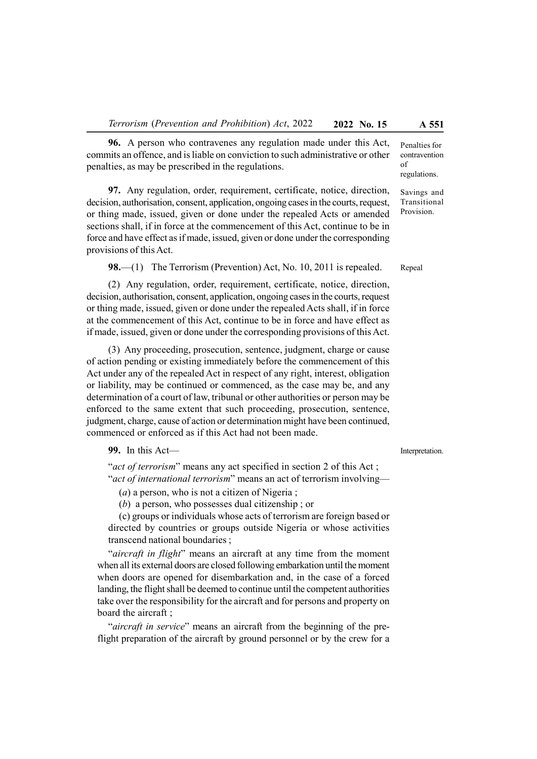**96.** A person who contravenes any regulation made under this Act, commits an offence, and is liable on conviction to such administrative or other penalties, as may be prescribed in the regulations.

Penalties for contravention of regulations.

**97.** Any regulation, order, requirement, certificate, notice, direction, decision, authorisation, consent, application, ongoing cases in the courts, request, or thing made, issued, given or done under the repealed Acts or amended sections shall, if in force at the commencement of this Act, continue to be in force and have effect as if made, issued, given or done under the corresponding provisions of this Act.

Savings and Transitional Provision.

**98.**—(1) The Terrorism (Prevention) Act, No. 10, 2011 is repealed.

Repeal

(2) Any regulation, order, requirement, certificate, notice, direction, decision, authorisation, consent, application, ongoing cases in the courts, request or thing made, issued, given or done under the repealed Acts shall, if in force at the commencement of this Act, continue to be in force and have effect as if made, issued, given or done under the corresponding provisions of this Act.

(3) Any proceeding, prosecution, sentence, judgment, charge or cause of action pending or existing immediately before the commencement of this Act under any of the repealed Act in respect of any right, interest, obligation or liability, may be continued or commenced, as the case may be, and any determination of a court of law, tribunal or other authorities or person may be enforced to the same extent that such proceeding, prosecution, sentence, judgment, charge, cause of action or determination might have been continued, commenced or enforced as if this Act had not been made.

**99.** In this Act—

Interpretation.

"*act of terrorism*" means any act specified in section 2 of this Act ;

"*act of international terrorism*" means an act of terrorism involving—

(*a*) a person, who is not a citizen of Nigeria ;

(*b*) a person, who possesses dual citizenship ; or

(c) groups or individuals whose acts of terrorism are foreign based or directed by countries or groups outside Nigeria or whose activities transcend national boundaries ;

"*aircraft in flight*" means an aircraft at any time from the moment when all its external doors are closed following embarkation until the moment when doors are opened for disembarkation and, in the case of a forced landing, the flight shall be deemed to continue until the competent authorities take over the responsibility for the aircraft and for persons and property on board the aircraft ;

"*aircraft in service*" means an aircraft from the beginning of the pre-flight preparation of the aircraft by ground personnel or by the crew for a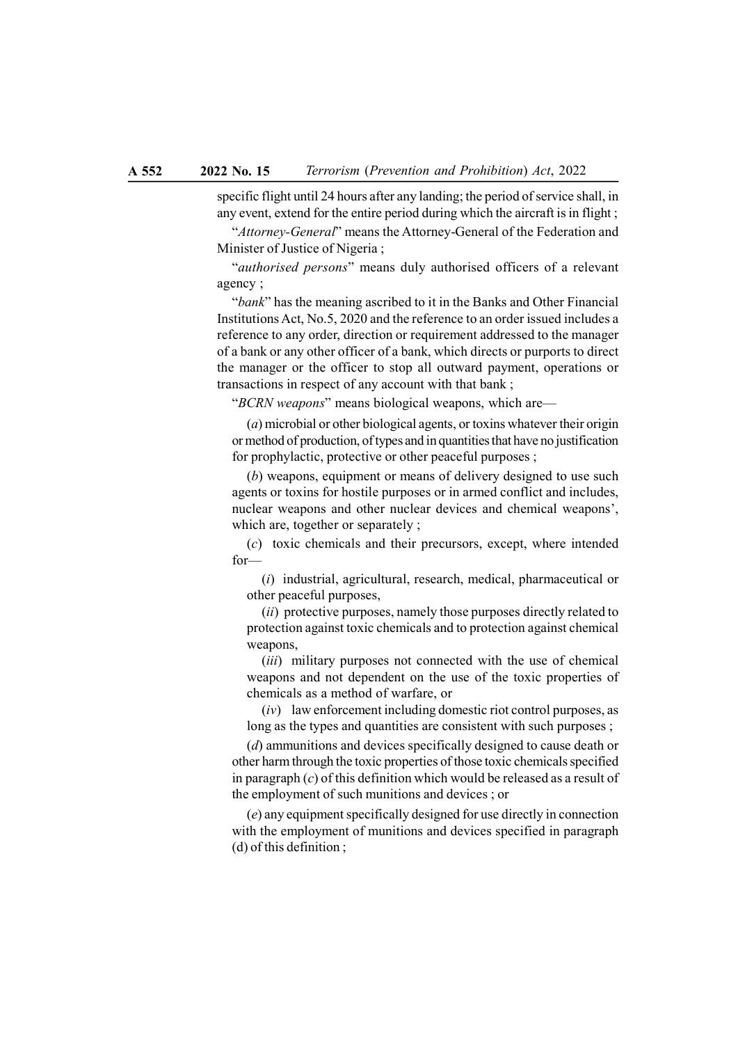specific flight until 24 hours after any landing; the period of service shall, in any event, extend for the entire period during which the aircraft is in flight ;

"*Attorney-General*" means the Attorney-General of the Federation and Minister of Justice of Nigeria ;

"*authorised persons*" means duly authorised officers of a relevant agency ;

"*bank*" has the meaning ascribed to it in the Banks and Other Financial Institutions Act, No.5, 2020 and the reference to an order issued includes a reference to any order, direction or requirement addressed to the manager of a bank or any other officer of a bank, which directs or purports to direct the manager or the officer to stop all outward payment, operations or transactions in respect of any account with that bank ;

"*BCRN weapons*" means biological weapons, which are—

(*a*) microbial or other biological agents, or toxins whatever their origin or method of production, of types and in quantities that have no justification for prophylactic, protective or other peaceful purposes ;

(*b*) weapons, equipment or means of delivery designed to use such agents or toxins for hostile purposes or in armed conflict and includes, nuclear weapons and other nuclear devices and chemical weapons', which are, together or separately ;

(*c*) toxic chemicals and their precursors, except, where intended for—

(*i*) industrial, agricultural, research, medical, pharmaceutical or other peaceful purposes,

(*ii*) protective purposes, namely those purposes directly related to protection against toxic chemicals and to protection against chemical weapons,

(*iii*) military purposes not connected with the use of chemical weapons and not dependent on the use of the toxic properties of chemicals as a method of warfare, or

(*iv*) law enforcement including domestic riot control purposes, as long as the types and quantities are consistent with such purposes ;

(*d*) ammunitions and devices specifically designed to cause death or other harm through the toxic properties of those toxic chemicals specified in paragraph (*c*) of this definition which would be released as a result of the employment of such munitions and devices ; or

(*e*) any equipment specifically designed for use directly in connection with the employment of munitions and devices specified in paragraph (d) of this definition ;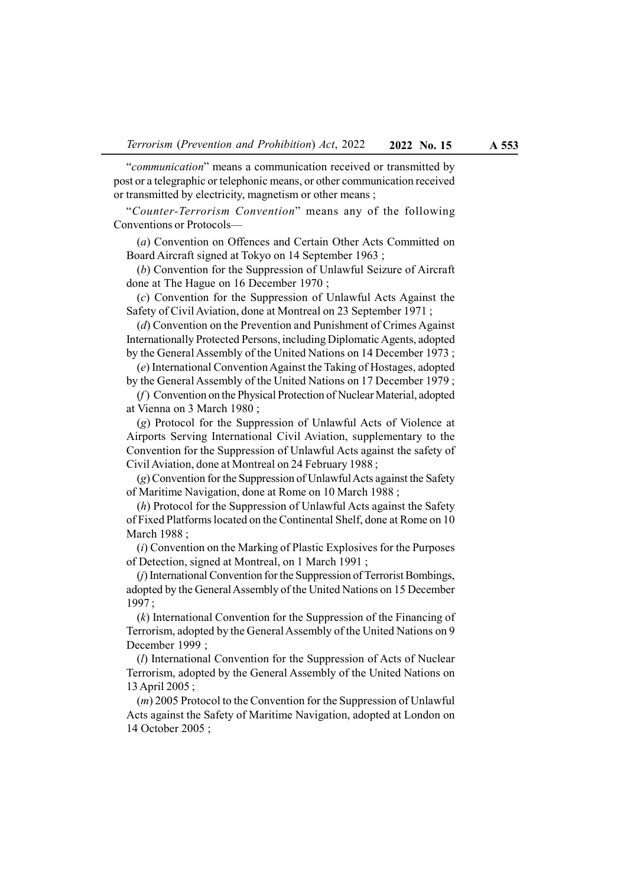"*communication*" means a communication received or transmitted by post or a telegraphic or telephonic means, or other communication received or transmitted by electricity, magnetism or other means ;

"*Counter-Terrorism Convention*" means any of the following Conventions or Protocols—

(*a*) Convention on Offences and Certain Other Acts Committed on Board Aircraft signed at Tokyo on 14 September 1963 ;

(*b*) Convention for the Suppression of Unlawful Seizure of Aircraft done at The Hague on 16 December 1970 ;

(*c*) Convention for the Suppression of Unlawful Acts Against the Safety of Civil Aviation, done at Montreal on 23 September 1971 ;

(*d*) Convention on the Prevention and Punishment of Crimes Against Internationally Protected Persons, including Diplomatic Agents, adopted by the General Assembly of the United Nations on 14 December 1973 ;

(*e*) International Convention Against the Taking of Hostages, adopted by the General Assembly of the United Nations on 17 December 1979 ;

(*f*) Convention on the Physical Protection of Nuclear Material, adopted at Vienna on 3 March 1980 ;

(*g*) Protocol for the Suppression of Unlawful Acts of Violence at Airports Serving International Civil Aviation, supplementary to the Convention for the Suppression of Unlawful Acts against the safety of Civil Aviation, done at Montreal on 24 February 1988 ;

(*g*) Convention for the Suppression of Unlawful Acts against the Safety of Maritime Navigation, done at Rome on 10 March 1988 ;

(*h*) Protocol for the Suppression of Unlawful Acts against the Safety of Fixed Platforms located on the Continental Shelf, done at Rome on 10 March 1988 ;

(*i*) Convention on the Marking of Plastic Explosives for the Purposes of Detection, signed at Montreal, on 1 March 1991 ;

(*j*) International Convention for the Suppression of Terrorist Bombings, adopted by the General Assembly of the United Nations on 15 December 1997 ;

(*k*) International Convention for the Suppression of the Financing of Terrorism, adopted by the General Assembly of the United Nations on 9 December 1999 ;

(*l*) International Convention for the Suppression of Acts of Nuclear Terrorism, adopted by the General Assembly of the United Nations on 13 April 2005 ;

(*m*) 2005 Protocol to the Convention for the Suppression of Unlawful Acts against the Safety of Maritime Navigation, adopted at London on 14 October 2005 ;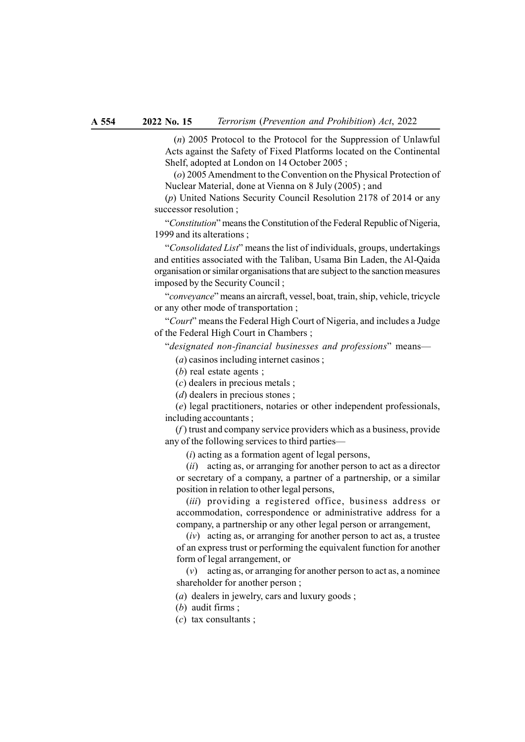(*n*) 2005 Protocol to the Protocol for the Suppression of Unlawful Acts against the Safety of Fixed Platforms located on the Continental Shelf, adopted at London on 14 October 2005 ;

(*o*) 2005 Amendment to the Convention on the Physical Protection of Nuclear Material, done at Vienna on 8 July (2005) ; and

(*p*) United Nations Security Council Resolution 2178 of 2014 or any successor resolution ;

"*Constitution*" means the Constitution of the Federal Republic of Nigeria, 1999 and its alterations ;

"*Consolidated List*" means the list of individuals, groups, undertakings and entities associated with the Taliban, Usama Bin Laden, the Al-Qaida organisation or similar organisations that are subject to the sanction measures imposed by the Security Council ;

"*conveyance*" means an aircraft, vessel, boat, train, ship, vehicle, tricycle or any other mode of transportation ;

"*Court*" means the Federal High Court of Nigeria, and includes a Judge of the Federal High Court in Chambers ;

"*designated non-financial businesses and professions*" means—

(*a*) casinos including internet casinos ;

(*b*) real estate agents ;

(*c*) dealers in precious metals ;

(*d*) dealers in precious stones ;

(*e*) legal practitioners, notaries or other independent professionals, including accountants ;

(*f*) trust and company service providers which as a business, provide any of the following services to third parties—

(*i*) acting as a formation agent of legal persons,

(*ii*) acting as, or arranging for another person to act as a director or secretary of a company, a partner of a partnership, or a similar position in relation to other legal persons,

(*iii*) providing a registered office, business address or accommodation, correspondence or administrative address for a company, a partnership or any other legal person or arrangement,

(*iv*) acting as, or arranging for another person to act as, a trustee of an express trust or performing the equivalent function for another form of legal arrangement, or

(*v*) acting as, or arranging for another person to act as, a nominee shareholder for another person ;

(*a*) dealers in jewelry, cars and luxury goods ;

(*b*) audit firms ;

(*c*) tax consultants ;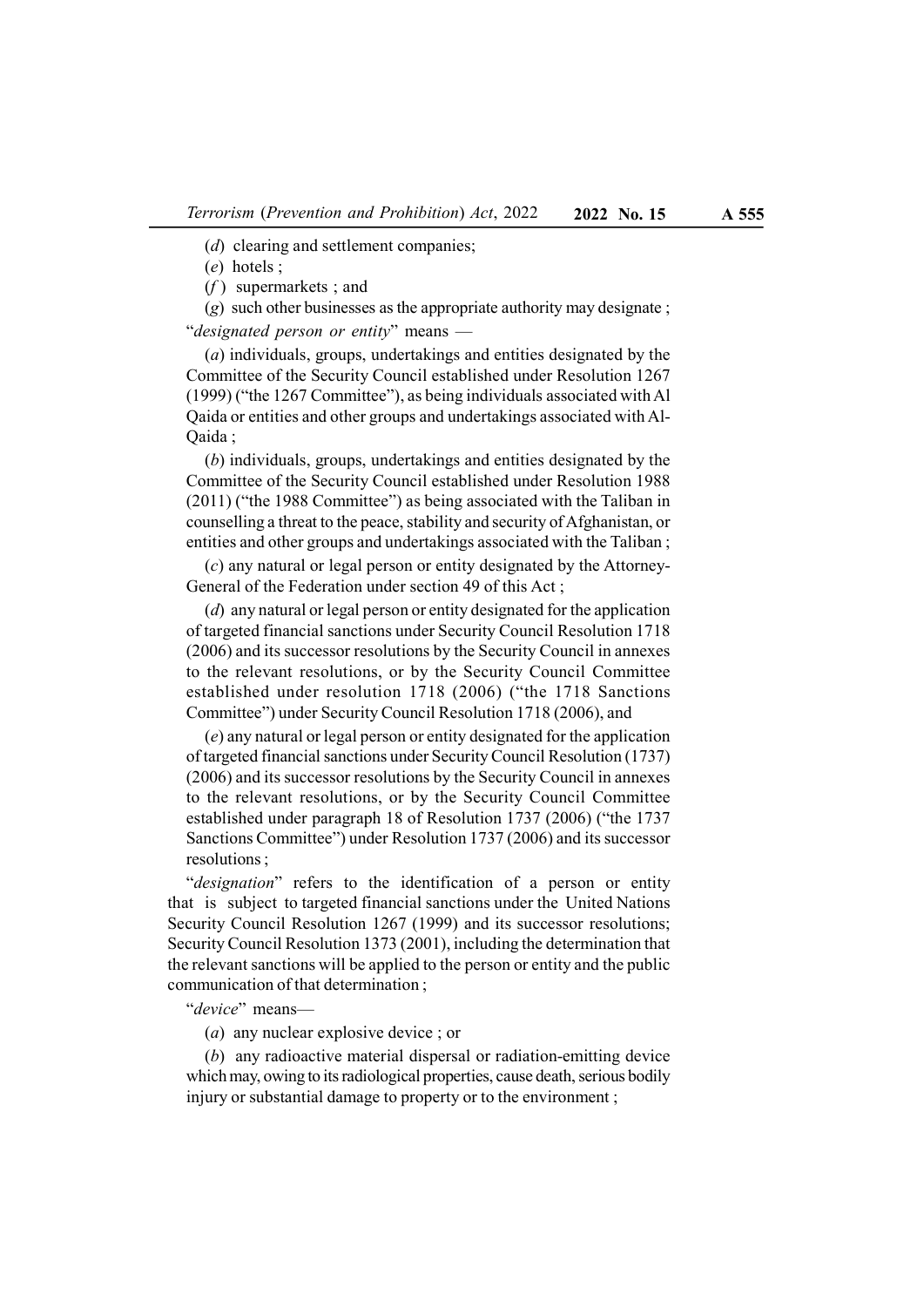(*d*) clearing and settlement companies;

(*e*) hotels ;

(*f* ) supermarkets ; and

(*g*) such other businesses as the appropriate authority may designate ;

"*designated person or entity*" means —

(*a*) individuals, groups, undertakings and entities designated by the Committee of the Security Council established under Resolution 1267 (1999) ("the 1267 Committee"), as being individuals associated with Al Qaida or entities and other groups and undertakings associated with Al-Qaida ;

(*b*) individuals, groups, undertakings and entities designated by the Committee of the Security Council established under Resolution 1988 (2011) ("the 1988 Committee") as being associated with the Taliban in counselling a threat to the peace, stability and security of Afghanistan, or entities and other groups and undertakings associated with the Taliban ;

(*c*) any natural or legal person or entity designated by the Attorney-General of the Federation under section 49 of this Act ;

(*d*) any natural or legal person or entity designated for the application of targeted financial sanctions under Security Council Resolution 1718 (2006) and its successor resolutions by the Security Council in annexes to the relevant resolutions, or by the Security Council Committee established under resolution 1718 (2006) ("the 1718 Sanctions Committee") under Security Council Resolution 1718 (2006), and

(*e*) any natural or legal person or entity designated for the application of targeted financial sanctions under Security Council Resolution (1737) (2006) and its successor resolutions by the Security Council in annexes to the relevant resolutions, or by the Security Council Committee established under paragraph 18 of Resolution 1737 (2006) ("the 1737 Sanctions Committee") under Resolution 1737 (2006) and its successor resolutions ;

"*designation*" refers to the identification of a person or entity that is subject to targeted financial sanctions under the United Nations Security Council Resolution 1267 (1999) and its successor resolutions; Security Council Resolution 1373 (2001), including the determination that the relevant sanctions will be applied to the person or entity and the public communication of that determination ;

"*device*" means—

(*a*) any nuclear explosive device ; or

(*b*) any radioactive material dispersal or radiation-emitting device which may, owing to its radiological properties, cause death, serious bodily injury or substantial damage to property or to the environment ;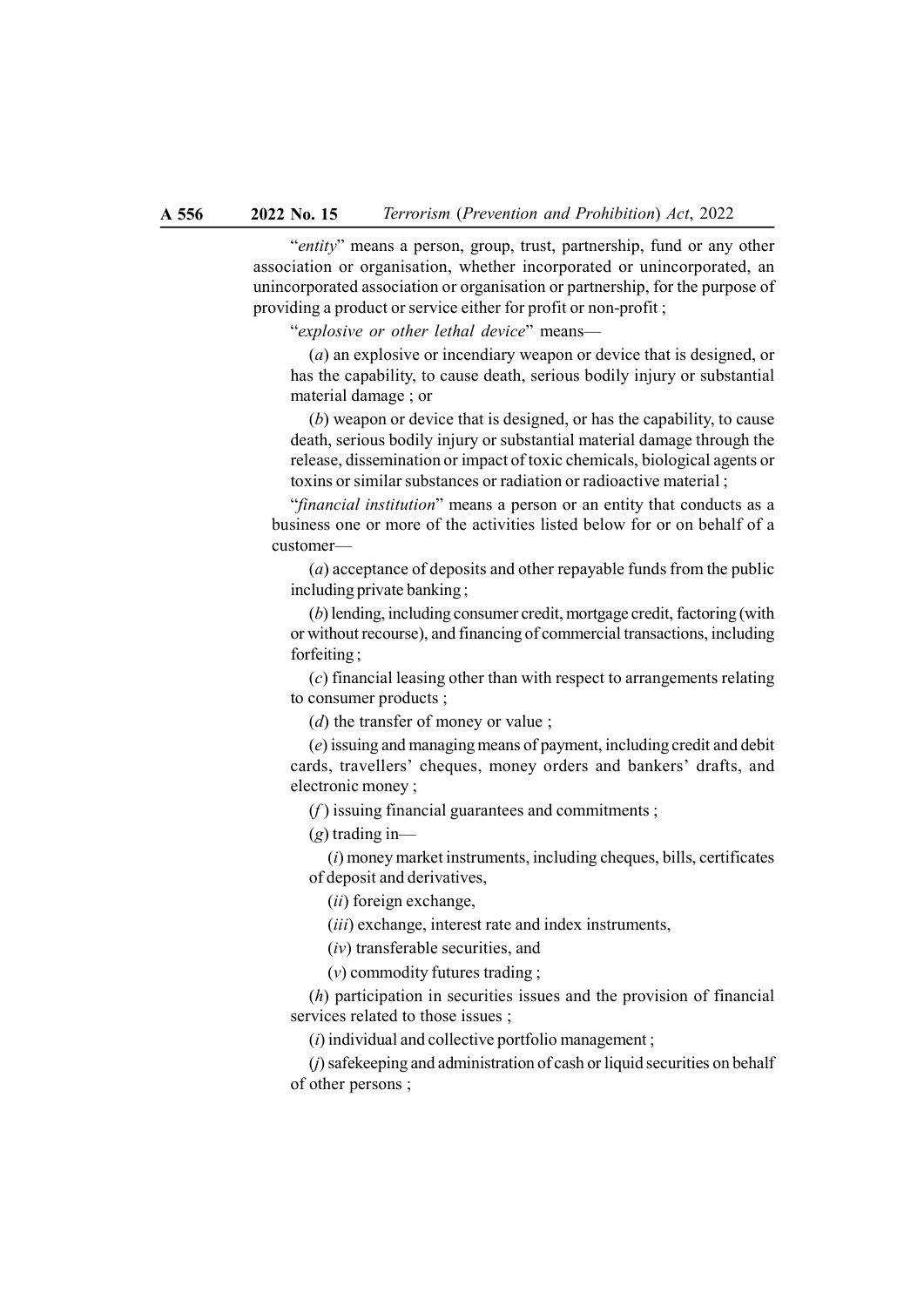"*entity*" means a person, group, trust, partnership, fund or any other association or organisation, whether incorporated or unincorporated, an unincorporated association or organisation or partnership, for the purpose of providing a product or service either for profit or non-profit ;

"*explosive or other lethal device*" means—

(*a*) an explosive or incendiary weapon or device that is designed, or has the capability, to cause death, serious bodily injury or substantial material damage ; or

(*b*) weapon or device that is designed, or has the capability, to cause death, serious bodily injury or substantial material damage through the release, dissemination or impact of toxic chemicals, biological agents or toxins or similar substances or radiation or radioactive material ;

"*financial institution*" means a person or an entity that conducts as a business one or more of the activities listed below for or on behalf of a customer—

(*a*) acceptance of deposits and other repayable funds from the public including private banking ;

(*b*) lending, including consumer credit, mortgage credit, factoring (with or without recourse), and financing of commercial transactions, including forfeiting ;

(*c*) financial leasing other than with respect to arrangements relating to consumer products ;

(*d*) the transfer of money or value ;

(*e*) issuing and managing means of payment, including credit and debit cards, travellers' cheques, money orders and bankers' drafts, and electronic money ;

(*f* ) issuing financial guarantees and commitments ;

(*g*) trading in—

(*i*) money market instruments, including cheques, bills, certificates of deposit and derivatives,

(*ii*) foreign exchange,

(*iii*) exchange, interest rate and index instruments,

(*iv*) transferable securities, and

(*v*) commodity futures trading ;

(*h*) participation in securities issues and the provision of financial services related to those issues ;

(*i*) individual and collective portfolio management ;

(*j*) safekeeping and administration of cash or liquid securities on behalf of other persons ;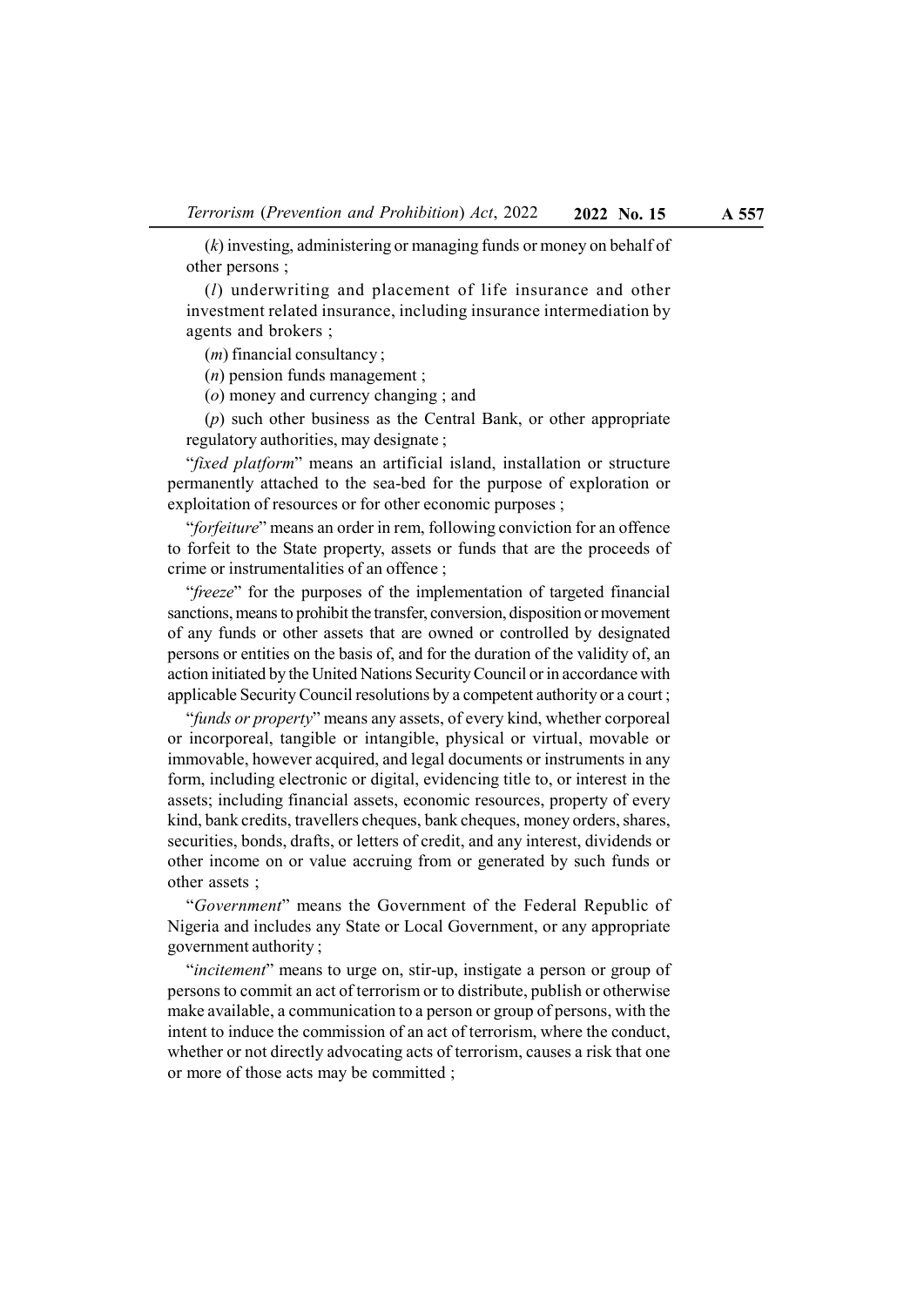(*k*) investing, administering or managing funds or money on behalf of other persons ;

(*l*) underwriting and placement of life insurance and other investment related insurance, including insurance intermediation by agents and brokers ;

(*m*) financial consultancy ;

(*n*) pension funds management ;

(*o*) money and currency changing ; and

(*p*) such other business as the Central Bank, or other appropriate regulatory authorities, may designate ;

"*fixed platform*" means an artificial island, installation or structure permanently attached to the sea-bed for the purpose of exploration or exploitation of resources or for other economic purposes ;

"*forfeiture*" means an order in rem, following conviction for an offence to forfeit to the State property, assets or funds that are the proceeds of crime or instrumentalities of an offence ;

"*freeze*" for the purposes of the implementation of targeted financial sanctions, means to prohibit the transfer, conversion, disposition or movement of any funds or other assets that are owned or controlled by designated persons or entities on the basis of, and for the duration of the validity of, an action initiated by the United Nations Security Council or in accordance with applicable Security Council resolutions by a competent authority or a court ;

"*funds or property*" means any assets, of every kind, whether corporeal or incorporeal, tangible or intangible, physical or virtual, movable or immovable, however acquired, and legal documents or instruments in any form, including electronic or digital, evidencing title to, or interest in the assets; including financial assets, economic resources, property of every kind, bank credits, travellers cheques, bank cheques, money orders, shares, securities, bonds, drafts, or letters of credit, and any interest, dividends or other income on or value accruing from or generated by such funds or other assets ;

"*Government*" means the Government of the Federal Republic of Nigeria and includes any State or Local Government, or any appropriate government authority ;

"*incitement*" means to urge on, stir-up, instigate a person or group of persons to commit an act of terrorism or to distribute, publish or otherwise make available, a communication to a person or group of persons, with the intent to induce the commission of an act of terrorism, where the conduct, whether or not directly advocating acts of terrorism, causes a risk that one or more of those acts may be committed ;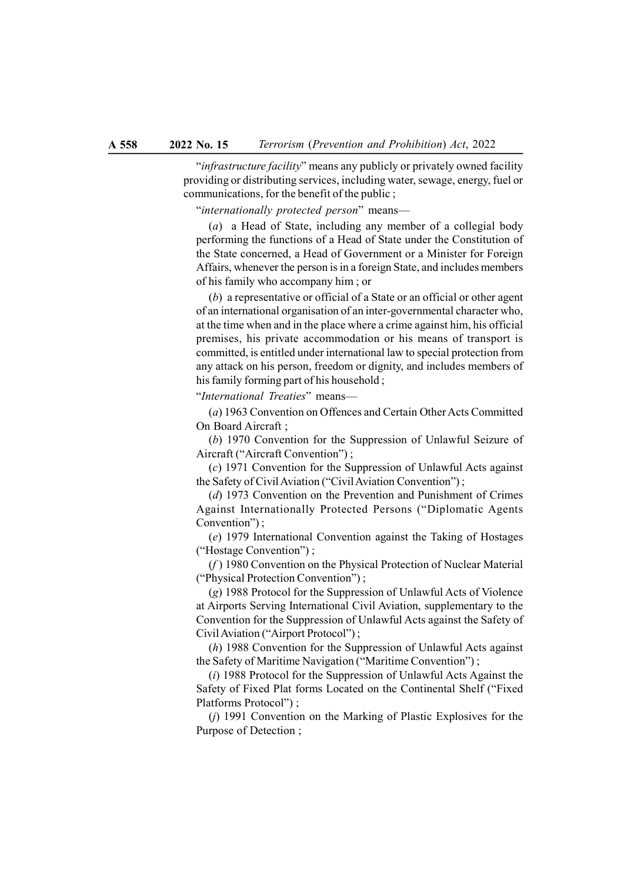"*infrastructure facility*" means any publicly or privately owned facility providing or distributing services, including water, sewage, energy, fuel or communications, for the benefit of the public ;

"*internationally protected person*" means—

(*a*) a Head of State, including any member of a collegial body performing the functions of a Head of State under the Constitution of the State concerned, a Head of Government or a Minister for Foreign Affairs, whenever the person is in a foreign State, and includes members of his family who accompany him ; or

(*b*) a representative or official of a State or an official or other agent of an international organisation of an inter-governmental character who, at the time when and in the place where a crime against him, his official premises, his private accommodation or his means of transport is committed, is entitled under international law to special protection from any attack on his person, freedom or dignity, and includes members of his family forming part of his household ;

"*International Treaties*" means—

(*a*) 1963 Convention on Offences and Certain Other Acts Committed On Board Aircraft ;

(*b*) 1970 Convention for the Suppression of Unlawful Seizure of Aircraft ("Aircraft Convention") ;

(*c*) 1971 Convention for the Suppression of Unlawful Acts against the Safety of Civil Aviation ("Civil Aviation Convention") ;

(*d*) 1973 Convention on the Prevention and Punishment of Crimes Against Internationally Protected Persons ("Diplomatic Agents Convention") ;

(*e*) 1979 International Convention against the Taking of Hostages ("Hostage Convention") ;

(*f*) 1980 Convention on the Physical Protection of Nuclear Material ("Physical Protection Convention") ;

(*g*) 1988 Protocol for the Suppression of Unlawful Acts of Violence at Airports Serving International Civil Aviation, supplementary to the Convention for the Suppression of Unlawful Acts against the Safety of Civil Aviation ("Airport Protocol") ;

(*h*) 1988 Convention for the Suppression of Unlawful Acts against the Safety of Maritime Navigation ("Maritime Convention") ;

(*i*) 1988 Protocol for the Suppression of Unlawful Acts Against the Safety of Fixed Plat forms Located on the Continental Shelf ("Fixed Platforms Protocol") ;

(*j*) 1991 Convention on the Marking of Plastic Explosives for the Purpose of Detection ;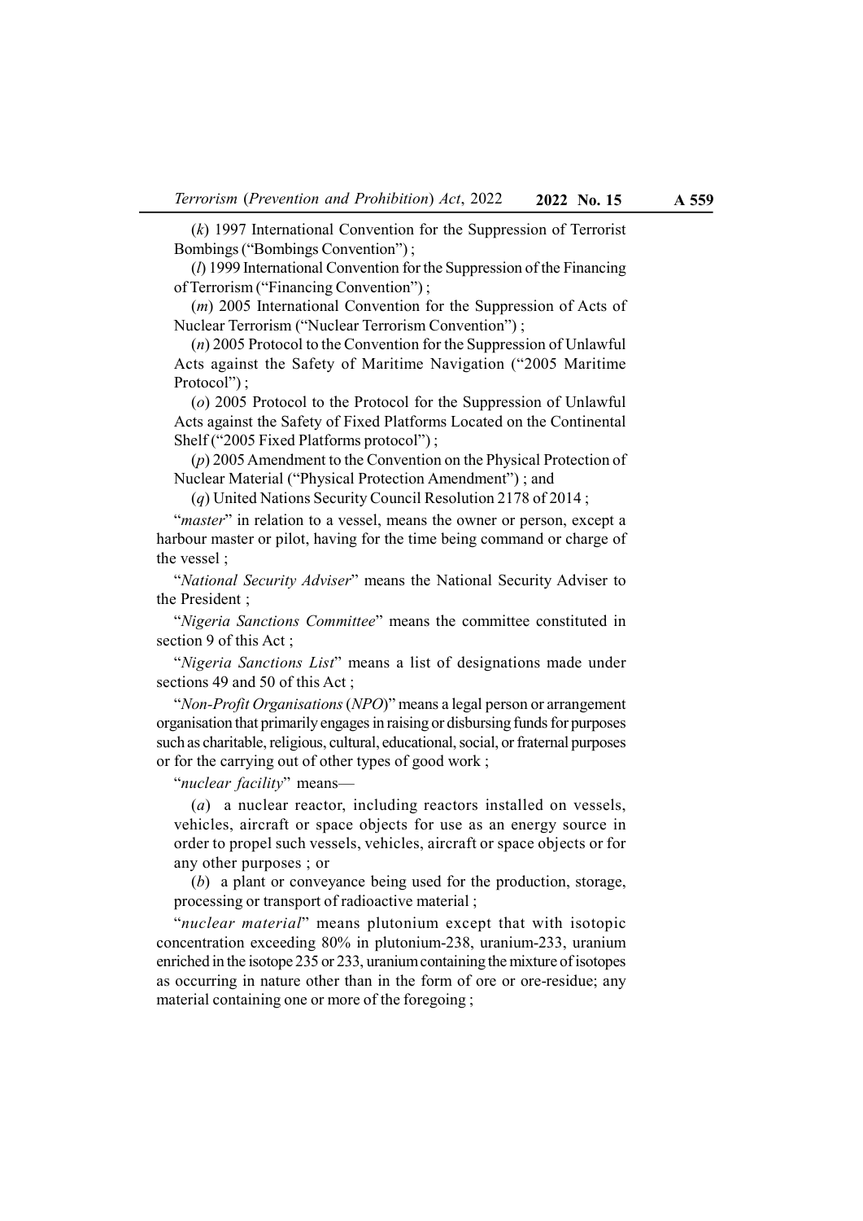(*k*) 1997 International Convention for the Suppression of Terrorist Bombings ("Bombings Convention") ;

(*l*) 1999 International Convention for the Suppression of the Financing of Terrorism ("Financing Convention") ;

(*m*) 2005 International Convention for the Suppression of Acts of Nuclear Terrorism ("Nuclear Terrorism Convention") ;

(*n*) 2005 Protocol to the Convention for the Suppression of Unlawful Acts against the Safety of Maritime Navigation ("2005 Maritime Protocol") ;

(*o*) 2005 Protocol to the Protocol for the Suppression of Unlawful Acts against the Safety of Fixed Platforms Located on the Continental Shelf ("2005 Fixed Platforms protocol") ;

(*p*) 2005 Amendment to the Convention on the Physical Protection of Nuclear Material ("Physical Protection Amendment") ; and

(*q*) United Nations Security Council Resolution 2178 of 2014 ;

"*master*" in relation to a vessel, means the owner or person, except a harbour master or pilot, having for the time being command or charge of the vessel ;

"*National Security Adviser*" means the National Security Adviser to the President ;

"*Nigeria Sanctions Committee*" means the committee constituted in section 9 of this Act ;

"*Nigeria Sanctions List*" means a list of designations made under sections 49 and 50 of this Act ;

"*Non-Profit Organisations* (*NPO*)" means a legal person or arrangement organisation that primarily engages in raising or disbursing funds for purposes such as charitable, religious, cultural, educational, social, or fraternal purposes or for the carrying out of other types of good work ;

"*nuclear facility*" means—

(*a*) a nuclear reactor, including reactors installed on vessels, vehicles, aircraft or space objects for use as an energy source in order to propel such vessels, vehicles, aircraft or space objects or for any other purposes ; or

(*b*) a plant or conveyance being used for the production, storage, processing or transport of radioactive material ;

"*nuclear material*" means plutonium except that with isotopic concentration exceeding 80% in plutonium-238, uranium-233, uranium enriched in the isotope 235 or 233, uranium containing the mixture of isotopes as occurring in nature other than in the form of ore or ore-residue; any material containing one or more of the foregoing ;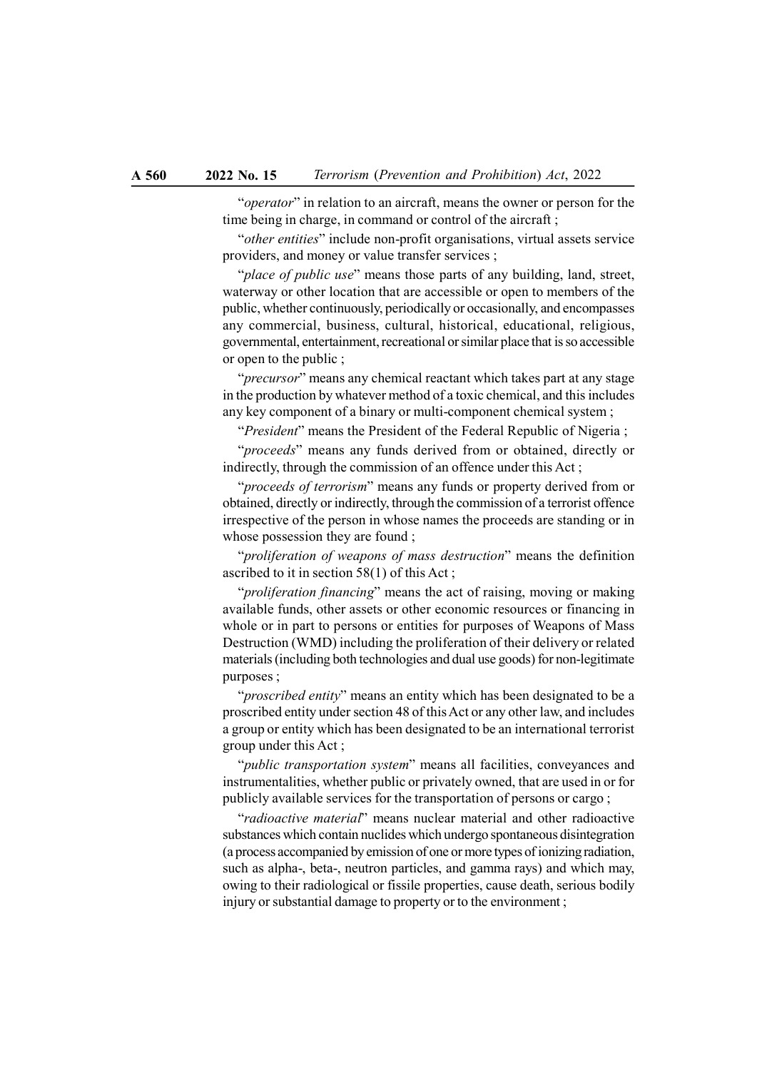"*operator*" in relation to an aircraft, means the owner or person for the time being in charge, in command or control of the aircraft ;

"*other entities*" include non-profit organisations, virtual assets service providers, and money or value transfer services ;

"*place of public use*" means those parts of any building, land, street, waterway or other location that are accessible or open to members of the public, whether continuously, periodically or occasionally, and encompasses any commercial, business, cultural, historical, educational, religious, governmental, entertainment, recreational or similar place that is so accessible or open to the public ;

"*precursor*" means any chemical reactant which takes part at any stage in the production by whatever method of a toxic chemical, and this includes any key component of a binary or multi-component chemical system ;

"*President*" means the President of the Federal Republic of Nigeria ;

"*proceeds*" means any funds derived from or obtained, directly or indirectly, through the commission of an offence under this Act ;

"*proceeds of terrorism*" means any funds or property derived from or obtained, directly or indirectly, through the commission of a terrorist offence irrespective of the person in whose names the proceeds are standing or in whose possession they are found ;

"*proliferation of weapons of mass destruction*" means the definition ascribed to it in section 58(1) of this Act ;

"*proliferation financing*" means the act of raising, moving or making available funds, other assets or other economic resources or financing in whole or in part to persons or entities for purposes of Weapons of Mass Destruction (WMD) including the proliferation of their delivery or related materials (including both technologies and dual use goods) for non-legitimate purposes ;

"*proscribed entity*" means an entity which has been designated to be a proscribed entity under section 48 of this Act or any other law, and includes a group or entity which has been designated to be an international terrorist group under this Act ;

"*public transportation system*" means all facilities, conveyances and instrumentalities, whether public or privately owned, that are used in or for publicly available services for the transportation of persons or cargo ;

"*radioactive material*" means nuclear material and other radioactive substances which contain nuclides which undergo spontaneous disintegration (a process accompanied by emission of one or more types of ionizing radiation, such as alpha-, beta-, neutron particles, and gamma rays) and which may, owing to their radiological or fissile properties, cause death, serious bodily injury or substantial damage to property or to the environment ;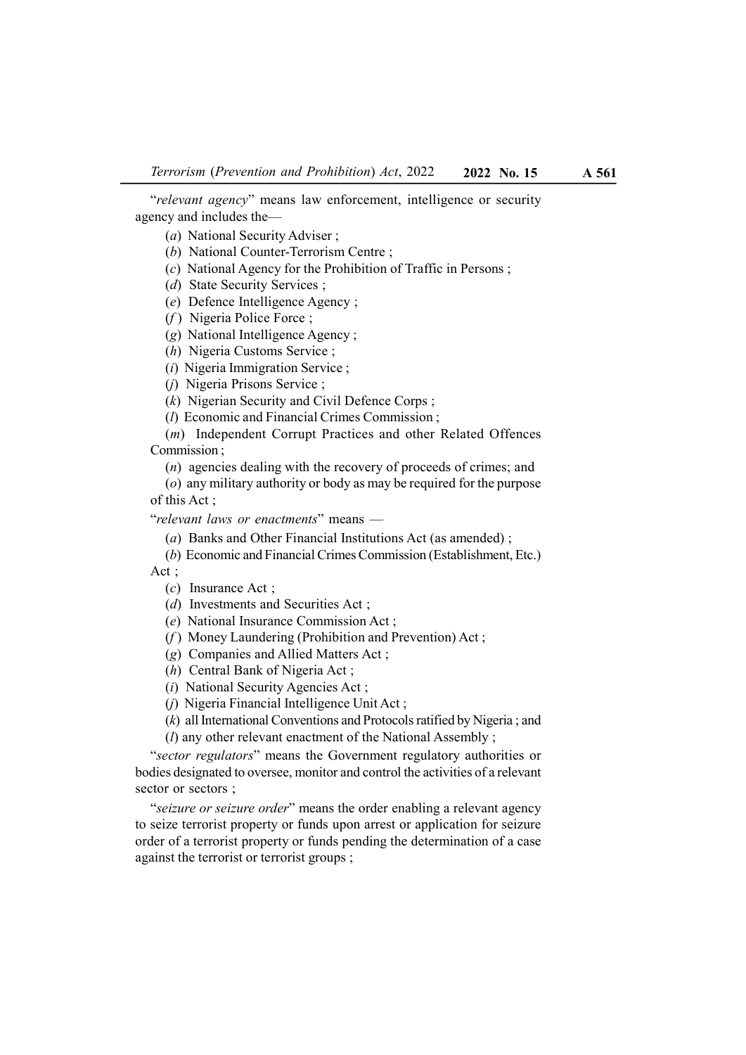"*relevant agency*" means law enforcement, intelligence or security agency and includes the—

(*a*) National Security Adviser ;

(*b*) National Counter-Terrorism Centre ;

(*c*) National Agency for the Prohibition of Traffic in Persons ;

(*d*) State Security Services ;

(*e*) Defence Intelligence Agency ;

(*f*) Nigeria Police Force ;

(*g*) National Intelligence Agency ;

(*h*) Nigeria Customs Service ;

(*i*) Nigeria Immigration Service ;

(*j*) Nigeria Prisons Service ;

(*k*) Nigerian Security and Civil Defence Corps ;

(*l*) Economic and Financial Crimes Commission ;

(*m*) Independent Corrupt Practices and other Related Offences Commission ;

(*n*) agencies dealing with the recovery of proceeds of crimes; and

(*o*) any military authority or body as may be required for the purpose of this Act ;

"*relevant laws or enactments*" means —

(*a*) Banks and Other Financial Institutions Act (as amended) ;

(*b*) Economic and Financial Crimes Commission (Establishment, Etc.) Act ;

(*c*) Insurance Act ;

(*d*) Investments and Securities Act ;

(*e*) National Insurance Commission Act ;

(*f*) Money Laundering (Prohibition and Prevention) Act ;

(*g*) Companies and Allied Matters Act ;

(*h*) Central Bank of Nigeria Act ;

(*i*) National Security Agencies Act ;

(*j*) Nigeria Financial Intelligence Unit Act ;

(*k*) all International Conventions and Protocols ratified by Nigeria ; and

(*l*) any other relevant enactment of the National Assembly ;

"*sector regulators*" means the Government regulatory authorities or bodies designated to oversee, monitor and control the activities of a relevant sector or sectors ;

"*seizure or seizure order*" means the order enabling a relevant agency to seize terrorist property or funds upon arrest or application for seizure order of a terrorist property or funds pending the determination of a case against the terrorist or terrorist groups ;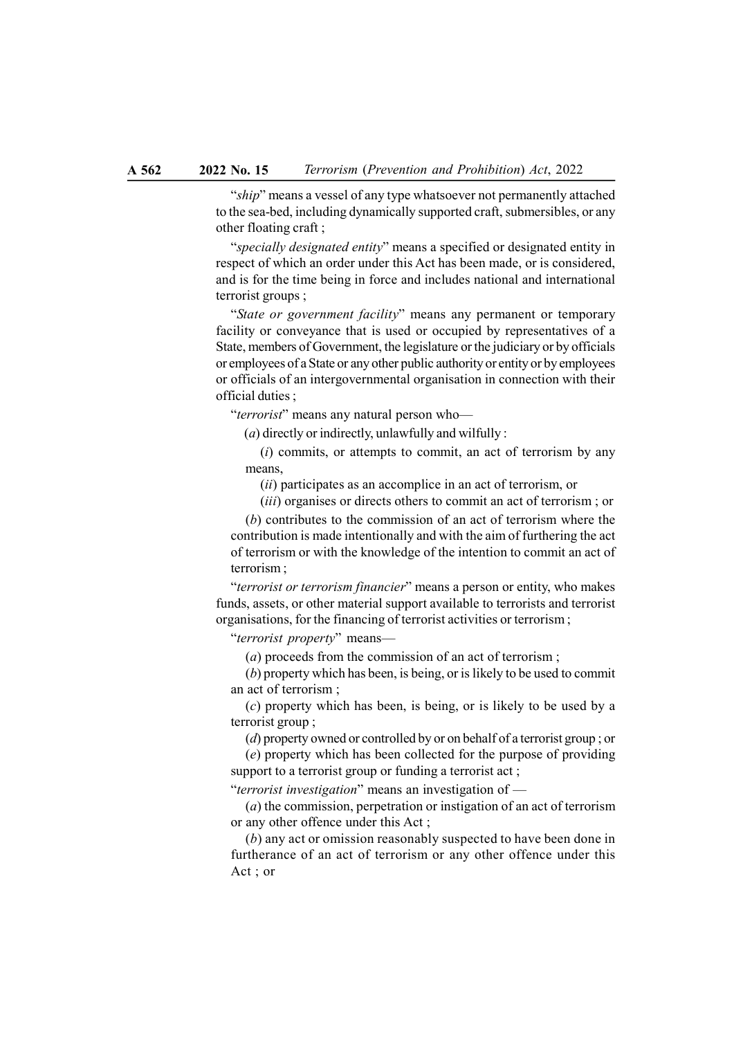"*ship*" means a vessel of any type whatsoever not permanently attached to the sea-bed, including dynamically supported craft, submersibles, or any other floating craft ;

"*specially designated entity*" means a specified or designated entity in respect of which an order under this Act has been made, or is considered, and is for the time being in force and includes national and international terrorist groups ;

"*State or government facility*" means any permanent or temporary facility or conveyance that is used or occupied by representatives of a State, members of Government, the legislature or the judiciary or by officials or employees of a State or any other public authority or entity or by employees or officials of an intergovernmental organisation in connection with their official duties ;

"*terrorist*" means any natural person who—

(*a*) directly or indirectly, unlawfully and wilfully :

(*i*) commits, or attempts to commit, an act of terrorism by any means,

(*ii*) participates as an accomplice in an act of terrorism, or

(*iii*) organises or directs others to commit an act of terrorism ; or

(*b*) contributes to the commission of an act of terrorism where the contribution is made intentionally and with the aim of furthering the act of terrorism or with the knowledge of the intention to commit an act of terrorism ;

"*terrorist or terrorism financier*" means a person or entity, who makes funds, assets, or other material support available to terrorists and terrorist organisations, for the financing of terrorist activities or terrorism ;

"*terrorist property*" means—

(*a*) proceeds from the commission of an act of terrorism ;

(*b*) property which has been, is being, or is likely to be used to commit an act of terrorism ;

(*c*) property which has been, is being, or is likely to be used by a terrorist group ;

(*d*) property owned or controlled by or on behalf of a terrorist group ; or

(*e*) property which has been collected for the purpose of providing support to a terrorist group or funding a terrorist act ;

"*terrorist investigation*" means an investigation of —

(*a*) the commission, perpetration or instigation of an act of terrorism or any other offence under this Act ;

(*b*) any act or omission reasonably suspected to have been done in furtherance of an act of terrorism or any other offence under this Act ; or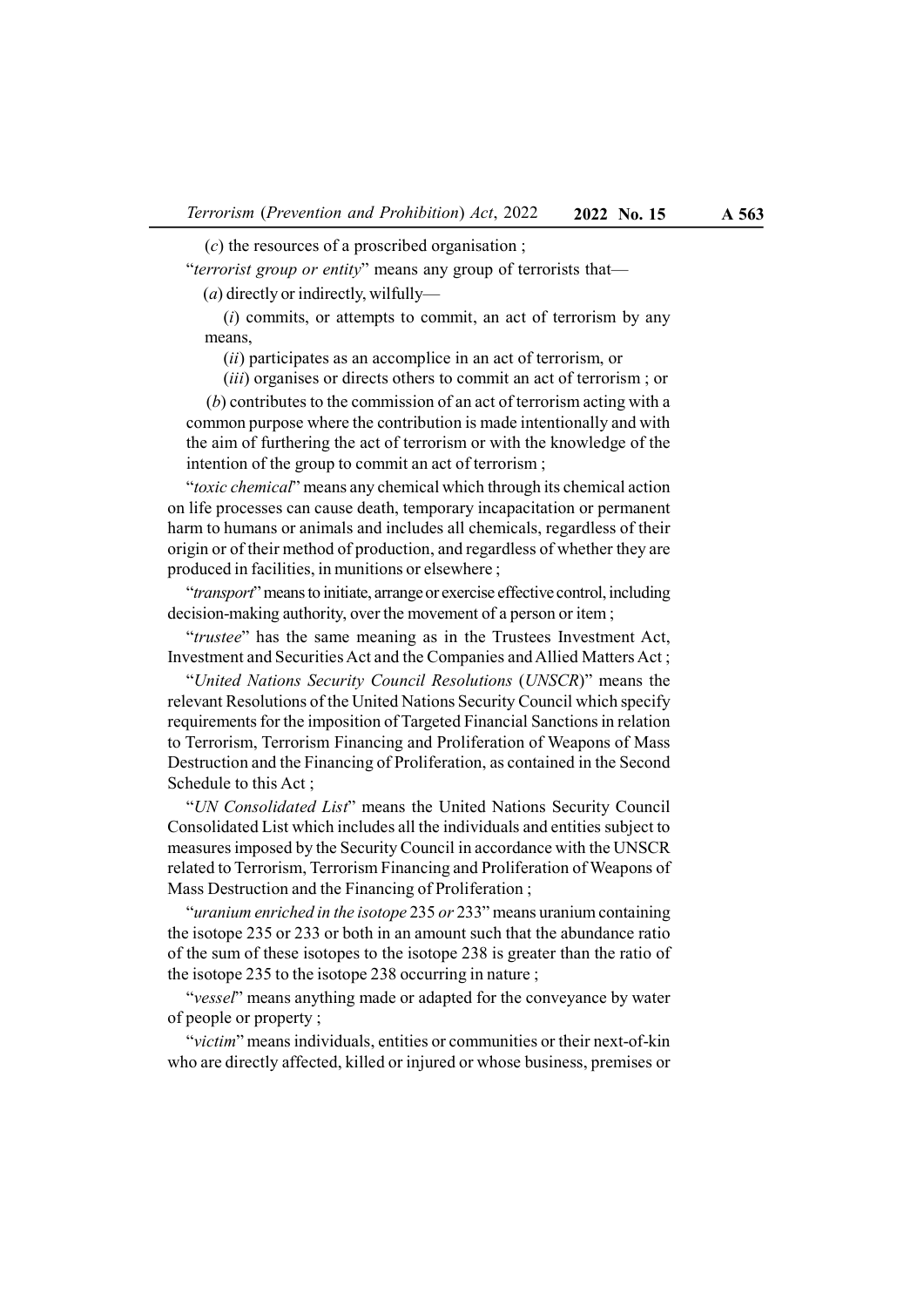(*c*) the resources of a proscribed organisation ;

"*terrorist group or entity*" means any group of terrorists that—

(*a*) directly or indirectly, wilfully—

(*i*) commits, or attempts to commit, an act of terrorism by any means,

(*ii*) participates as an accomplice in an act of terrorism, or

(*iii*) organises or directs others to commit an act of terrorism ; or

(*b*) contributes to the commission of an act of terrorism acting with a common purpose where the contribution is made intentionally and with the aim of furthering the act of terrorism or with the knowledge of the intention of the group to commit an act of terrorism ;

"*toxic chemical*" means any chemical which through its chemical action on life processes can cause death, temporary incapacitation or permanent harm to humans or animals and includes all chemicals, regardless of their origin or of their method of production, and regardless of whether they are produced in facilities, in munitions or elsewhere ;

"*transport*" means to initiate, arrange or exercise effective control, including decision-making authority, over the movement of a person or item ;

"*trustee*" has the same meaning as in the Trustees Investment Act, Investment and Securities Act and the Companies and Allied Matters Act ;

"*United Nations Security Council Resolutions* (*UNSCR*)" means the relevant Resolutions of the United Nations Security Council which specify requirements for the imposition of Targeted Financial Sanctions in relation to Terrorism, Terrorism Financing and Proliferation of Weapons of Mass Destruction and the Financing of Proliferation, as contained in the Second Schedule to this Act ;

"*UN Consolidated List*" means the United Nations Security Council Consolidated List which includes all the individuals and entities subject to measures imposed by the Security Council in accordance with the UNSCR related to Terrorism, Terrorism Financing and Proliferation of Weapons of Mass Destruction and the Financing of Proliferation ;

"*uranium enriched in the isotope* 235 *or* 233" means uranium containing the isotope 235 or 233 or both in an amount such that the abundance ratio of the sum of these isotopes to the isotope 238 is greater than the ratio of the isotope 235 to the isotope 238 occurring in nature ;

"*vessel*" means anything made or adapted for the conveyance by water of people or property ;

"*victim*" means individuals, entities or communities or their next-of-kin who are directly affected, killed or injured or whose business, premises or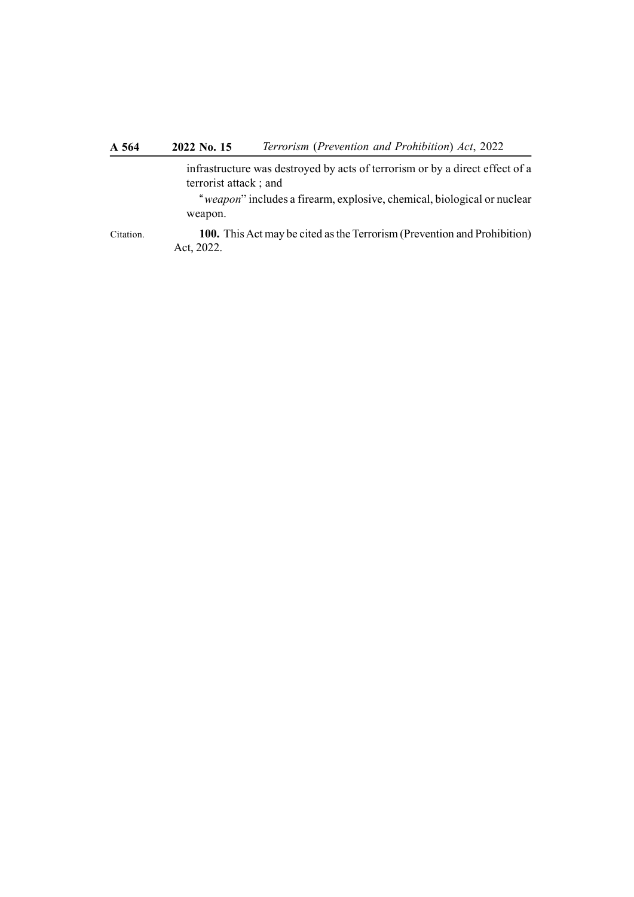infrastructure was destroyed by acts of terrorism or by a direct effect of a terrorist attack ; and

"*weapon*" includes a firearm, explosive, chemical, biological or nuclear weapon.

Citation.

**100.** This Act may be cited as the Terrorism (Prevention and Prohibition) Act, 2022.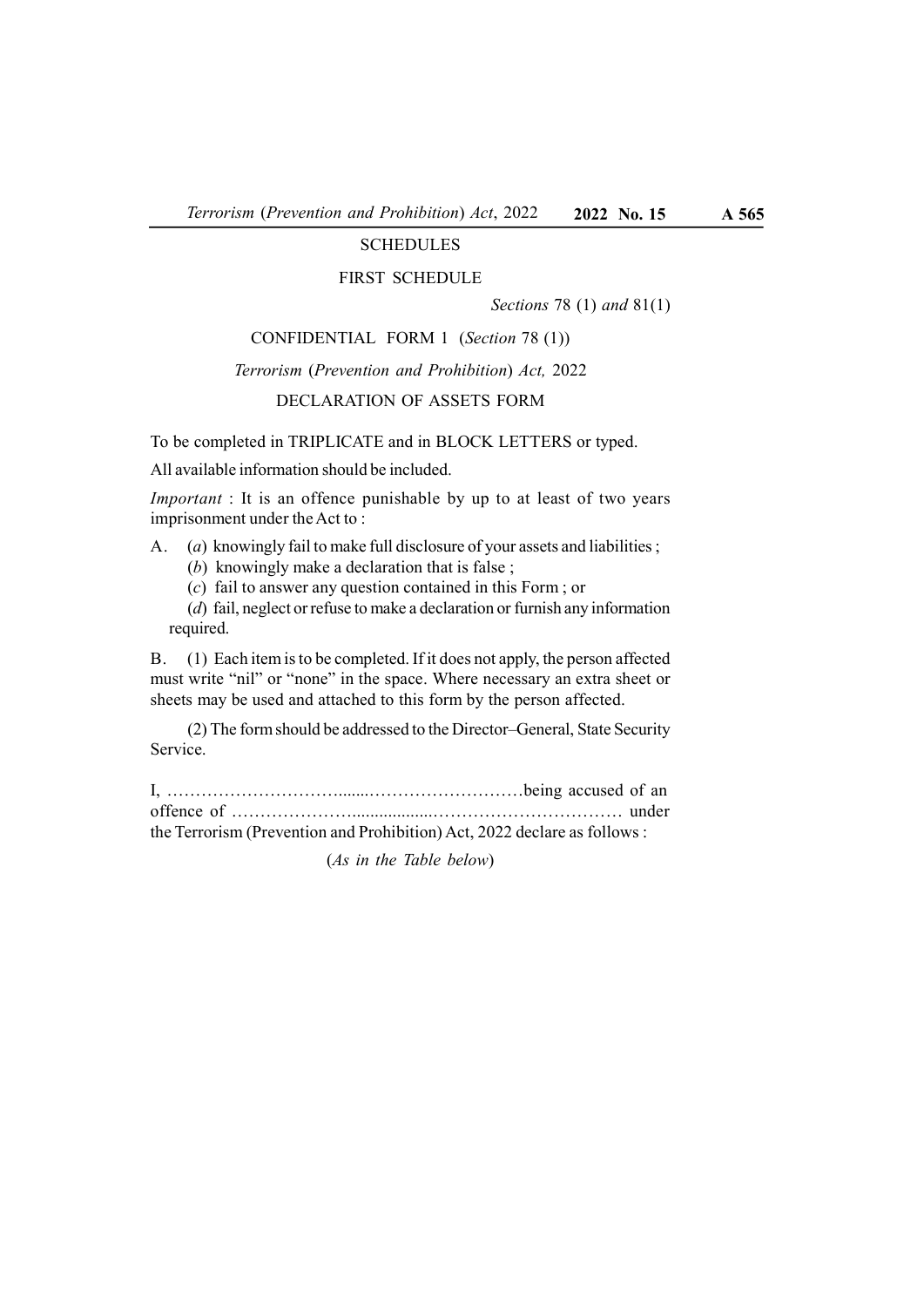# SCHEDULES

## FIRST SCHEDULE

*Sections* 78 (1) *and* 81(1)

### CONFIDENTIAL FORM 1 (*Section* 78 (1))

*Terrorism* (*Prevention and Prohibition*) *Act,* 2022

### DECLARATION OF ASSETS FORM

To be completed in TRIPLICATE and in BLOCK LETTERS or typed.

All available information should be included.

*Important* : It is an offence punishable by up to at least of two years imprisonment under the Act to :

A. (*a*) knowingly fail to make full disclosure of your assets and liabilities ;

(*b*) knowingly make a declaration that is false ;

(*c*) fail to answer any question contained in this Form ; or

(*d*) fail, neglect or refuse to make a declaration or furnish any information required.

B. (1) Each item is to be completed. If it does not apply, the person affected must write "nil" or "none" in the space. Where necessary an extra sheet or sheets may be used and attached to this form by the person affected.

(2) The form should be addressed to the Director–General, State Security Service.

I, ……………………………......………………………being accused of an offence of …………………..................…………………………… under the Terrorism (Prevention and Prohibition) Act, 2022 declare as follows :

(*As in the Table below*)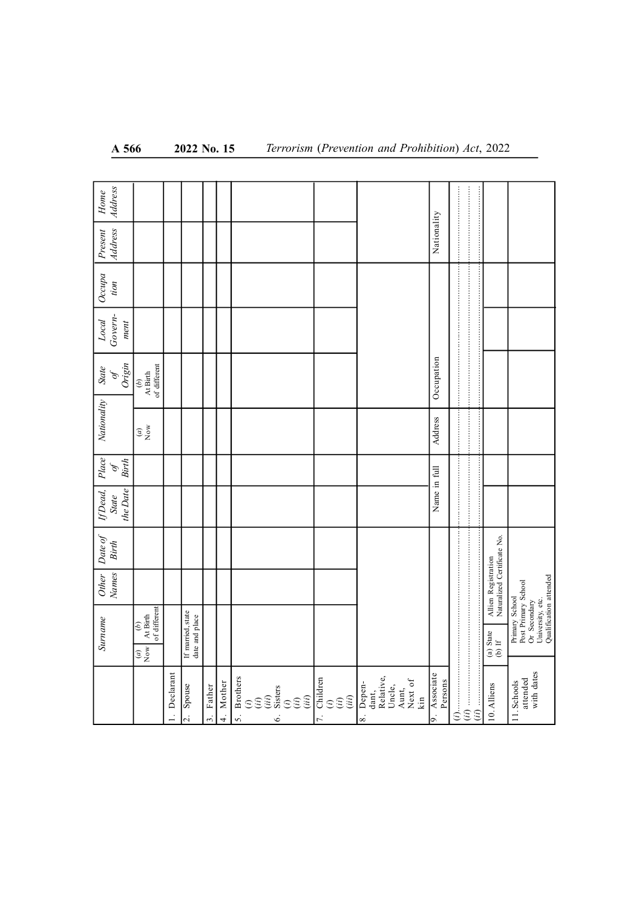| | Surname | | Other Names | Date of Birth | If Dead, State the Date | Place of Birth | Nationality | State of Origin | Local Government | Occupation | Present Address | Home Address |
|---|---|---|---|---|---|---|---|---|---|---|---|---|
| | *(a)* Now | *(b)* At Birth of different | | | | | *(a)* Now | *(b)* At Birth of different | | | | |
| 1. Declarant | | | | | | | | | | | | |
| 2. Spouse | If married, state date and place | | | | | | | | | | | |
| 3. Father | | | | | | | | | | | | |
| 4. Mother | | | | | | | | | | | | |
| 5. Brothers *(i)* *(ii)* *(iii)* 6. Sisters *(i)* *(ii)* *(iii)* | | | | | | | | | | | | |
| 7. Children *(i)* *(ii)* *(iii)* | | | | | | | | | | | | |
| 8. Dependant, Relative, Uncle, Aunt, Next of kin | | | | | | | | | | | | |
| 9. Associate Persons | | | | | Name in full | | Address | Occupation | | | Nationality | |
| *(i)* ............ *(ii)* ............ *(ii)* ............ | | | | | | | | | | | | |
| 10. Alliens | (a) State (b) If | Allien Registration Naturalized Certificate No. | | | | | | | | | | |
| 11. Schools attended with dates | Primary School Post Primary School Or Secondary University, etc. Qualification attended | | | | | | | | | | | |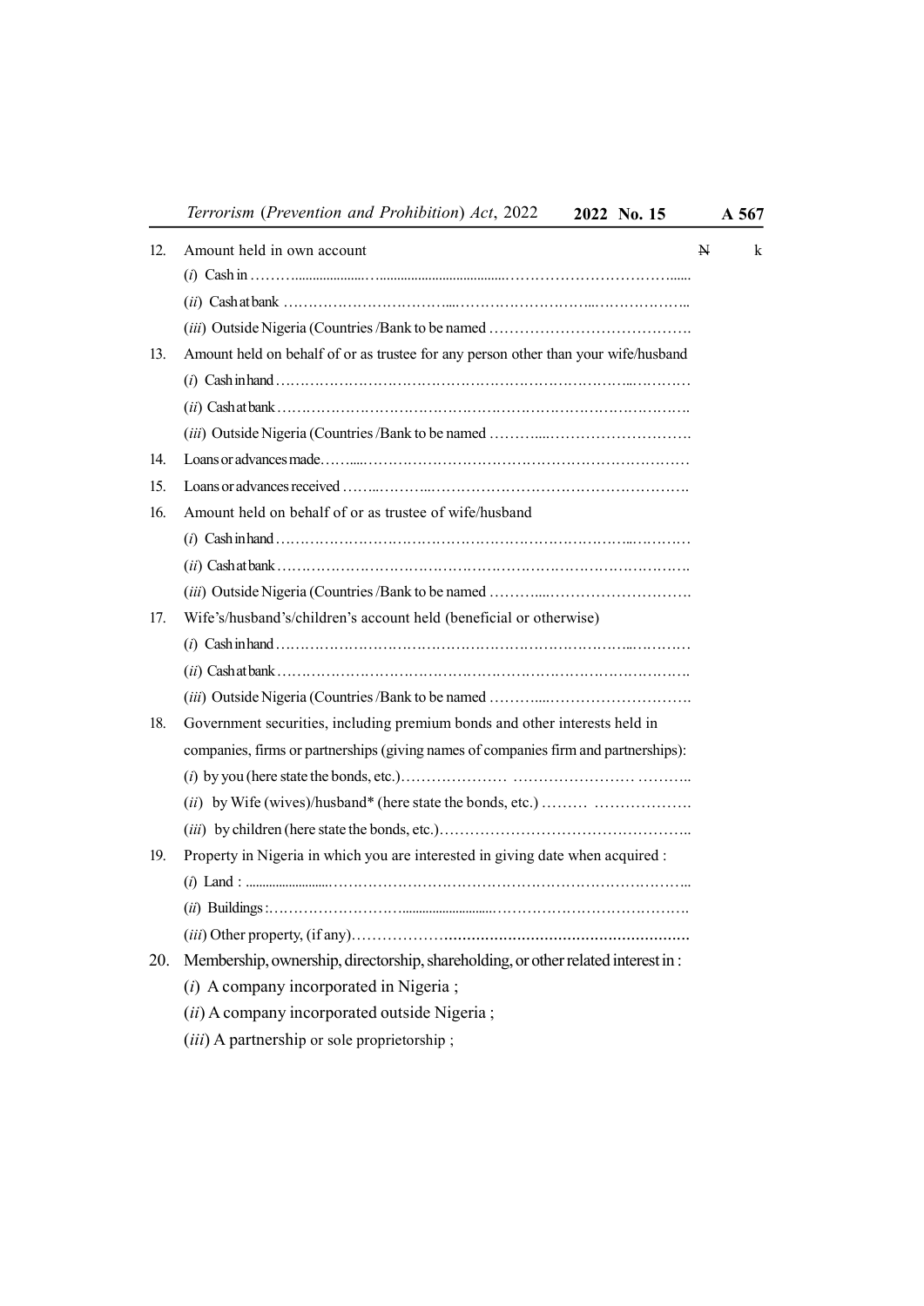12. Amount held in own account ₦ k

    (*i*) Cash in ……….....................…......................................……………………………......

    (*ii*) Cash at bank ……………………………....………………………...………………..

    (*iii*) Outside Nigeria (Countries /Bank to be named ………………………………….

13. Amount held on behalf of or as trustee for any person other than your wife/husband

    (*i*) Cash in hand ……………………………………………………………..…………

    (*ii*) Cash at bank ………………………………………………………………………….

    (*iii*) Outside Nigeria (Countries /Bank to be named ………....……………………….

14. Loans or advances made……......…………………………………………………………

15. Loans or advances received ……...………...……………………………………………….

16. Amount held on behalf of or as trustee of wife/husband

    (*i*) Cash in hand ……………………………………………………………..…………

    (*ii*) Cash at bank ………………………………………………………………………….

    (*iii*) Outside Nigeria (Countries /Bank to be named ………....……………………….

17. Wife's/husband's/children's account held (beneficial or otherwise)

    (*i*) Cash in hand ……………………………………………………………..…………

    (*ii*) Cash at bank ………………………………………………………………………….

    (*iii*) Outside Nigeria (Countries /Bank to be named ………....……………………….

18. Government securities, including premium bonds and other interests held in companies, firms or partnerships (giving names of companies firm and partnerships):

    (*i*) by you (here state the bonds, etc.)………………… …………………… ………..

    (*ii*) by Wife (wives)/husband* (here state the bonds, etc.) ……… ……………….

    (*iii*) by children (here state the bonds, etc.)…………………………………………..

19. Property in Nigeria in which you are interested in giving date when acquired :

    (*i*) Land : .........................……………………………………………………………..

    (*ii*) Buildings :……………………….............................………………………………….

    (*iii*) Other property, (if any)………………......................................................

20. Membership, ownership, directorship, shareholding, or other related interest in :

    (*i*) A company incorporated in Nigeria ;

    (*ii*) A company incorporated outside Nigeria ;

    (*iii*) A partnership or sole proprietorship ;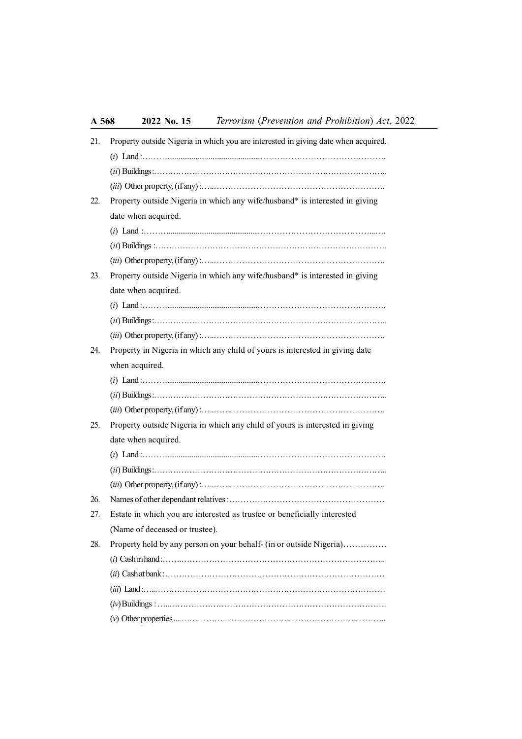21. Property outside Nigeria in which you are interested in giving date when acquired.

 (*i*) Land :………...................................................…………………………………….

 (*ii*) Buildings :……………………………………………………………………….

 (*iii*) Other property, (if any) :…..………………………………………………….

22. Property outside Nigeria in which any wife/husband* is interested in giving date when acquired.

 (*i*) Land :………...................................................…………………………………...….

 (*ii*) Buildings :……………………………………………………………………….

 (*iii*) Other property, (if any) :…..………………………………………………….

23. Property outside Nigeria in which any wife/husband* is interested in giving date when acquired.

 (*i*) Land :………...................................................…………………………………….

 (*ii*) Buildings :……………………………………………………………………….

 (*iii*) Other property, (if any) :…..………………………………………………….

24. Property in Nigeria in which any child of yours is interested in giving date when acquired.

 (*i*) Land :………...................................................…………………………………….

 (*ii*) Buildings :……………………………………………………………………….

 (*iii*) Other property, (if any) :…..………………………………………………….

25. Property outside Nigeria in which any child of yours is interested in giving date when acquired.

 (*i*) Land :………...................................................…………………………………….

 (*ii*) Buildings :……………………………………………………………………….

 (*iii*) Other property, (if any) :…..………………………………………………….

26. Names of other dependant relatives :………….……………………………………

27. Estate in which you are interested as trustee or beneficially interested (Name of deceased or trustee).

28. Property held by any person on your behalf- (in or outside Nigeria)……………

 (*i*) Cash in hand :……..……………………………………………………………..

 (*ii*) Cash at bank :………………………………………………………………………

 (*iii*) Land :…...……………………………………………………………………………

 (*iv*) Buildings : …...……………………………………………………………………….

 (*v*) Other properties .....……………………………………………………………………..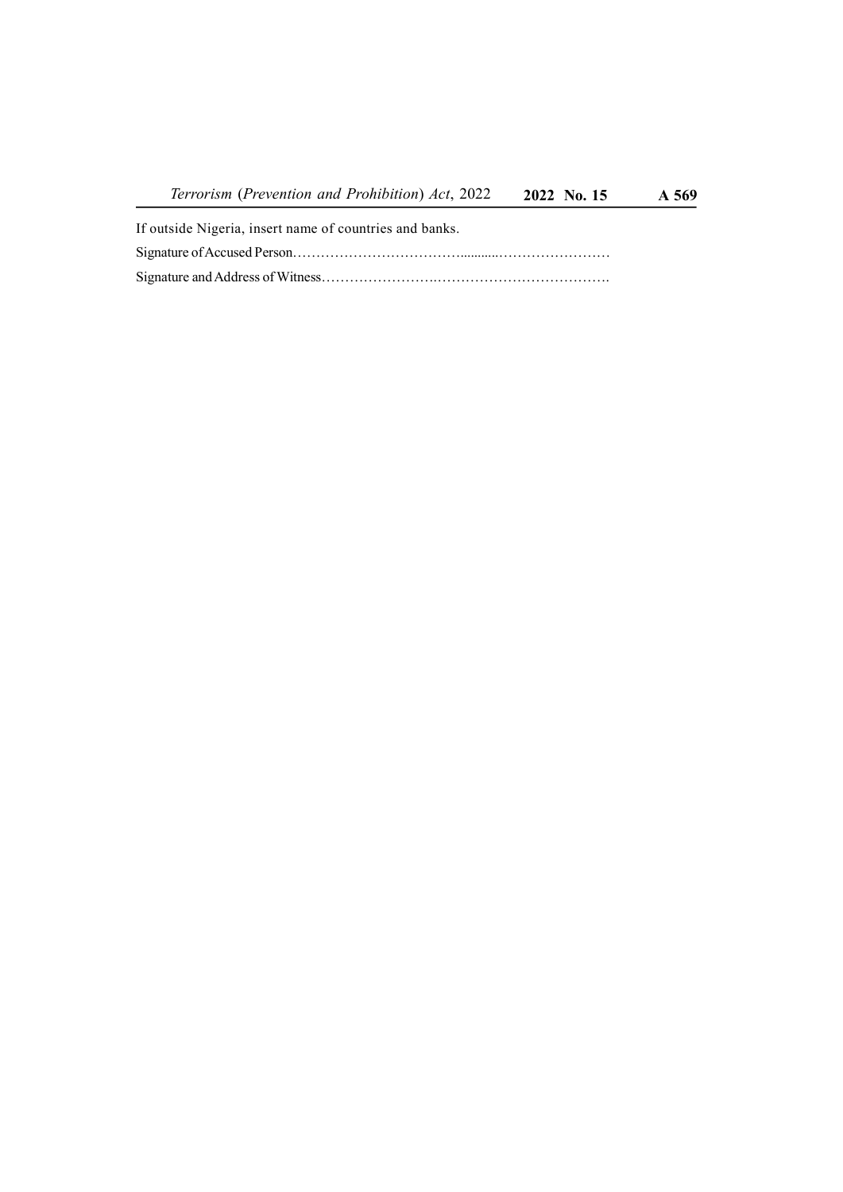If outside Nigeria, insert name of countries and banks.

Signature of Accused Person……………………………….........……………………

Signature and Address of Witness…………………….……………………………….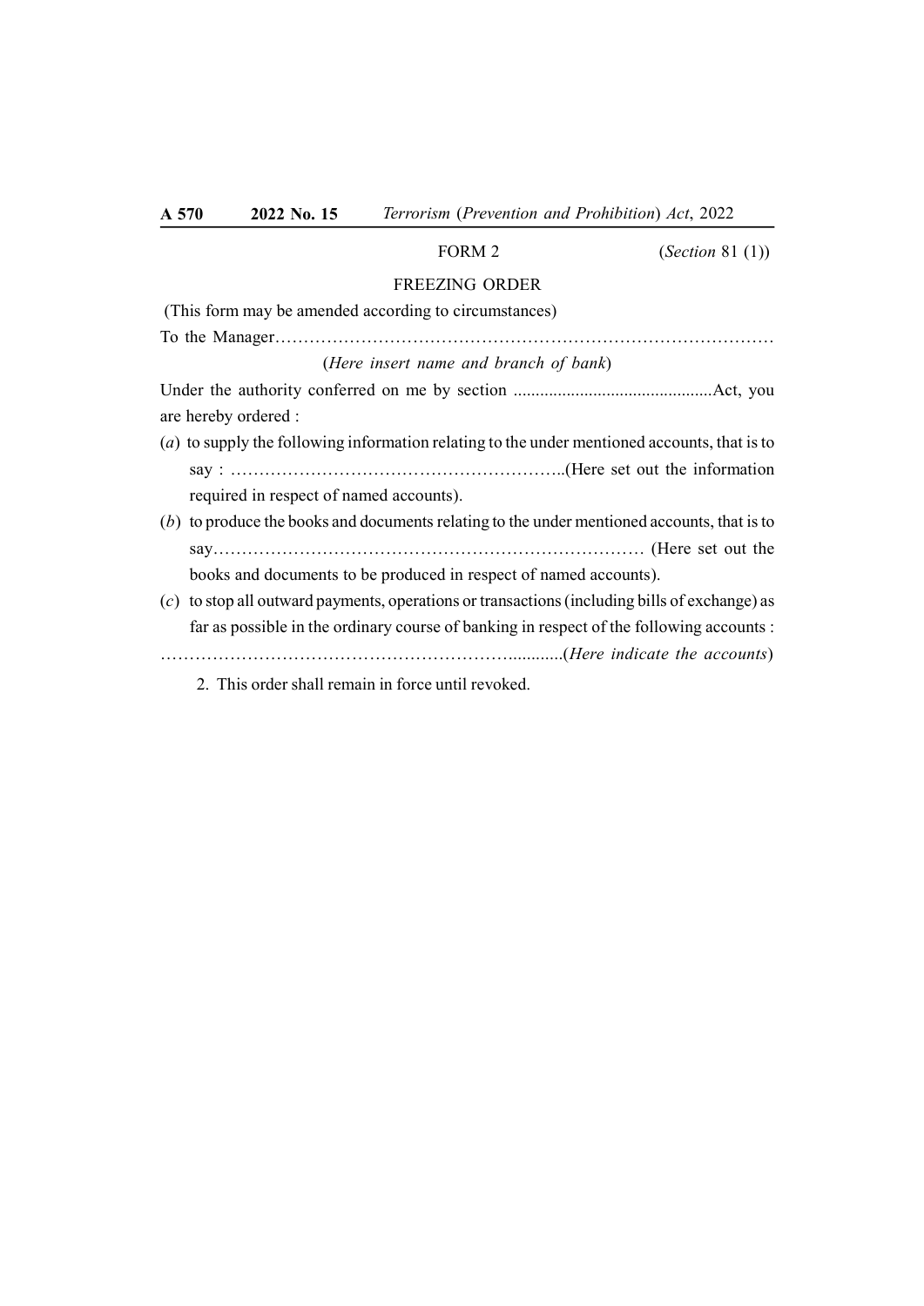FORM 2 (*Section* 81 (1))

FREEZING ORDER

(This form may be amended according to circumstances)

To the Manager………………………………………………………………………………

(*Here insert name and branch of bank*)

Under the authority conferred on me by section ............................................Act, you are hereby ordered :

(*a*) to supply the following information relating to the under mentioned accounts, that is to say : …………………………………………………..(Here set out the information required in respect of named accounts).

(*b*) to produce the books and documents relating to the under mentioned accounts, that is to say………………………………………………………………… (Here set out the books and documents to be produced in respect of named accounts).

(*c*) to stop all outward payments, operations or transactions (including bills of exchange) as far as possible in the ordinary course of banking in respect of the following accounts :

…………………………………………………….........(*Here indicate the accounts*)

2. This order shall remain in force until revoked.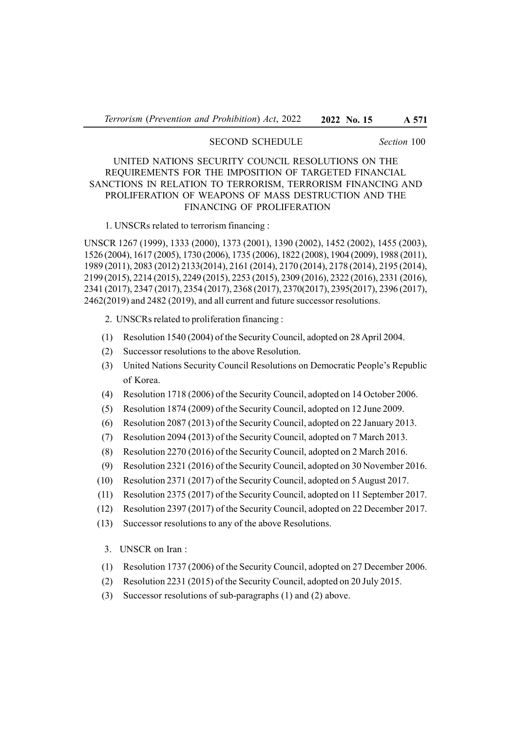## SECOND SCHEDULE

*Section* 100

### UNITED NATIONS SECURITY COUNCIL RESOLUTIONS ON THE REQUIREMENTS FOR THE IMPOSITION OF TARGETED FINANCIAL SANCTIONS IN RELATION TO TERRORISM, TERRORISM FINANCING AND PROLIFERATION OF WEAPONS OF MASS DESTRUCTION AND THE FINANCING OF PROLIFERATION

1. UNSCRs related to terrorism financing :

UNSCR 1267 (1999), 1333 (2000), 1373 (2001), 1390 (2002), 1452 (2002), 1455 (2003), 1526 (2004), 1617 (2005), 1730 (2006), 1735 (2006), 1822 (2008), 1904 (2009), 1988 (2011), 1989 (2011), 2083 (2012) 2133(2014), 2161 (2014), 2170 (2014), 2178 (2014), 2195 (2014), 2199 (2015), 2214 (2015), 2249 (2015), 2253 (2015), 2309 (2016), 2322 (2016), 2331 (2016), 2341 (2017), 2347 (2017), 2354 (2017), 2368 (2017), 2370(2017), 2395(2017), 2396 (2017), 2462(2019) and 2482 (2019), and all current and future successor resolutions.

2. UNSCRs related to proliferation financing :

(1) Resolution 1540 (2004) of the Security Council, adopted on 28 April 2004.

(2) Successor resolutions to the above Resolution.

(3) United Nations Security Council Resolutions on Democratic People's Republic of Korea.

(4) Resolution 1718 (2006) of the Security Council, adopted on 14 October 2006.

(5) Resolution 1874 (2009) of the Security Council, adopted on 12 June 2009.

(6) Resolution 2087 (2013) of the Security Council, adopted on 22 January 2013.

(7) Resolution 2094 (2013) of the Security Council, adopted on 7 March 2013.

(8) Resolution 2270 (2016) of the Security Council, adopted on 2 March 2016.

(9) Resolution 2321 (2016) of the Security Council, adopted on 30 November 2016.

(10) Resolution 2371 (2017) of the Security Council, adopted on 5 August 2017.

(11) Resolution 2375 (2017) of the Security Council, adopted on 11 September 2017.

(12) Resolution 2397 (2017) of the Security Council, adopted on 22 December 2017.

(13) Successor resolutions to any of the above Resolutions.

3. UNSCR on Iran :

(1) Resolution 1737 (2006) of the Security Council, adopted on 27 December 2006.

(2) Resolution 2231 (2015) of the Security Council, adopted on 20 July 2015.

(3) Successor resolutions of sub-paragraphs (1) and (2) above.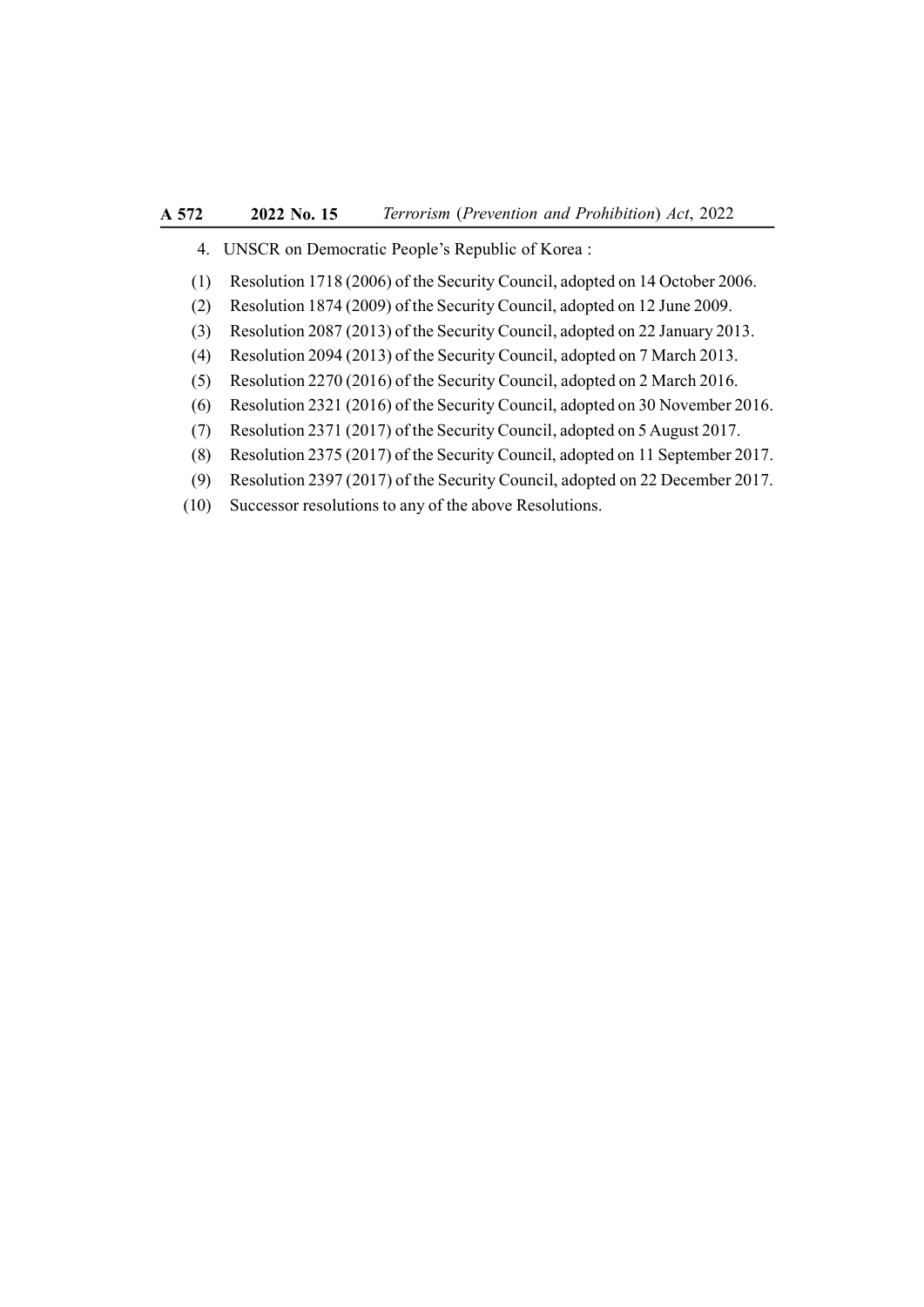4. UNSCR on Democratic People's Republic of Korea :

(1) Resolution 1718 (2006) of the Security Council, adopted on 14 October 2006.

(2) Resolution 1874 (2009) of the Security Council, adopted on 12 June 2009.

(3) Resolution 2087 (2013) of the Security Council, adopted on 22 January 2013.

(4) Resolution 2094 (2013) of the Security Council, adopted on 7 March 2013.

(5) Resolution 2270 (2016) of the Security Council, adopted on 2 March 2016.

(6) Resolution 2321 (2016) of the Security Council, adopted on 30 November 2016.

(7) Resolution 2371 (2017) of the Security Council, adopted on 5 August 2017.

(8) Resolution 2375 (2017) of the Security Council, adopted on 11 September 2017.

(9) Resolution 2397 (2017) of the Security Council, adopted on 22 December 2017.

(10) Successor resolutions to any of the above Resolutions.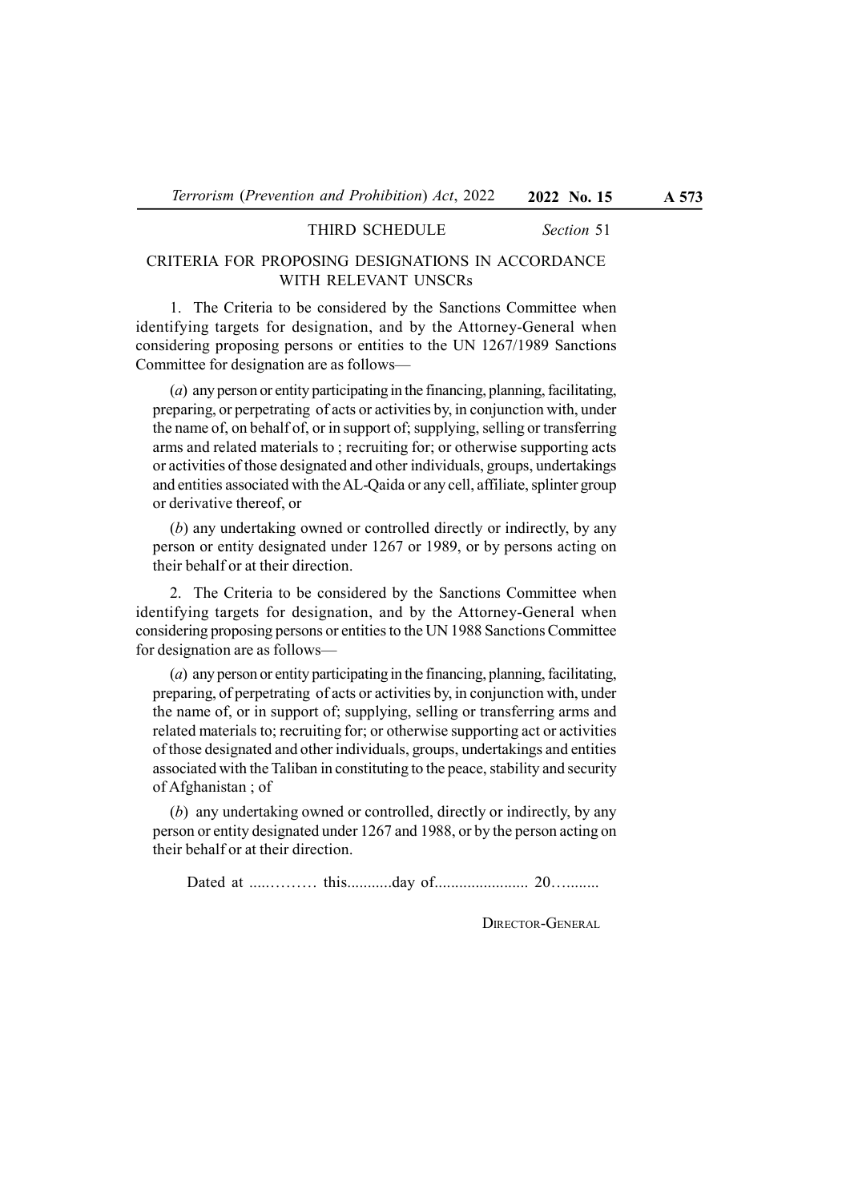THIRD SCHEDULE *Section* 51

## CRITERIA FOR PROPOSING DESIGNATIONS IN ACCORDANCE WITH RELEVANT UNSCRs

1. The Criteria to be considered by the Sanctions Committee when identifying targets for designation, and by the Attorney-General when considering proposing persons or entities to the UN 1267/1989 Sanctions Committee for designation are as follows—

(*a*) any person or entity participating in the financing, planning, facilitating, preparing, or perpetrating of acts or activities by, in conjunction with, under the name of, on behalf of, or in support of; supplying, selling or transferring arms and related materials to ; recruiting for; or otherwise supporting acts or activities of those designated and other individuals, groups, undertakings and entities associated with the AL-Qaida or any cell, affiliate, splinter group or derivative thereof, or

(*b*) any undertaking owned or controlled directly or indirectly, by any person or entity designated under 1267 or 1989, or by persons acting on their behalf or at their direction.

2. The Criteria to be considered by the Sanctions Committee when identifying targets for designation, and by the Attorney-General when considering proposing persons or entities to the UN 1988 Sanctions Committee for designation are as follows—

(*a*) any person or entity participating in the financing, planning, facilitating, preparing, of perpetrating of acts or activities by, in conjunction with, under the name of, or in support of; supplying, selling or transferring arms and related materials to; recruiting for; or otherwise supporting act or activities of those designated and other individuals, groups, undertakings and entities associated with the Taliban in constituting to the peace, stability and security of Afghanistan ; of

(*b*) any undertaking owned or controlled, directly or indirectly, by any person or entity designated under 1267 and 1988, or by the person acting on their behalf or at their direction.

Dated at .....……… this...........day of....................... 20….......

DIRECTOR-GENERAL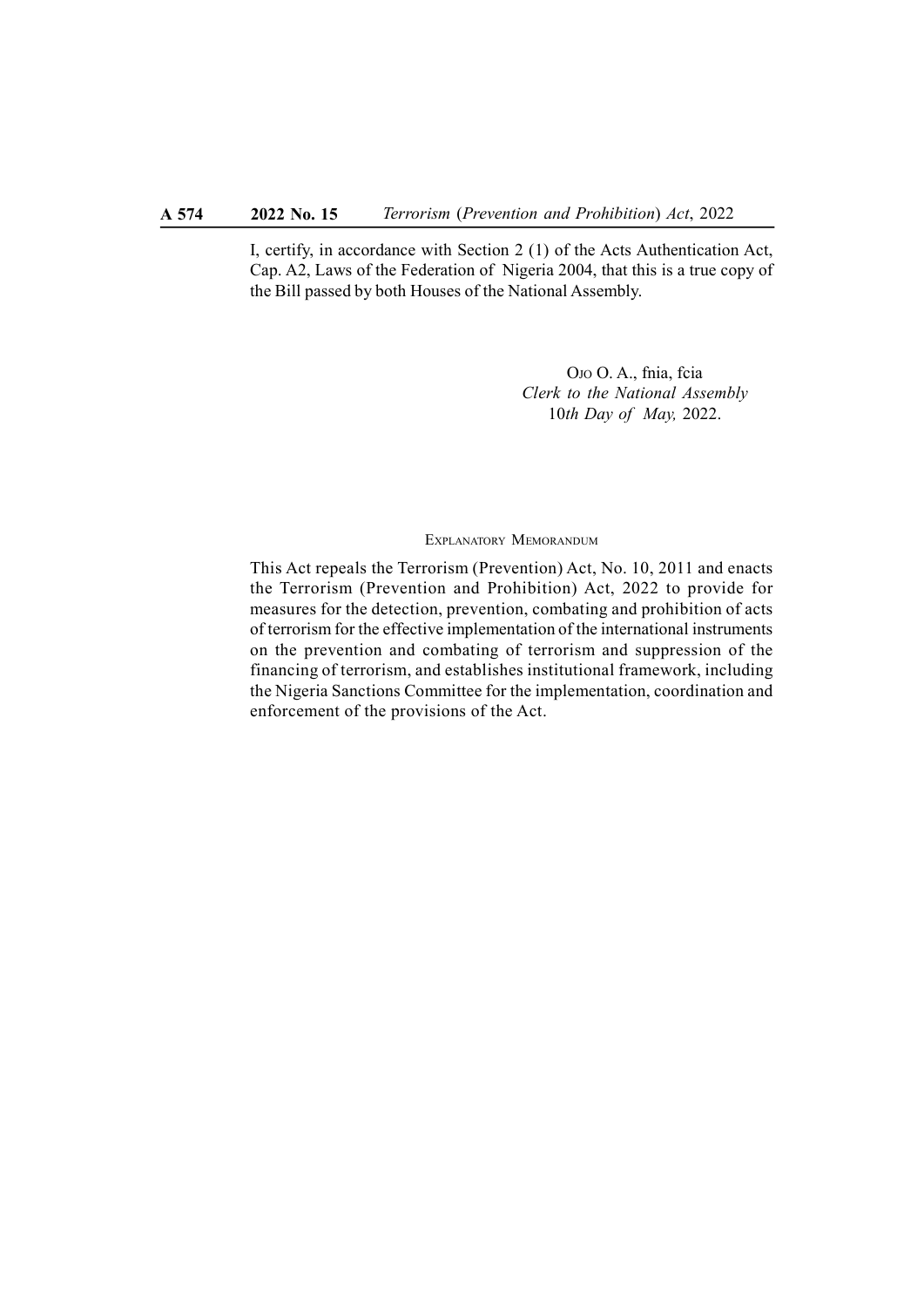I, certify, in accordance with Section 2 (1) of the Acts Authentication Act, Cap. A2, Laws of the Federation of Nigeria 2004, that this is a true copy of the Bill passed by both Houses of the National Assembly.

Ojo O. A., fnia, fcia
*Clerk to the National Assembly*
10*th Day of May,* 2022.

Explanatory Memorandum

This Act repeals the Terrorism (Prevention) Act, No. 10, 2011 and enacts the Terrorism (Prevention and Prohibition) Act, 2022 to provide for measures for the detection, prevention, combating and prohibition of acts of terrorism for the effective implementation of the international instruments on the prevention and combating of terrorism and suppression of the financing of terrorism, and establishes institutional framework, including the Nigeria Sanctions Committee for the implementation, coordination and enforcement of the provisions of the Act.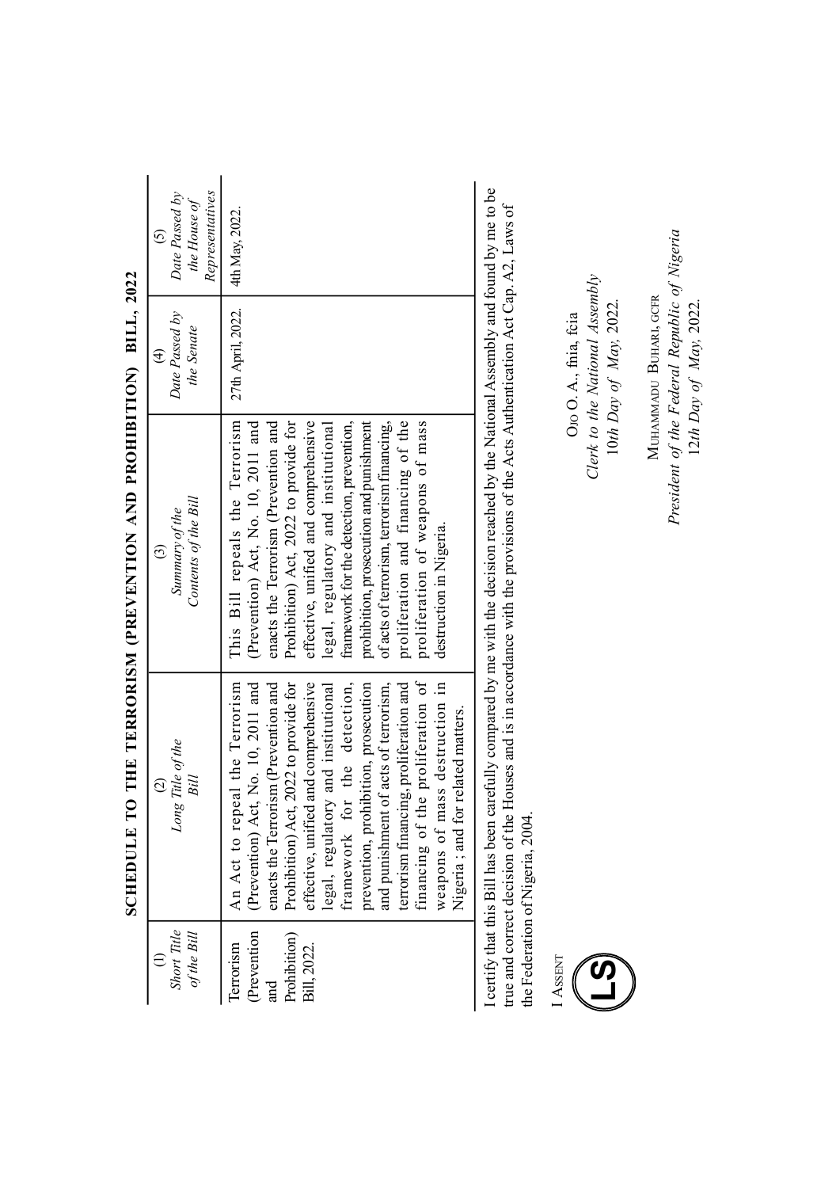# SCHEDULE TO THE TERRORISM (PREVENTION AND PROHIBITION) BILL, 2022

| (1) *Short Title of the Bill* | (2) *Long Title of the Bill* | (3) *Summary of the Contents of the Bill* | (4) *Date Passed by the Senate* | (5) *Date Passed by the House of Representatives* |
|---|---|---|---|---|
| Terrorism (Prevention and Prohibition) Bill, 2022. | An Act to repeal the Terrorism (Prevention) Act, No. 10, 2011 and enacts the Terrorism (Prevention and Prohibition) Act, 2022 to provide for effective, unified and comprehensive legal, regulatory and institutional framework for the detection, prevention, prohibition, prosecution and punishment of acts of terrorism, terrorism financing, proliferation and financing of the proliferation of weapons of mass destruction in Nigeria ; and for related matters. | This Bill repeals the Terrorism (Prevention) Act, No. 10, 2011 and enacts the Terrorism (Prevention and Prohibition) Act, 2022 to provide for effective, unified and comprehensive legal, regulatory and institutional framework for the detection, prevention, prohibition, prosecution and punishment of acts of terrorism, terrorism financing, proliferation and financing of the proliferation of weapons of mass destruction in Nigeria. | 27th April, 2022. | 4th May, 2022. |

I certify that this Bill has been carefully compared by me with the decision reached by the National Assembly and found by me to be true and correct decision of the Houses and is in accordance with the provisions of the Acts Authentication Act Cap. A2, Laws of the Federation of Nigeria, 2004.

OJO O. A., fnia, fcia
*Clerk to the National Assembly*
10*th Day of May,* 2022.

I ASSENT

LS

MUHAMMADU BUHARI, GCFR
*President of the Federal Republic of Nigeria*
12*th Day of May,* 2022.